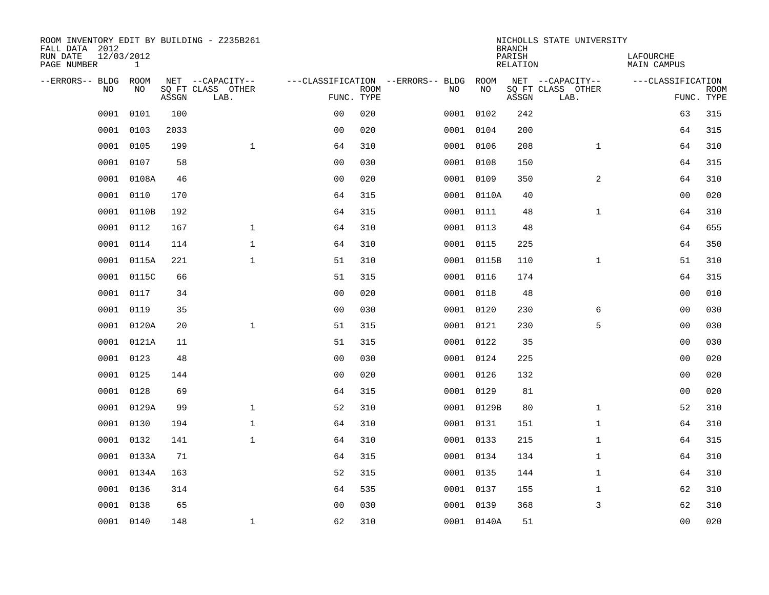ROOM INVENTORY EDIT BY BUILDING - Z235B261
FALL DATA 2012
RUN DATE 12/03/2012
PAGE NUMBER 1

NICHOLLS STATE UNIVERSITY
BRANCH
PARISH LAFOURCHE
RELATION MAIN CAMPUS

| --ERRORS-- | BLDG NO | ROOM NO | NET SQ FT ASSGN | --CAPACITY-- CLASS | OTHER LAB. | ---CLASSIFICATION FUNC. | ROOM TYPE | --ERRORS-- | BLDG NO | ROOM NO | NET SQ FT ASSGN | --CAPACITY-- CLASS | OTHER LAB. | ---CLASSIFICATION FUNC. | ROOM TYPE |
|---|---|---|---|---|---|---|---|---|---|---|---|---|---|---|---|
| | 0001 | 0101 | 100 | | | 00 | 020 | | 0001 | 0102 | 242 | | | 63 | 315 |
| | 0001 | 0103 | 2033 | | | 00 | 020 | | 0001 | 0104 | 200 | | | 64 | 315 |
| | 0001 | 0105 | 199 | | 1 | 64 | 310 | | 0001 | 0106 | 208 | | 1 | 64 | 310 |
| | 0001 | 0107 | 58 | | | 00 | 030 | | 0001 | 0108 | 150 | | | 64 | 315 |
| | 0001 | 0108A | 46 | | | 00 | 020 | | 0001 | 0109 | 350 | | 2 | 64 | 310 |
| | 0001 | 0110 | 170 | | | 64 | 315 | | 0001 | 0110A | 40 | | | 00 | 020 |
| | 0001 | 0110B | 192 | | | 64 | 315 | | 0001 | 0111 | 48 | | 1 | 64 | 310 |
| | 0001 | 0112 | 167 | | 1 | 64 | 310 | | 0001 | 0113 | 48 | | | 64 | 655 |
| | 0001 | 0114 | 114 | | 1 | 64 | 310 | | 0001 | 0115 | 225 | | | 64 | 350 |
| | 0001 | 0115A | 221 | | 1 | 51 | 310 | | 0001 | 0115B | 110 | | 1 | 51 | 310 |
| | 0001 | 0115C | 66 | | | 51 | 315 | | 0001 | 0116 | 174 | | | 64 | 315 |
| | 0001 | 0117 | 34 | | | 00 | 020 | | 0001 | 0118 | 48 | | | 00 | 010 |
| | 0001 | 0119 | 35 | | | 00 | 030 | | 0001 | 0120 | 230 | | 6 | 00 | 030 |
| | 0001 | 0120A | 20 | | 1 | 51 | 315 | | 0001 | 0121 | 230 | | 5 | 00 | 030 |
| | 0001 | 0121A | 11 | | | 51 | 315 | | 0001 | 0122 | 35 | | | 00 | 030 |
| | 0001 | 0123 | 48 | | | 00 | 030 | | 0001 | 0124 | 225 | | | 00 | 020 |
| | 0001 | 0125 | 144 | | | 00 | 020 | | 0001 | 0126 | 132 | | | 00 | 020 |
| | 0001 | 0128 | 69 | | | 64 | 315 | | 0001 | 0129 | 81 | | | 00 | 020 |
| | 0001 | 0129A | 99 | | 1 | 52 | 310 | | 0001 | 0129B | 80 | | 1 | 52 | 310 |
| | 0001 | 0130 | 194 | | 1 | 64 | 310 | | 0001 | 0131 | 151 | | 1 | 64 | 310 |
| | 0001 | 0132 | 141 | | 1 | 64 | 310 | | 0001 | 0133 | 215 | | 1 | 64 | 315 |
| | 0001 | 0133A | 71 | | | 64 | 315 | | 0001 | 0134 | 134 | | 1 | 64 | 310 |
| | 0001 | 0134A | 163 | | | 52 | 315 | | 0001 | 0135 | 144 | | 1 | 64 | 310 |
| | 0001 | 0136 | 314 | | | 64 | 535 | | 0001 | 0137 | 155 | | 1 | 62 | 310 |
| | 0001 | 0138 | 65 | | | 00 | 030 | | 0001 | 0139 | 368 | | 3 | 62 | 310 |
| | 0001 | 0140 | 148 | | 1 | 62 | 310 | | 0001 | 0140A | 51 | | | 00 | 020 |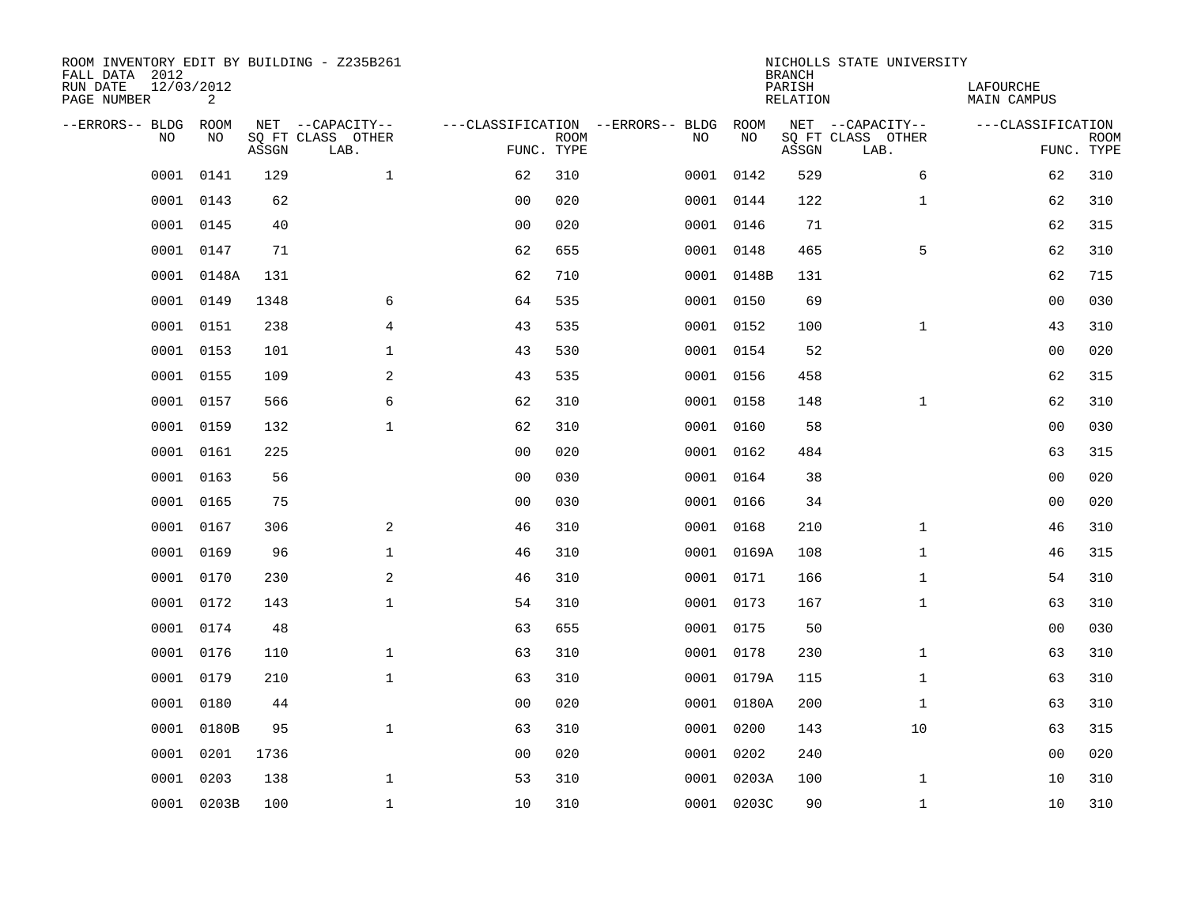ROOM INVENTORY EDIT BY BUILDING - Z235B261
FALL DATA 2012
RUN DATE 12/03/2012

NICHOLLS STATE UNIVERSITY
BRANCH
PARISH LAFOURCHE
RELATION MAIN CAMPUS

| --ERRORS-- | BLDG NO | ROOM NO | NET SQ FT ASSGN | --CAPACITY-- CLASS LAB. | OTHER | ---CLASSIFICATION FUNC. | ROOM TYPE | --ERRORS-- | BLDG NO | ROOM NO | NET SQ FT ASSGN | --CAPACITY-- CLASS LAB. | OTHER | ---CLASSIFICATION FUNC. | ROOM TYPE |
|---|---|---|---|---|---|---|---|---|---|---|---|---|---|---|---|
| | 0001 | 0141 | 129 | | 1 | 62 | 310 | | 0001 | 0142 | 529 | | 6 | 62 | 310 |
| | 0001 | 0143 | 62 | | | 00 | 020 | | 0001 | 0144 | 122 | | 1 | 62 | 310 |
| | 0001 | 0145 | 40 | | | 00 | 020 | | 0001 | 0146 | 71 | | | 62 | 315 |
| | 0001 | 0147 | 71 | | | 62 | 655 | | 0001 | 0148 | 465 | | 5 | 62 | 310 |
| | 0001 | 0148A | 131 | | | 62 | 710 | | 0001 | 0148B | 131 | | | 62 | 715 |
| | 0001 | 0149 | 1348 | | 6 | 64 | 535 | | 0001 | 0150 | 69 | | | 00 | 030 |
| | 0001 | 0151 | 238 | | 4 | 43 | 535 | | 0001 | 0152 | 100 | | 1 | 43 | 310 |
| | 0001 | 0153 | 101 | | 1 | 43 | 530 | | 0001 | 0154 | 52 | | | 00 | 020 |
| | 0001 | 0155 | 109 | | 2 | 43 | 535 | | 0001 | 0156 | 458 | | | 62 | 315 |
| | 0001 | 0157 | 566 | | 6 | 62 | 310 | | 0001 | 0158 | 148 | | 1 | 62 | 310 |
| | 0001 | 0159 | 132 | | 1 | 62 | 310 | | 0001 | 0160 | 58 | | | 00 | 030 |
| | 0001 | 0161 | 225 | | | 00 | 020 | | 0001 | 0162 | 484 | | | 63 | 315 |
| | 0001 | 0163 | 56 | | | 00 | 030 | | 0001 | 0164 | 38 | | | 00 | 020 |
| | 0001 | 0165 | 75 | | | 00 | 030 | | 0001 | 0166 | 34 | | | 00 | 020 |
| | 0001 | 0167 | 306 | | 2 | 46 | 310 | | 0001 | 0168 | 210 | | 1 | 46 | 310 |
| | 0001 | 0169 | 96 | | 1 | 46 | 310 | | 0001 | 0169A | 108 | | 1 | 46 | 315 |
| | 0001 | 0170 | 230 | | 2 | 46 | 310 | | 0001 | 0171 | 166 | | 1 | 54 | 310 |
| | 0001 | 0172 | 143 | | 1 | 54 | 310 | | 0001 | 0173 | 167 | | 1 | 63 | 310 |
| | 0001 | 0174 | 48 | | | 63 | 655 | | 0001 | 0175 | 50 | | | 00 | 030 |
| | 0001 | 0176 | 110 | | 1 | 63 | 310 | | 0001 | 0178 | 230 | | 1 | 63 | 310 |
| | 0001 | 0179 | 210 | | 1 | 63 | 310 | | 0001 | 0179A | 115 | | 1 | 63 | 310 |
| | 0001 | 0180 | 44 | | | 00 | 020 | | 0001 | 0180A | 200 | | 1 | 63 | 310 |
| | 0001 | 0180B | 95 | | 1 | 63 | 310 | | 0001 | 0200 | 143 | | 10 | 63 | 315 |
| | 0001 | 0201 | 1736 | | | 00 | 020 | | 0001 | 0202 | 240 | | | 00 | 020 |
| | 0001 | 0203 | 138 | | 1 | 53 | 310 | | 0001 | 0203A | 100 | | 1 | 10 | 310 |
| | 0001 | 0203B | 100 | | 1 | 10 | 310 | | 0001 | 0203C | 90 | | 1 | 10 | 310 |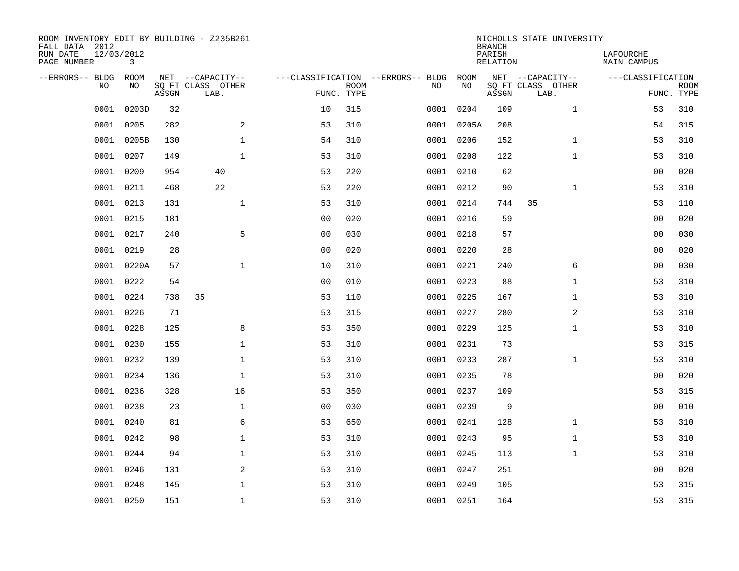ROOM INVENTORY EDIT BY BUILDING - Z235B261
FALL DATA 2012
RUN DATE 12/03/2012
PAGE NUMBER 3

NICHOLLS STATE UNIVERSITY
BRANCH
PARISH LAFOURCHE
RELATION MAIN CAMPUS

| --ERRORS-- | BLDG NO | ROOM NO | NET SQ FT ASSGN | --CAPACITY-- CLASS LAB. | OTHER | ---CLASSIFICATION FUNC. | ROOM TYPE | --ERRORS-- | BLDG NO | ROOM NO | NET SQ FT ASSGN | --CAPACITY-- CLASS LAB. | OTHER | ---CLASSIFICATION FUNC. | ROOM TYPE |
|---|---|---|---|---|---|---|---|---|---|---|---|---|---|---|---|
| | 0001 | 0203D | 32 | | | 10 | 315 | | 0001 | 0204 | 109 | | 1 | 53 | 310 |
| | 0001 | 0205 | 282 | | 2 | 53 | 310 | | 0001 | 0205A | 208 | | | 54 | 315 |
| | 0001 | 0205B | 130 | | 1 | 54 | 310 | | 0001 | 0206 | 152 | | 1 | 53 | 310 |
| | 0001 | 0207 | 149 | | 1 | 53 | 310 | | 0001 | 0208 | 122 | | 1 | 53 | 310 |
| | 0001 | 0209 | 954 | 40 | | 53 | 220 | | 0001 | 0210 | 62 | | | 00 | 020 |
| | 0001 | 0211 | 468 | 22 | | 53 | 220 | | 0001 | 0212 | 90 | | 1 | 53 | 310 |
| | 0001 | 0213 | 131 | | 1 | 53 | 310 | | 0001 | 0214 | 744 | 35 | | 53 | 110 |
| | 0001 | 0215 | 181 | | | 00 | 020 | | 0001 | 0216 | 59 | | | 00 | 020 |
| | 0001 | 0217 | 240 | | 5 | 00 | 030 | | 0001 | 0218 | 57 | | | 00 | 030 |
| | 0001 | 0219 | 28 | | | 00 | 020 | | 0001 | 0220 | 28 | | | 00 | 020 |
| | 0001 | 0220A | 57 | | 1 | 10 | 310 | | 0001 | 0221 | 240 | | 6 | 00 | 030 |
| | 0001 | 0222 | 54 | | | 00 | 010 | | 0001 | 0223 | 88 | | 1 | 53 | 310 |
| | 0001 | 0224 | 738 | 35 | | 53 | 110 | | 0001 | 0225 | 167 | | 1 | 53 | 310 |
| | 0001 | 0226 | 71 | | | 53 | 315 | | 0001 | 0227 | 280 | | 2 | 53 | 310 |
| | 0001 | 0228 | 125 | | 8 | 53 | 350 | | 0001 | 0229 | 125 | | 1 | 53 | 310 |
| | 0001 | 0230 | 155 | | 1 | 53 | 310 | | 0001 | 0231 | 73 | | | 53 | 315 |
| | 0001 | 0232 | 139 | | 1 | 53 | 310 | | 0001 | 0233 | 287 | | 1 | 53 | 310 |
| | 0001 | 0234 | 136 | | 1 | 53 | 310 | | 0001 | 0235 | 78 | | | 00 | 020 |
| | 0001 | 0236 | 328 | | 16 | 53 | 350 | | 0001 | 0237 | 109 | | | 53 | 315 |
| | 0001 | 0238 | 23 | | 1 | 00 | 030 | | 0001 | 0239 | 9 | | | 00 | 010 |
| | 0001 | 0240 | 81 | | 6 | 53 | 650 | | 0001 | 0241 | 128 | | 1 | 53 | 310 |
| | 0001 | 0242 | 98 | | 1 | 53 | 310 | | 0001 | 0243 | 95 | | 1 | 53 | 310 |
| | 0001 | 0244 | 94 | | 1 | 53 | 310 | | 0001 | 0245 | 113 | | 1 | 53 | 310 |
| | 0001 | 0246 | 131 | | 2 | 53 | 310 | | 0001 | 0247 | 251 | | | 00 | 020 |
| | 0001 | 0248 | 145 | | 1 | 53 | 310 | | 0001 | 0249 | 105 | | | 53 | 315 |
| | 0001 | 0250 | 151 | | 1 | 53 | 310 | | 0001 | 0251 | 164 | | | 53 | 315 |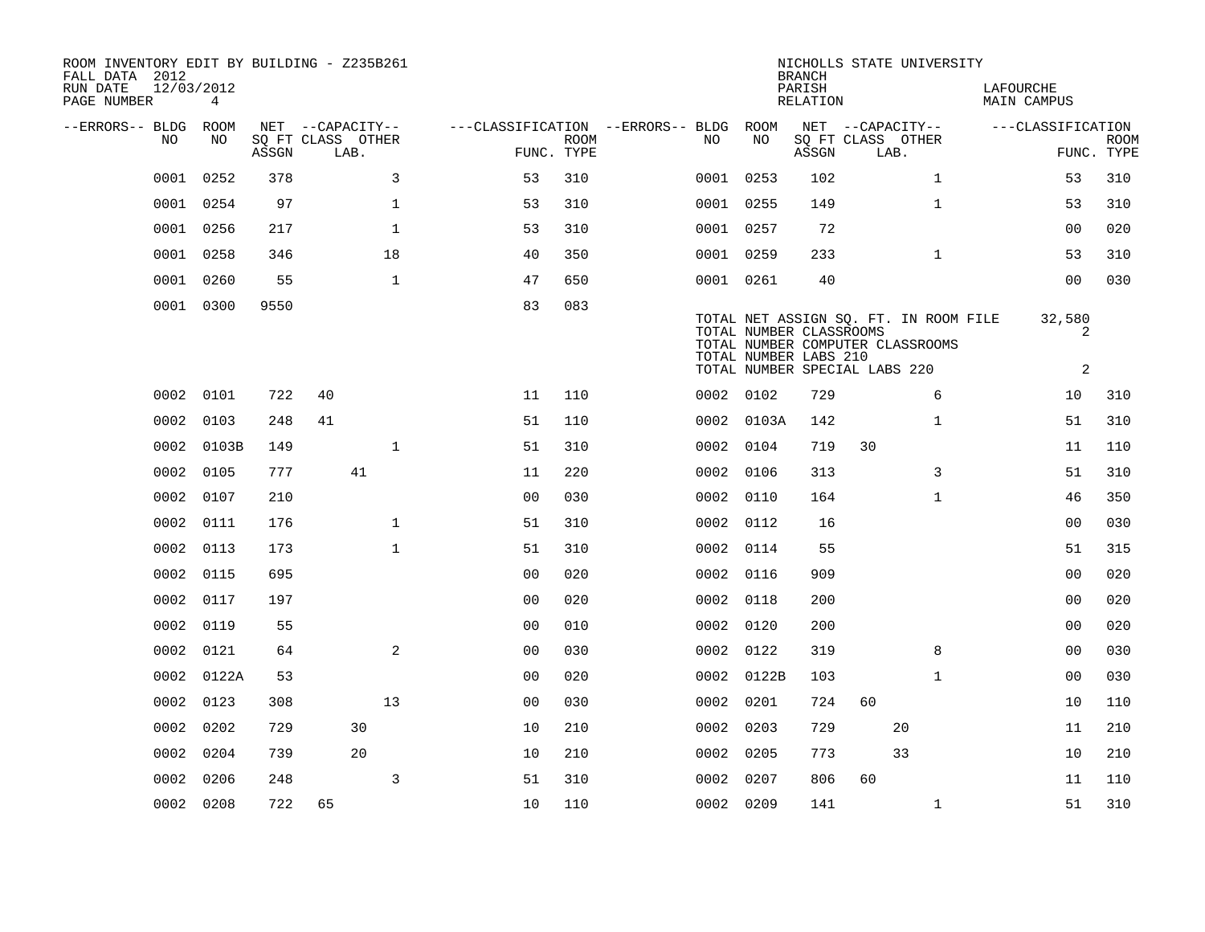ROOM INVENTORY EDIT BY BUILDING - Z235B261
FALL DATA 2012
RUN DATE 12/03/2012
PAGE NUMBER 4

NICHOLLS STATE UNIVERSITY
BRANCH
PARISH LAFOURCHE
RELATION MAIN CAMPUS

| --ERRORS-- | BLDG NO | ROOM NO | NET SQ FT ASSGN | CAPACITY CLASS LAB. | CAPACITY OTHER | CLASSIFICATION FUNC. | ROOM TYPE | --ERRORS-- | BLDG NO | ROOM NO | NET SQ FT ASSGN | CAPACITY CLASS LAB. | CAPACITY OTHER | CLASSIFICATION FUNC. | ROOM TYPE |
|---|---|---|---|---|---|---|---|---|---|---|---|---|---|---|---|
| | 0001 | 0252 | 378 | | 3 | 53 | 310 | | 0001 | 0253 | 102 | | 1 | 53 | 310 |
| | 0001 | 0254 | 97 | | 1 | 53 | 310 | | 0001 | 0255 | 149 | | 1 | 53 | 310 |
| | 0001 | 0256 | 217 | | 1 | 53 | 310 | | 0001 | 0257 | 72 | | | 00 | 020 |
| | 0001 | 0258 | 346 | | 18 | 40 | 350 | | 0001 | 0259 | 233 | | 1 | 53 | 310 |
| | 0001 | 0260 | 55 | | 1 | 47 | 650 | | 0001 | 0261 | 40 | | | 00 | 030 |
| | 0001 | 0300 | 9550 | | | 83 | 083 | | | | | | | | |

TOTAL NET ASSIGN SQ. FT. IN ROOM FILE 32,580
TOTAL NUMBER CLASSROOMS 2
TOTAL NUMBER COMPUTER CLASSROOMS
TOTAL NUMBER LABS 210
TOTAL NUMBER SPECIAL LABS 220 2

| --ERRORS-- | BLDG NO | ROOM NO | NET SQ FT ASSGN | CAPACITY CLASS LAB. | CAPACITY OTHER | CLASSIFICATION FUNC. | ROOM TYPE | --ERRORS-- | BLDG NO | ROOM NO | NET SQ FT ASSGN | CAPACITY CLASS LAB. | CAPACITY OTHER | CLASSIFICATION FUNC. | ROOM TYPE |
|---|---|---|---|---|---|---|---|---|---|---|---|---|---|---|---|
| | 0002 | 0101 | 722 | 40 | | 11 | 110 | | 0002 | 0102 | 729 | | 6 | 10 | 310 |
| | 0002 | 0103 | 248 | 41 | | 51 | 110 | | 0002 | 0103A | 142 | | 1 | 51 | 310 |
| | 0002 | 0103B | 149 | | 1 | 51 | 310 | | 0002 | 0104 | 719 | 30 | | 11 | 110 |
| | 0002 | 0105 | 777 | 41 | | 11 | 220 | | 0002 | 0106 | 313 | | 3 | 51 | 310 |
| | 0002 | 0107 | 210 | | | 00 | 030 | | 0002 | 0110 | 164 | | 1 | 46 | 350 |
| | 0002 | 0111 | 176 | | 1 | 51 | 310 | | 0002 | 0112 | 16 | | | 00 | 030 |
| | 0002 | 0113 | 173 | | 1 | 51 | 310 | | 0002 | 0114 | 55 | | | 51 | 315 |
| | 0002 | 0115 | 695 | | | 00 | 020 | | 0002 | 0116 | 909 | | | 00 | 020 |
| | 0002 | 0117 | 197 | | | 00 | 020 | | 0002 | 0118 | 200 | | | 00 | 020 |
| | 0002 | 0119 | 55 | | | 00 | 010 | | 0002 | 0120 | 200 | | | 00 | 020 |
| | 0002 | 0121 | 64 | | 2 | 00 | 030 | | 0002 | 0122 | 319 | | 8 | 00 | 030 |
| | 0002 | 0122A | 53 | | | 00 | 020 | | 0002 | 0122B | 103 | | 1 | 00 | 030 |
| | 0002 | 0123 | 308 | | 13 | 00 | 030 | | 0002 | 0201 | 724 | 60 | | 10 | 110 |
| | 0002 | 0202 | 729 | 30 | | 10 | 210 | | 0002 | 0203 | 729 | 20 | | 11 | 210 |
| | 0002 | 0204 | 739 | 20 | | 10 | 210 | | 0002 | 0205 | 773 | 33 | | 10 | 210 |
| | 0002 | 0206 | 248 | | 3 | 51 | 310 | | 0002 | 0207 | 806 | 60 | | 11 | 110 |
| | 0002 | 0208 | 722 | 65 | | 10 | 110 | | 0002 | 0209 | 141 | | 1 | 51 | 310 |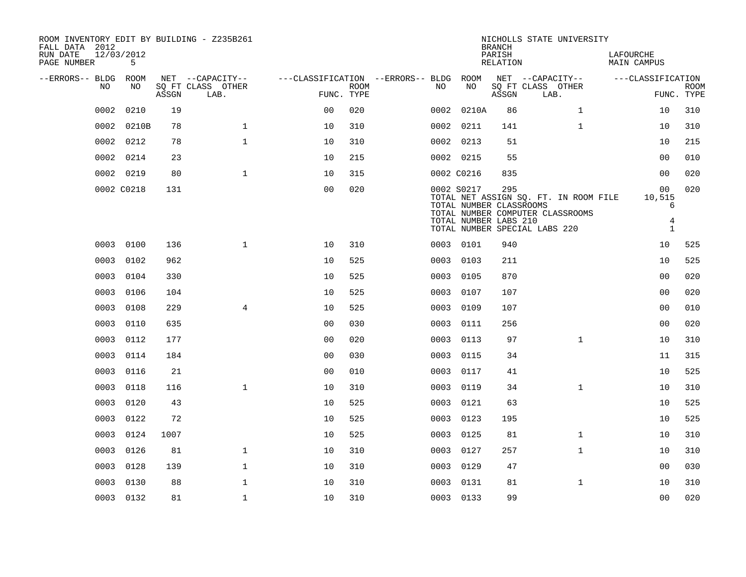ROOM INVENTORY EDIT BY BUILDING - Z235B261
FALL DATA 2012
RUN DATE 12/03/2012
PAGE NUMBER 5

NICHOLLS STATE UNIVERSITY
BRANCH
PARISH LAFOURCHE
RELATION MAIN CAMPUS

| --ERRORS-- | BLDG NO | ROOM NO | NET SQ FT ASSGN | --CAPACITY-- CLASS LAB. | OTHER | ---CLASSIFICATION FUNC. | ROOM TYPE | --ERRORS-- | BLDG NO | ROOM NO | NET SQ FT ASSGN | --CAPACITY-- CLASS LAB. | OTHER | ---CLASSIFICATION FUNC. | ROOM TYPE |
|---|---|---|---|---|---|---|---|---|---|---|---|---|---|---|---|
| | 0002 | 0210 | 19 | | | 00 | 020 | | 0002 | 0210A | 86 | | 1 | 10 | 310 |
| | 0002 | 0210B | 78 | | 1 | 10 | 310 | | 0002 | 0211 | 141 | | 1 | 10 | 310 |
| | 0002 | 0212 | 78 | | 1 | 10 | 310 | | 0002 | 0213 | 51 | | | 10 | 215 |
| | 0002 | 0214 | 23 | | | 10 | 215 | | 0002 | 0215 | 55 | | | 00 | 010 |
| | 0002 | 0219 | 80 | | 1 | 10 | 315 | | 0002 | C0216 | 835 | | | 00 | 020 |
| | 0002 | C0218 | 131 | | | 00 | 020 | | 0002 | S0217 | 295 | | | 00 | 020 |

TOTAL NET ASSIGN SQ. FT. IN ROOM FILE 10,515
TOTAL NUMBER CLASSROOMS 6
TOTAL NUMBER COMPUTER CLASSROOMS
TOTAL NUMBER LABS 210 4
TOTAL NUMBER SPECIAL LABS 220 1

| --ERRORS-- | BLDG NO | ROOM NO | NET SQ FT ASSGN | --CAPACITY-- CLASS LAB. | OTHER | ---CLASSIFICATION FUNC. | ROOM TYPE | --ERRORS-- | BLDG NO | ROOM NO | NET SQ FT ASSGN | --CAPACITY-- CLASS LAB. | OTHER | ---CLASSIFICATION FUNC. | ROOM TYPE |
|---|---|---|---|---|---|---|---|---|---|---|---|---|---|---|---|
| | 0003 | 0100 | 136 | | 1 | 10 | 310 | | 0003 | 0101 | 940 | | | 10 | 525 |
| | 0003 | 0102 | 962 | | | 10 | 525 | | 0003 | 0103 | 211 | | | 10 | 525 |
| | 0003 | 0104 | 330 | | | 10 | 525 | | 0003 | 0105 | 870 | | | 00 | 020 |
| | 0003 | 0106 | 104 | | | 10 | 525 | | 0003 | 0107 | 107 | | | 00 | 020 |
| | 0003 | 0108 | 229 | | 4 | 10 | 525 | | 0003 | 0109 | 107 | | | 00 | 010 |
| | 0003 | 0110 | 635 | | | 00 | 030 | | 0003 | 0111 | 256 | | | 00 | 020 |
| | 0003 | 0112 | 177 | | | 00 | 020 | | 0003 | 0113 | 97 | | 1 | 10 | 310 |
| | 0003 | 0114 | 184 | | | 00 | 030 | | 0003 | 0115 | 34 | | | 11 | 315 |
| | 0003 | 0116 | 21 | | | 00 | 010 | | 0003 | 0117 | 41 | | | 10 | 525 |
| | 0003 | 0118 | 116 | | 1 | 10 | 310 | | 0003 | 0119 | 34 | | 1 | 10 | 310 |
| | 0003 | 0120 | 43 | | | 10 | 525 | | 0003 | 0121 | 63 | | | 10 | 525 |
| | 0003 | 0122 | 72 | | | 10 | 525 | | 0003 | 0123 | 195 | | | 10 | 525 |
| | 0003 | 0124 | 1007 | | | 10 | 525 | | 0003 | 0125 | 81 | | 1 | 10 | 310 |
| | 0003 | 0126 | 81 | | 1 | 10 | 310 | | 0003 | 0127 | 257 | | 1 | 10 | 310 |
| | 0003 | 0128 | 139 | | 1 | 10 | 310 | | 0003 | 0129 | 47 | | | 00 | 030 |
| | 0003 | 0130 | 88 | | 1 | 10 | 310 | | 0003 | 0131 | 81 | | 1 | 10 | 310 |
| | 0003 | 0132 | 81 | | 1 | 10 | 310 | | 0003 | 0133 | 99 | | | 00 | 020 |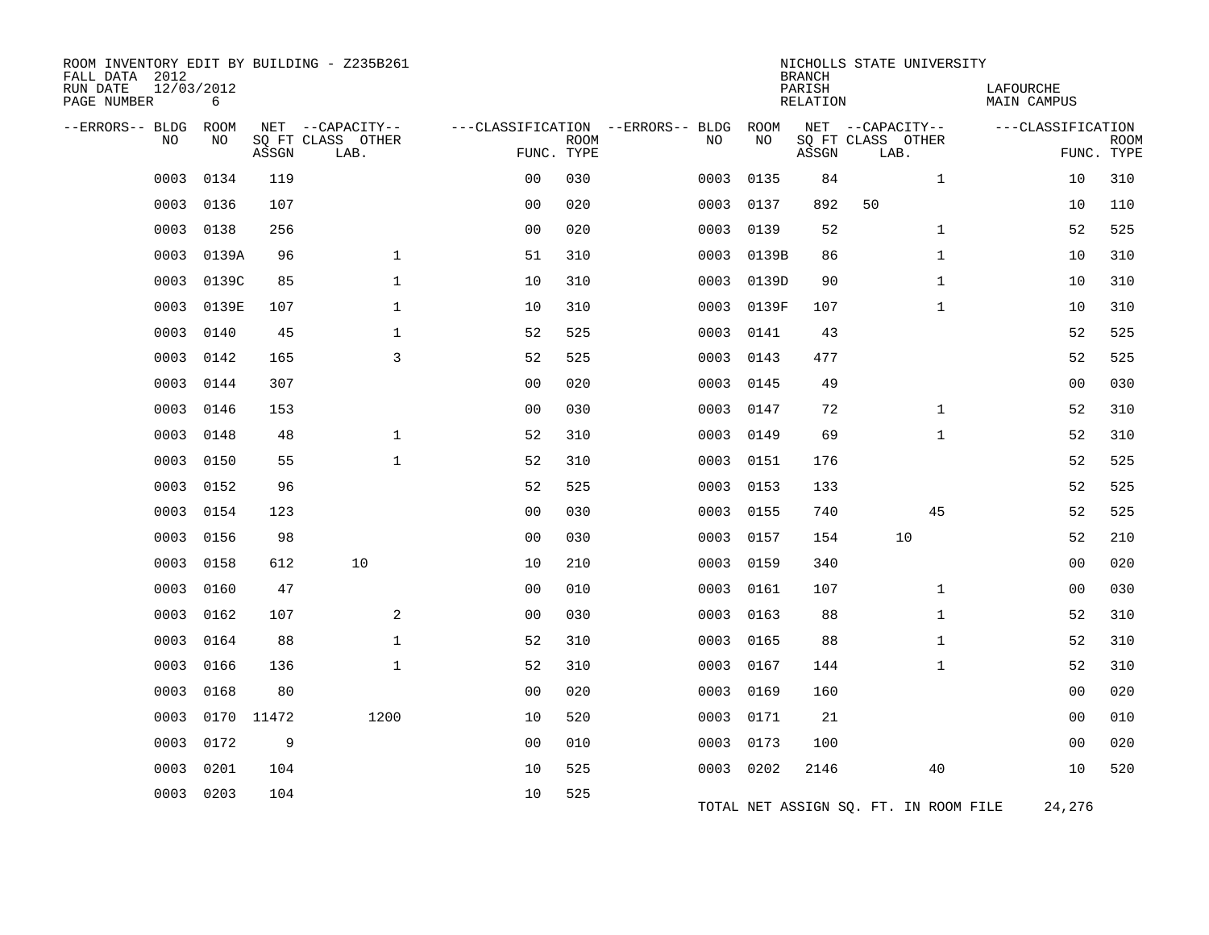ROOM INVENTORY EDIT BY BUILDING - Z235B261
FALL DATA 2012
RUN DATE 12/03/2012
PAGE NUMBER 6

NICHOLLS STATE UNIVERSITY
BRANCH
PARISH LAFOURCHE
RELATION MAIN CAMPUS

| --ERRORS-- | BLDG NO | ROOM NO | NET SQ FT ASSGN | CAPACITY CLASS LAB. | CAPACITY OTHER | CLASSIFICATION FUNC. | ROOM TYPE | --ERRORS-- | BLDG NO | ROOM NO | NET SQ FT ASSGN | CAPACITY CLASS LAB. | CAPACITY OTHER | CLASSIFICATION FUNC. | ROOM TYPE |
|---|---|---|---|---|---|---|---|---|---|---|---|---|---|---|---|
| | 0003 | 0134 | 119 | | | 00 | 030 | | 0003 | 0135 | 84 | | 1 | 10 | 310 |
| | 0003 | 0136 | 107 | | | 00 | 020 | | 0003 | 0137 | 892 | 50 | | 10 | 110 |
| | 0003 | 0138 | 256 | | | 00 | 020 | | 0003 | 0139 | 52 | | 1 | 52 | 525 |
| | 0003 | 0139A | 96 | | 1 | 51 | 310 | | 0003 | 0139B | 86 | | 1 | 10 | 310 |
| | 0003 | 0139C | 85 | | 1 | 10 | 310 | | 0003 | 0139D | 90 | | 1 | 10 | 310 |
| | 0003 | 0139E | 107 | | 1 | 10 | 310 | | 0003 | 0139F | 107 | | 1 | 10 | 310 |
| | 0003 | 0140 | 45 | | 1 | 52 | 525 | | 0003 | 0141 | 43 | | | 52 | 525 |
| | 0003 | 0142 | 165 | | 3 | 52 | 525 | | 0003 | 0143 | 477 | | | 52 | 525 |
| | 0003 | 0144 | 307 | | | 00 | 020 | | 0003 | 0145 | 49 | | | 00 | 030 |
| | 0003 | 0146 | 153 | | | 00 | 030 | | 0003 | 0147 | 72 | | 1 | 52 | 310 |
| | 0003 | 0148 | 48 | | 1 | 52 | 310 | | 0003 | 0149 | 69 | | 1 | 52 | 310 |
| | 0003 | 0150 | 55 | | 1 | 52 | 310 | | 0003 | 0151 | 176 | | | 52 | 525 |
| | 0003 | 0152 | 96 | | | 52 | 525 | | 0003 | 0153 | 133 | | | 52 | 525 |
| | 0003 | 0154 | 123 | | | 00 | 030 | | 0003 | 0155 | 740 | | 45 | 52 | 525 |
| | 0003 | 0156 | 98 | | | 00 | 030 | | 0003 | 0157 | 154 | 10 | | 52 | 210 |
| | 0003 | 0158 | 612 | 10 | | 10 | 210 | | 0003 | 0159 | 340 | | | 00 | 020 |
| | 0003 | 0160 | 47 | | | 00 | 010 | | 0003 | 0161 | 107 | | 1 | 00 | 030 |
| | 0003 | 0162 | 107 | | 2 | 00 | 030 | | 0003 | 0163 | 88 | | 1 | 52 | 310 |
| | 0003 | 0164 | 88 | | 1 | 52 | 310 | | 0003 | 0165 | 88 | | 1 | 52 | 310 |
| | 0003 | 0166 | 136 | | 1 | 52 | 310 | | 0003 | 0167 | 144 | | 1 | 52 | 310 |
| | 0003 | 0168 | 80 | | | 00 | 020 | | 0003 | 0169 | 160 | | | 00 | 020 |
| | 0003 | 0170 | 11472 | | 1200 | 10 | 520 | | 0003 | 0171 | 21 | | | 00 | 010 |
| | 0003 | 0172 | 9 | | | 00 | 010 | | 0003 | 0173 | 100 | | | 00 | 020 |
| | 0003 | 0201 | 104 | | | 10 | 525 | | 0003 | 0202 | 2146 | | 40 | 10 | 520 |
| | 0003 | 0203 | 104 | | | 10 | 525 | | | | | | | | |

TOTAL NET ASSIGN SQ. FT. IN ROOM FILE 24,276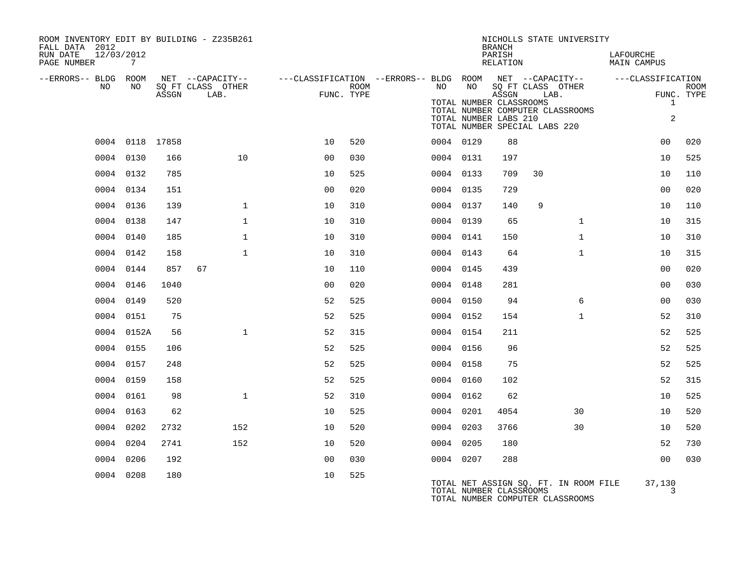ROOM INVENTORY EDIT BY BUILDING - Z235B261
FALL DATA 2012
RUN DATE 12/03/2012
PAGE NUMBER 7

NICHOLLS STATE UNIVERSITY
BRANCH
PARISH LAFOURCHE
RELATION MAIN CAMPUS

| --ERRORS-- | BLDG NO | ROOM NO | NET SQ FT ASSGN | CAPACITY CLASS LAB. | CAPACITY OTHER | CLASSIFICATION FUNC. | ROOM TYPE | --ERRORS-- | BLDG NO | ROOM NO | NET SQ FT ASSGN | CAPACITY CLASS LAB. | CAPACITY OTHER | CLASSIFICATION FUNC. | ROOM TYPE |
|---|---|---|---|---|---|---|---|---|---|---|---|---|---|---|---|
| | 0004 | 0118 | 17858 | | | 10 | 520 | | 0004 | 0129 | 88 | | | 00 | 020 |
| | 0004 | 0130 | 166 | | 10 | 00 | 030 | | 0004 | 0131 | 197 | | | 10 | 525 |
| | 0004 | 0132 | 785 | | | 10 | 525 | | 0004 | 0133 | 709 | 30 | | 10 | 110 |
| | 0004 | 0134 | 151 | | | 00 | 020 | | 0004 | 0135 | 729 | | | 00 | 020 |
| | 0004 | 0136 | 139 | | 1 | 10 | 310 | | 0004 | 0137 | 140 | 9 | | 10 | 110 |
| | 0004 | 0138 | 147 | | 1 | 10 | 310 | | 0004 | 0139 | 65 | | 1 | 10 | 315 |
| | 0004 | 0140 | 185 | | 1 | 10 | 310 | | 0004 | 0141 | 150 | | 1 | 10 | 310 |
| | 0004 | 0142 | 158 | | 1 | 10 | 310 | | 0004 | 0143 | 64 | | 1 | 10 | 315 |
| | 0004 | 0144 | 857 | 67 | | 10 | 110 | | 0004 | 0145 | 439 | | | 00 | 020 |
| | 0004 | 0146 | 1040 | | | 00 | 020 | | 0004 | 0148 | 281 | | | 00 | 030 |
| | 0004 | 0149 | 520 | | | 52 | 525 | | 0004 | 0150 | 94 | | 6 | 00 | 030 |
| | 0004 | 0151 | 75 | | | 52 | 525 | | 0004 | 0152 | 154 | | 1 | 52 | 310 |
| | 0004 | 0152A | 56 | | 1 | 52 | 315 | | 0004 | 0154 | 211 | | | 52 | 525 |
| | 0004 | 0155 | 106 | | | 52 | 525 | | 0004 | 0156 | 96 | | | 52 | 525 |
| | 0004 | 0157 | 248 | | | 52 | 525 | | 0004 | 0158 | 75 | | | 52 | 525 |
| | 0004 | 0159 | 158 | | | 52 | 525 | | 0004 | 0160 | 102 | | | 52 | 315 |
| | 0004 | 0161 | 98 | | 1 | 52 | 310 | | 0004 | 0162 | 62 | | | 10 | 525 |
| | 0004 | 0163 | 62 | | | 10 | 525 | | 0004 | 0201 | 4054 | | 30 | 10 | 520 |
| | 0004 | 0202 | 2732 | | 152 | 10 | 520 | | 0004 | 0203 | 3766 | | 30 | 10 | 520 |
| | 0004 | 0204 | 2741 | | 152 | 10 | 520 | | 0004 | 0205 | 180 | | | 52 | 730 |
| | 0004 | 0206 | 192 | | | 00 | 030 | | 0004 | 0207 | 288 | | | 00 | 030 |
| | 0004 | 0208 | 180 | | | 10 | 525 | | | | | | | | |

TOTAL NUMBER CLASSROOMS 1
TOTAL NUMBER COMPUTER CLASSROOMS
TOTAL NUMBER LABS 210 2
TOTAL NUMBER SPECIAL LABS 220

TOTAL NET ASSIGN SQ. FT. IN ROOM FILE 37,130
TOTAL NUMBER CLASSROOMS 3
TOTAL NUMBER COMPUTER CLASSROOMS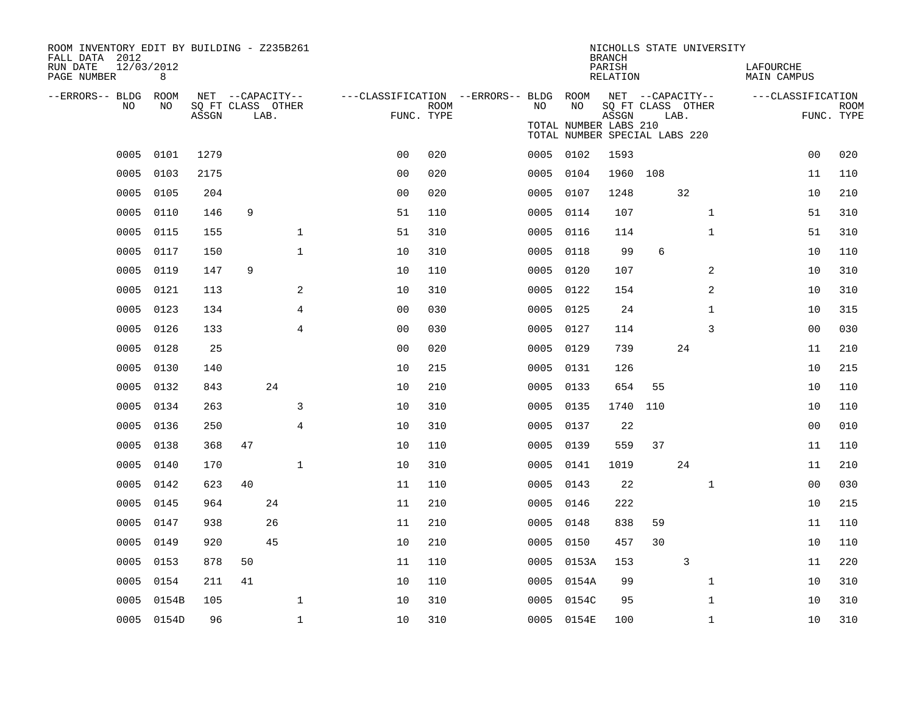ROOM INVENTORY EDIT BY BUILDING - Z235B261
FALL DATA 2012
RUN DATE 12/03/2012
PAGE NUMBER 8

NICHOLLS STATE UNIVERSITY
BRANCH
PARISH LAFOURCHE
RELATION MAIN CAMPUS

| --ERRORS-- | BLDG NO | ROOM NO | NET ASSGN SQ FT | CAPACITY CLASS | CAPACITY LAB. | CAPACITY OTHER | CLASSIFICATION FUNC. | ROOM TYPE | --ERRORS-- | BLDG NO | ROOM NO | NET ASSGN SQ FT | CAPACITY CLASS | CAPACITY LAB. | CAPACITY OTHER | CLASSIFICATION FUNC. | ROOM TYPE |
|---|---|---|---|---|---|---|---|---|---|---|---|---|---|---|---|---|---|
| | 0005 | 0101 | 1279 | | | | 00 | 020 | | 0005 | 0102 | 1593 | | | | 00 | 020 |
| | 0005 | 0103 | 2175 | | | | 00 | 020 | | 0005 | 0104 | 1960 | 108 | | | 11 | 110 |
| | 0005 | 0105 | 204 | | | | 00 | 020 | | 0005 | 0107 | 1248 | | 32 | | 10 | 210 |
| | 0005 | 0110 | 146 | 9 | | | 51 | 110 | | 0005 | 0114 | 107 | | | 1 | 51 | 310 |
| | 0005 | 0115 | 155 | | | 1 | 51 | 310 | | 0005 | 0116 | 114 | | | 1 | 51 | 310 |
| | 0005 | 0117 | 150 | | | 1 | 10 | 310 | | 0005 | 0118 | 99 | 6 | | | 10 | 110 |
| | 0005 | 0119 | 147 | 9 | | | 10 | 110 | | 0005 | 0120 | 107 | | | 2 | 10 | 310 |
| | 0005 | 0121 | 113 | | | 2 | 10 | 310 | | 0005 | 0122 | 154 | | | 2 | 10 | 310 |
| | 0005 | 0123 | 134 | | | 4 | 00 | 030 | | 0005 | 0125 | 24 | | | 1 | 10 | 315 |
| | 0005 | 0126 | 133 | | | 4 | 00 | 030 | | 0005 | 0127 | 114 | | | 3 | 00 | 030 |
| | 0005 | 0128 | 25 | | | | 00 | 020 | | 0005 | 0129 | 739 | | 24 | | 11 | 210 |
| | 0005 | 0130 | 140 | | | | 10 | 215 | | 0005 | 0131 | 126 | | | | 10 | 215 |
| | 0005 | 0132 | 843 | | 24 | | 10 | 210 | | 0005 | 0133 | 654 | 55 | | | 10 | 110 |
| | 0005 | 0134 | 263 | | | 3 | 10 | 310 | | 0005 | 0135 | 1740 | 110 | | | 10 | 110 |
| | 0005 | 0136 | 250 | | | 4 | 10 | 310 | | 0005 | 0137 | 22 | | | | 00 | 010 |
| | 0005 | 0138 | 368 | 47 | | | 10 | 110 | | 0005 | 0139 | 559 | 37 | | | 11 | 110 |
| | 0005 | 0140 | 170 | | | 1 | 10 | 310 | | 0005 | 0141 | 1019 | | 24 | | 11 | 210 |
| | 0005 | 0142 | 623 | 40 | | | 11 | 110 | | 0005 | 0143 | 22 | | | 1 | 00 | 030 |
| | 0005 | 0145 | 964 | | 24 | | 11 | 210 | | 0005 | 0146 | 222 | | | | 10 | 215 |
| | 0005 | 0147 | 938 | | 26 | | 11 | 210 | | 0005 | 0148 | 838 | 59 | | | 11 | 110 |
| | 0005 | 0149 | 920 | | 45 | | 10 | 210 | | 0005 | 0150 | 457 | 30 | | | 10 | 110 |
| | 0005 | 0153 | 878 | 50 | | | 11 | 110 | | 0005 | 0153A | 153 | | 3 | | 11 | 220 |
| | 0005 | 0154 | 211 | 41 | | | 10 | 110 | | 0005 | 0154A | 99 | | | 1 | 10 | 310 |
| | 0005 | 0154B | 105 | | | 1 | 10 | 310 | | 0005 | 0154C | 95 | | | 1 | 10 | 310 |
| | 0005 | 0154D | 96 | | | 1 | 10 | 310 | | 0005 | 0154E | 100 | | | 1 | 10 | 310 |

TOTAL NUMBER LABS 210
TOTAL NUMBER SPECIAL LABS 220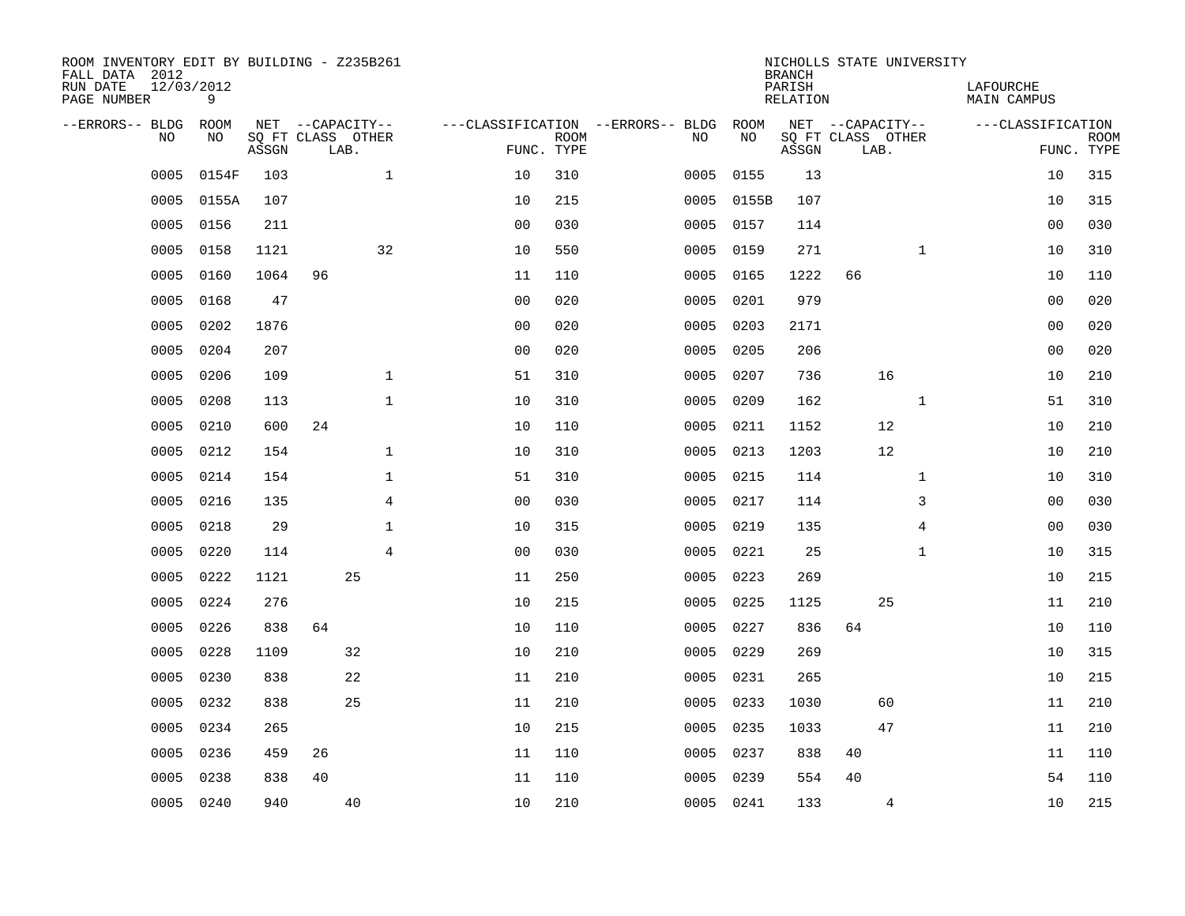ROOM INVENTORY EDIT BY BUILDING - Z235B261
FALL DATA 2012
RUN DATE 12/03/2012
PAGE NUMBER 9

NICHOLLS STATE UNIVERSITY
BRANCH
PARISH LAFOURCHE
RELATION MAIN CAMPUS

| --ERRORS-- | BLDG NO | ROOM NO | NET SQ FT ASSGN | CAPACITY CLASS | CAPACITY LAB. | CAPACITY OTHER | CLASSIFICATION FUNC. | ROOM TYPE | --ERRORS-- | BLDG NO | ROOM NO | NET SQ FT ASSGN | CAPACITY CLASS | CAPACITY LAB. | CAPACITY OTHER | CLASSIFICATION FUNC. | ROOM TYPE |
|---|---|---|---|---|---|---|---|---|---|---|---|---|---|---|---|---|---|
| | 0005 | 0154F | 103 | | | 1 | 10 | 310 | | 0005 | 0155 | 13 | | | | 10 | 315 |
| | 0005 | 0155A | 107 | | | | 10 | 215 | | 0005 | 0155B | 107 | | | | 10 | 315 |
| | 0005 | 0156 | 211 | | | | 00 | 030 | | 0005 | 0157 | 114 | | | | 00 | 030 |
| | 0005 | 0158 | 1121 | | | 32 | 10 | 550 | | 0005 | 0159 | 271 | | | 1 | 10 | 310 |
| | 0005 | 0160 | 1064 | 96 | | | 11 | 110 | | 0005 | 0165 | 1222 | 66 | | | 10 | 110 |
| | 0005 | 0168 | 47 | | | | 00 | 020 | | 0005 | 0201 | 979 | | | | 00 | 020 |
| | 0005 | 0202 | 1876 | | | | 00 | 020 | | 0005 | 0203 | 2171 | | | | 00 | 020 |
| | 0005 | 0204 | 207 | | | | 00 | 020 | | 0005 | 0205 | 206 | | | | 00 | 020 |
| | 0005 | 0206 | 109 | | | 1 | 51 | 310 | | 0005 | 0207 | 736 | | 16 | | 10 | 210 |
| | 0005 | 0208 | 113 | | | 1 | 10 | 310 | | 0005 | 0209 | 162 | | | 1 | 51 | 310 |
| | 0005 | 0210 | 600 | 24 | | | 10 | 110 | | 0005 | 0211 | 1152 | | 12 | | 10 | 210 |
| | 0005 | 0212 | 154 | | | 1 | 10 | 310 | | 0005 | 0213 | 1203 | | 12 | | 10 | 210 |
| | 0005 | 0214 | 154 | | | 1 | 51 | 310 | | 0005 | 0215 | 114 | | | 1 | 10 | 310 |
| | 0005 | 0216 | 135 | | | 4 | 00 | 030 | | 0005 | 0217 | 114 | | | 3 | 00 | 030 |
| | 0005 | 0218 | 29 | | | 1 | 10 | 315 | | 0005 | 0219 | 135 | | | 4 | 00 | 030 |
| | 0005 | 0220 | 114 | | | 4 | 00 | 030 | | 0005 | 0221 | 25 | | | 1 | 10 | 315 |
| | 0005 | 0222 | 1121 | | 25 | | 11 | 250 | | 0005 | 0223 | 269 | | | | 10 | 215 |
| | 0005 | 0224 | 276 | | | | 10 | 215 | | 0005 | 0225 | 1125 | | 25 | | 11 | 210 |
| | 0005 | 0226 | 838 | 64 | | | 10 | 110 | | 0005 | 0227 | 836 | 64 | | | 10 | 110 |
| | 0005 | 0228 | 1109 | | 32 | | 10 | 210 | | 0005 | 0229 | 269 | | | | 10 | 315 |
| | 0005 | 0230 | 838 | | 22 | | 11 | 210 | | 0005 | 0231 | 265 | | | | 10 | 215 |
| | 0005 | 0232 | 838 | | 25 | | 11 | 210 | | 0005 | 0233 | 1030 | | 60 | | 11 | 210 |
| | 0005 | 0234 | 265 | | | | 10 | 215 | | 0005 | 0235 | 1033 | | 47 | | 11 | 210 |
| | 0005 | 0236 | 459 | 26 | | | 11 | 110 | | 0005 | 0237 | 838 | 40 | | | 11 | 110 |
| | 0005 | 0238 | 838 | 40 | | | 11 | 110 | | 0005 | 0239 | 554 | 40 | | | 54 | 110 |
| | 0005 | 0240 | 940 | | 40 | | 10 | 210 | | 0005 | 0241 | 133 | | 4 | | 10 | 215 |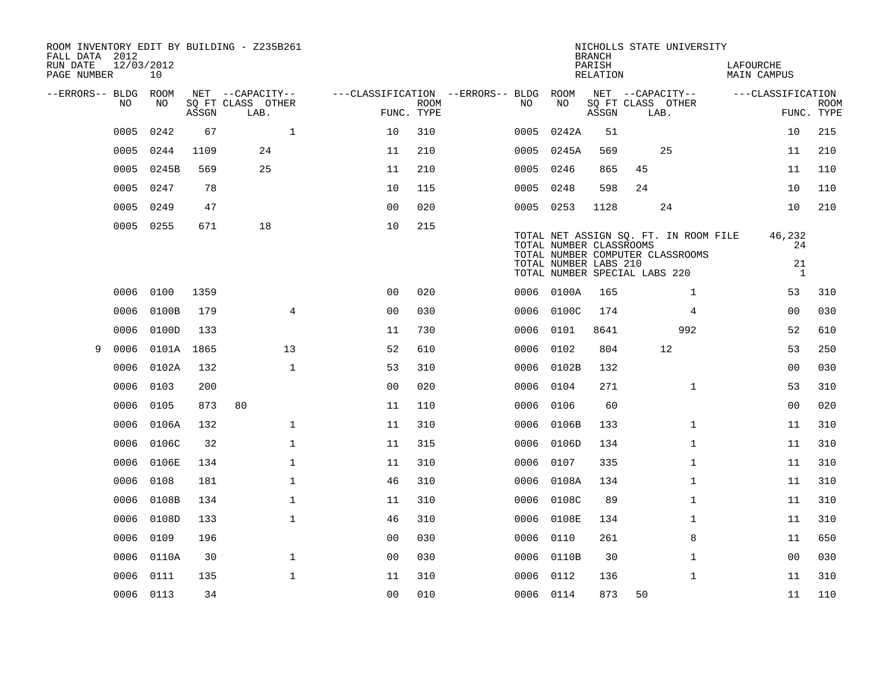ROOM INVENTORY EDIT BY BUILDING - Z235B261
FALL DATA 2012
RUN DATE 12/03/2012
PAGE NUMBER 10

NICHOLLS STATE UNIVERSITY
BRANCH
PARISH LAFOURCHE
RELATION MAIN CAMPUS

| --ERRORS-- | BLDG NO | ROOM NO | NET SQ FT ASSGN | CAPACITY CLASS LAB. | CAPACITY OTHER | CLASSIFICATION FUNC. | ROOM TYPE | --ERRORS-- | BLDG NO | ROOM NO | NET SQ FT ASSGN | CAPACITY CLASS LAB. | CAPACITY OTHER | CLASSIFICATION FUNC. | ROOM TYPE |
|---|---|---|---|---|---|---|---|---|---|---|---|---|---|---|---|
| | 0005 | 0242 | 67 | | 1 | 10 | 310 | | 0005 | 0242A | 51 | | | 10 | 215 |
| | 0005 | 0244 | 1109 | 24 | | 11 | 210 | | 0005 | 0245A | 569 | 25 | | 11 | 210 |
| | 0005 | 0245B | 569 | 25 | | 11 | 210 | | 0005 | 0246 | 865 | 45 | | 11 | 110 |
| | 0005 | 0247 | 78 | | | 10 | 115 | | 0005 | 0248 | 598 | 24 | | 10 | 110 |
| | 0005 | 0249 | 47 | | | 00 | 020 | | 0005 | 0253 | 1128 | 24 | | 10 | 210 |
| | 0005 | 0255 | 671 | 18 | | 10 | 215 | | | | | | | | |

TOTAL NET ASSIGN SQ. FT. IN ROOM FILE 46,232
TOTAL NUMBER CLASSROOMS 24
TOTAL NUMBER COMPUTER CLASSROOMS
TOTAL NUMBER LABS 210 21
TOTAL NUMBER SPECIAL LABS 220 1

| --ERRORS-- | BLDG NO | ROOM NO | NET SQ FT ASSGN | CAPACITY CLASS LAB. | CAPACITY OTHER | CLASSIFICATION FUNC. | ROOM TYPE | --ERRORS-- | BLDG NO | ROOM NO | NET SQ FT ASSGN | CAPACITY CLASS LAB. | CAPACITY OTHER | CLASSIFICATION FUNC. | ROOM TYPE |
|---|---|---|---|---|---|---|---|---|---|---|---|---|---|---|---|
| | 0006 | 0100 | 1359 | | | 00 | 020 | | 0006 | 0100A | 165 | | 1 | 53 | 310 |
| | 0006 | 0100B | 179 | | 4 | 00 | 030 | | 0006 | 0100C | 174 | | 4 | 00 | 030 |
| | 0006 | 0100D | 133 | | | 11 | 730 | | 0006 | 0101 | 8641 | | 992 | 52 | 610 |
| 9 | 0006 | 0101A | 1865 | | 13 | 52 | 610 | | 0006 | 0102 | 804 | 12 | | 53 | 250 |
| | 0006 | 0102A | 132 | | 1 | 53 | 310 | | 0006 | 0102B | 132 | | | 00 | 030 |
| | 0006 | 0103 | 200 | | | 00 | 020 | | 0006 | 0104 | 271 | | 1 | 53 | 310 |
| | 0006 | 0105 | 873 | 80 | | 11 | 110 | | 0006 | 0106 | 60 | | | 00 | 020 |
| | 0006 | 0106A | 132 | | 1 | 11 | 310 | | 0006 | 0106B | 133 | | 1 | 11 | 310 |
| | 0006 | 0106C | 32 | | 1 | 11 | 315 | | 0006 | 0106D | 134 | | 1 | 11 | 310 |
| | 0006 | 0106E | 134 | | 1 | 11 | 310 | | 0006 | 0107 | 335 | | 1 | 11 | 310 |
| | 0006 | 0108 | 181 | | 1 | 46 | 310 | | 0006 | 0108A | 134 | | 1 | 11 | 310 |
| | 0006 | 0108B | 134 | | 1 | 11 | 310 | | 0006 | 0108C | 89 | | 1 | 11 | 310 |
| | 0006 | 0108D | 133 | | 1 | 46 | 310 | | 0006 | 0108E | 134 | | 1 | 11 | 310 |
| | 0006 | 0109 | 196 | | | 00 | 030 | | 0006 | 0110 | 261 | | 8 | 11 | 650 |
| | 0006 | 0110A | 30 | | 1 | 00 | 030 | | 0006 | 0110B | 30 | | 1 | 00 | 030 |
| | 0006 | 0111 | 135 | | 1 | 11 | 310 | | 0006 | 0112 | 136 | | 1 | 11 | 310 |
| | 0006 | 0113 | 34 | | | 00 | 010 | | 0006 | 0114 | 873 | 50 | | 11 | 110 |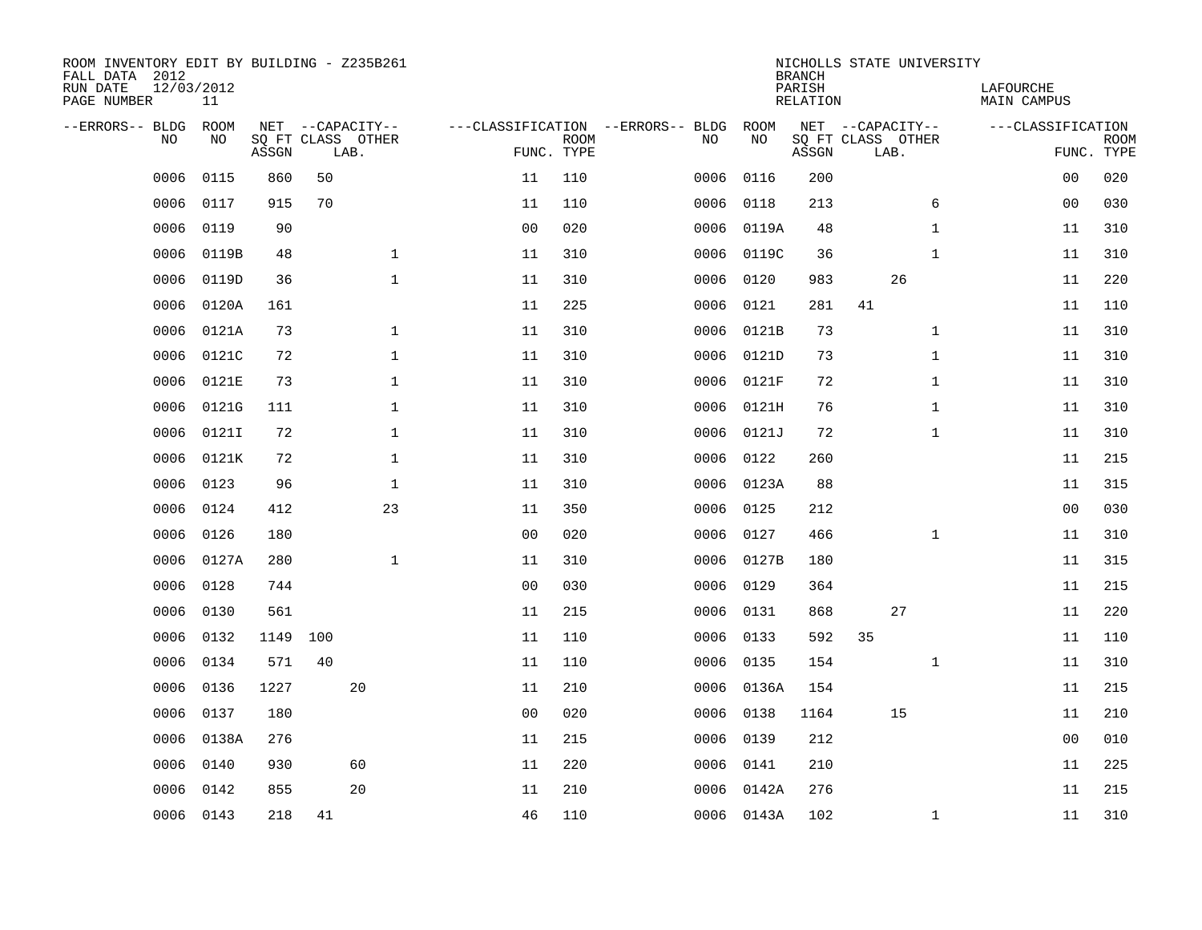ROOM INVENTORY EDIT BY BUILDING - Z235B261
FALL DATA 2012
RUN DATE 12/03/2012
PAGE NUMBER 11

NICHOLLS STATE UNIVERSITY
BRANCH
PARISH LAFOURCHE
RELATION MAIN CAMPUS

| --ERRORS-- | BLDG NO | ROOM NO | NET ASSGN SQ FT | CAPACITY CLASS | CAPACITY LAB. | CAPACITY OTHER | CLASSIFICATION FUNC. | ROOM TYPE | --ERRORS-- | BLDG NO | ROOM NO | NET ASSGN SQ FT | CAPACITY CLASS | CAPACITY LAB. | CAPACITY OTHER | CLASSIFICATION FUNC. | ROOM TYPE |
|---|---|---|---|---|---|---|---|---|---|---|---|---|---|---|---|---|---|
| | 0006 | 0115 | 860 | 50 | | | 11 | 110 | | 0006 | 0116 | 200 | | | | 00 | 020 |
| | 0006 | 0117 | 915 | 70 | | | 11 | 110 | | 0006 | 0118 | 213 | | | 6 | 00 | 030 |
| | 0006 | 0119 | 90 | | | | 00 | 020 | | 0006 | 0119A | 48 | | | 1 | 11 | 310 |
| | 0006 | 0119B | 48 | | | 1 | 11 | 310 | | 0006 | 0119C | 36 | | | 1 | 11 | 310 |
| | 0006 | 0119D | 36 | | | 1 | 11 | 310 | | 0006 | 0120 | 983 | | 26 | | 11 | 220 |
| | 0006 | 0120A | 161 | | | | 11 | 225 | | 0006 | 0121 | 281 | 41 | | | 11 | 110 |
| | 0006 | 0121A | 73 | | | 1 | 11 | 310 | | 0006 | 0121B | 73 | | | 1 | 11 | 310 |
| | 0006 | 0121C | 72 | | | 1 | 11 | 310 | | 0006 | 0121D | 73 | | | 1 | 11 | 310 |
| | 0006 | 0121E | 73 | | | 1 | 11 | 310 | | 0006 | 0121F | 72 | | | 1 | 11 | 310 |
| | 0006 | 0121G | 111 | | | 1 | 11 | 310 | | 0006 | 0121H | 76 | | | 1 | 11 | 310 |
| | 0006 | 0121I | 72 | | | 1 | 11 | 310 | | 0006 | 0121J | 72 | | | 1 | 11 | 310 |
| | 0006 | 0121K | 72 | | | 1 | 11 | 310 | | 0006 | 0122 | 260 | | | | 11 | 215 |
| | 0006 | 0123 | 96 | | | 1 | 11 | 310 | | 0006 | 0123A | 88 | | | | 11 | 315 |
| | 0006 | 0124 | 412 | | | 23 | 11 | 350 | | 0006 | 0125 | 212 | | | | 00 | 030 |
| | 0006 | 0126 | 180 | | | | 00 | 020 | | 0006 | 0127 | 466 | | | 1 | 11 | 310 |
| | 0006 | 0127A | 280 | | | 1 | 11 | 310 | | 0006 | 0127B | 180 | | | | 11 | 315 |
| | 0006 | 0128 | 744 | | | | 00 | 030 | | 0006 | 0129 | 364 | | | | 11 | 215 |
| | 0006 | 0130 | 561 | | | | 11 | 215 | | 0006 | 0131 | 868 | | 27 | | 11 | 220 |
| | 0006 | 0132 | 1149 | 100 | | | 11 | 110 | | 0006 | 0133 | 592 | 35 | | | 11 | 110 |
| | 0006 | 0134 | 571 | 40 | | | 11 | 110 | | 0006 | 0135 | 154 | | | 1 | 11 | 310 |
| | 0006 | 0136 | 1227 | | 20 | | 11 | 210 | | 0006 | 0136A | 154 | | | | 11 | 215 |
| | 0006 | 0137 | 180 | | | | 00 | 020 | | 0006 | 0138 | 1164 | | 15 | | 11 | 210 |
| | 0006 | 0138A | 276 | | | | 11 | 215 | | 0006 | 0139 | 212 | | | | 00 | 010 |
| | 0006 | 0140 | 930 | | 60 | | 11 | 220 | | 0006 | 0141 | 210 | | | | 11 | 225 |
| | 0006 | 0142 | 855 | | 20 | | 11 | 210 | | 0006 | 0142A | 276 | | | | 11 | 215 |
| | 0006 | 0143 | 218 | 41 | | | 46 | 110 | | 0006 | 0143A | 102 | | | 1 | 11 | 310 |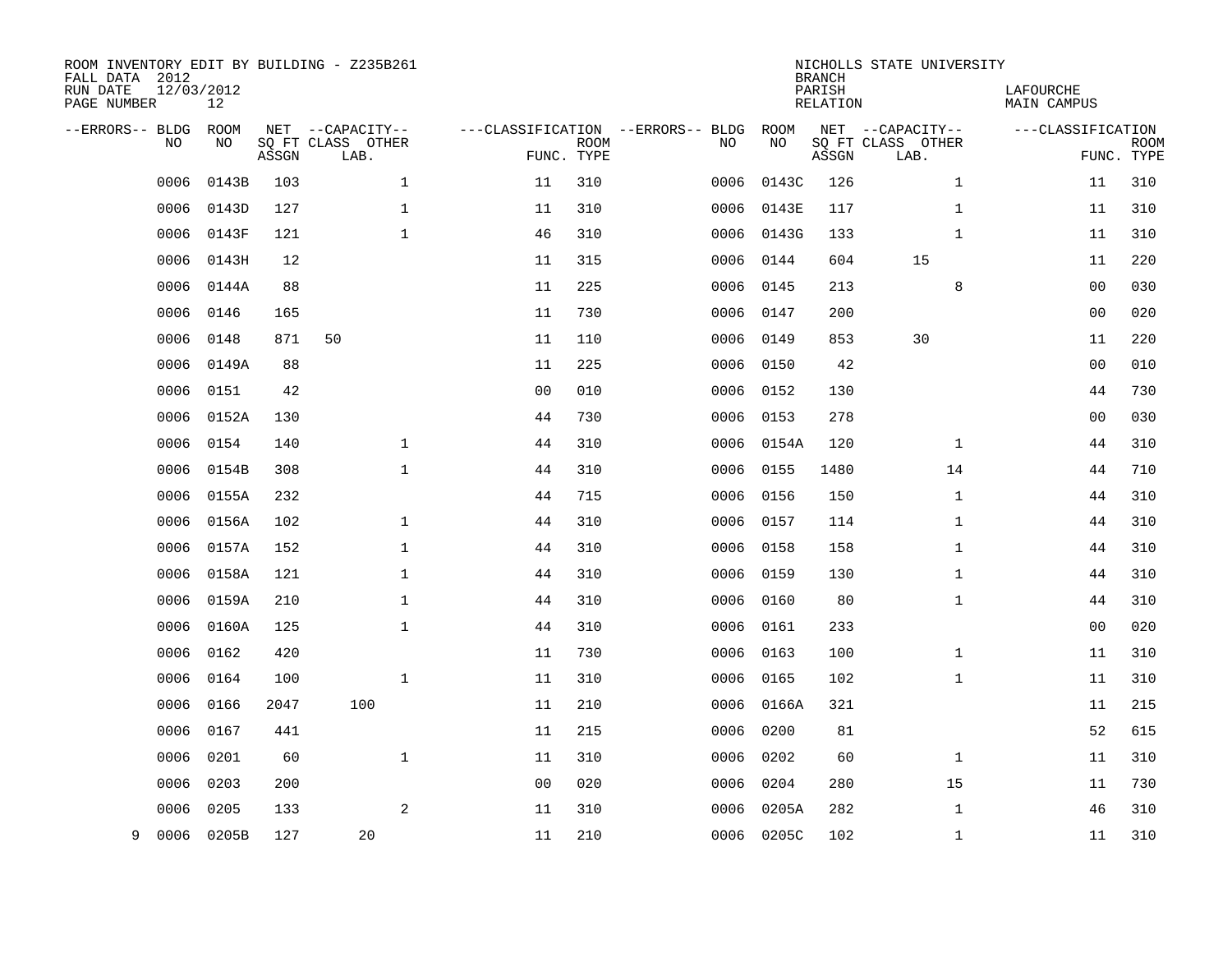ROOM INVENTORY EDIT BY BUILDING - Z235B261
FALL DATA 2012
RUN DATE 12/03/2012
PAGE NUMBER 12

NICHOLLS STATE UNIVERSITY
BRANCH
PARISH LAFOURCHE
RELATION MAIN CAMPUS

| --ERRORS-- | BLDG NO | ROOM NO | NET SQ FT ASSGN | CAPACITY CLASS | CAPACITY LAB. | CAPACITY OTHER | CLASSIFICATION FUNC. | ROOM TYPE | --ERRORS-- | BLDG NO | ROOM NO | NET SQ FT ASSGN | CAPACITY CLASS | CAPACITY LAB. | CAPACITY OTHER | CLASSIFICATION FUNC. | ROOM TYPE |
|---|---|---|---|---|---|---|---|---|---|---|---|---|---|---|---|---|---|
| | 0006 | 0143B | 103 | | | 1 | 11 | 310 | | 0006 | 0143C | 126 | | | 1 | 11 | 310 |
| | 0006 | 0143D | 127 | | | 1 | 11 | 310 | | 0006 | 0143E | 117 | | | 1 | 11 | 310 |
| | 0006 | 0143F | 121 | | | 1 | 46 | 310 | | 0006 | 0143G | 133 | | | 1 | 11 | 310 |
| | 0006 | 0143H | 12 | | | | 11 | 315 | | 0006 | 0144 | 604 | | 15 | | 11 | 220 |
| | 0006 | 0144A | 88 | | | | 11 | 225 | | 0006 | 0145 | 213 | | | 8 | 00 | 030 |
| | 0006 | 0146 | 165 | | | | 11 | 730 | | 0006 | 0147 | 200 | | | | 00 | 020 |
| | 0006 | 0148 | 871 | 50 | | | 11 | 110 | | 0006 | 0149 | 853 | | 30 | | 11 | 220 |
| | 0006 | 0149A | 88 | | | | 11 | 225 | | 0006 | 0150 | 42 | | | | 00 | 010 |
| | 0006 | 0151 | 42 | | | | 00 | 010 | | 0006 | 0152 | 130 | | | | 44 | 730 |
| | 0006 | 0152A | 130 | | | | 44 | 730 | | 0006 | 0153 | 278 | | | | 00 | 030 |
| | 0006 | 0154 | 140 | | | 1 | 44 | 310 | | 0006 | 0154A | 120 | | | 1 | 44 | 310 |
| | 0006 | 0154B | 308 | | | 1 | 44 | 310 | | 0006 | 0155 | 1480 | | | 14 | 44 | 710 |
| | 0006 | 0155A | 232 | | | | 44 | 715 | | 0006 | 0156 | 150 | | | 1 | 44 | 310 |
| | 0006 | 0156A | 102 | | | 1 | 44 | 310 | | 0006 | 0157 | 114 | | | 1 | 44 | 310 |
| | 0006 | 0157A | 152 | | | 1 | 44 | 310 | | 0006 | 0158 | 158 | | | 1 | 44 | 310 |
| | 0006 | 0158A | 121 | | | 1 | 44 | 310 | | 0006 | 0159 | 130 | | | 1 | 44 | 310 |
| | 0006 | 0159A | 210 | | | 1 | 44 | 310 | | 0006 | 0160 | 80 | | | 1 | 44 | 310 |
| | 0006 | 0160A | 125 | | | 1 | 44 | 310 | | 0006 | 0161 | 233 | | | | 00 | 020 |
| | 0006 | 0162 | 420 | | | | 11 | 730 | | 0006 | 0163 | 100 | | | 1 | 11 | 310 |
| | 0006 | 0164 | 100 | | | 1 | 11 | 310 | | 0006 | 0165 | 102 | | | 1 | 11 | 310 |
| | 0006 | 0166 | 2047 | | 100 | | 11 | 210 | | 0006 | 0166A | 321 | | | | 11 | 215 |
| | 0006 | 0167 | 441 | | | | 11 | 215 | | 0006 | 0200 | 81 | | | | 52 | 615 |
| | 0006 | 0201 | 60 | | | 1 | 11 | 310 | | 0006 | 0202 | 60 | | | 1 | 11 | 310 |
| | 0006 | 0203 | 200 | | | | 00 | 020 | | 0006 | 0204 | 280 | | | 15 | 11 | 730 |
| | 0006 | 0205 | 133 | | | 2 | 11 | 310 | | 0006 | 0205A | 282 | | | 1 | 46 | 310 |
| 9 | 0006 | 0205B | 127 | | 20 | | 11 | 210 | | 0006 | 0205C | 102 | | | 1 | 11 | 310 |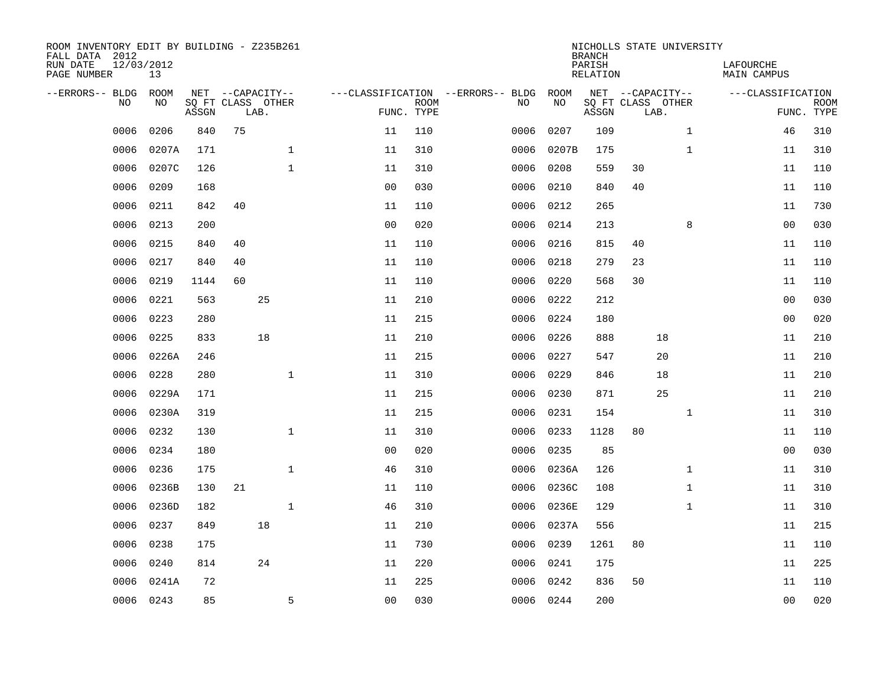ROOM INVENTORY EDIT BY BUILDING - Z235B261
FALL DATA 2012
RUN DATE 12/03/2012
PAGE NUMBER 13

NICHOLLS STATE UNIVERSITY
BRANCH
PARISH LAFOURCHE
RELATION MAIN CAMPUS

| --ERRORS-- | BLDG NO | ROOM NO | NET SQ FT ASSGN | CAPACITY CLASS | CAPACITY LAB. | CAPACITY OTHER | CLASSIFICATION FUNC. | ROOM TYPE | --ERRORS-- | BLDG NO | ROOM NO | NET SQ FT ASSGN | CAPACITY CLASS | CAPACITY LAB. | CAPACITY OTHER | CLASSIFICATION FUNC. | ROOM TYPE |
|---|---|---|---|---|---|---|---|---|---|---|---|---|---|---|---|---|---|
| | 0006 | 0206 | 840 | 75 | | | 11 | 110 | | 0006 | 0207 | 109 | | | 1 | 46 | 310 |
| | 0006 | 0207A | 171 | | | 1 | 11 | 310 | | 0006 | 0207B | 175 | | | 1 | 11 | 310 |
| | 0006 | 0207C | 126 | | | 1 | 11 | 310 | | 0006 | 0208 | 559 | 30 | | | 11 | 110 |
| | 0006 | 0209 | 168 | | | | 00 | 030 | | 0006 | 0210 | 840 | 40 | | | 11 | 110 |
| | 0006 | 0211 | 842 | 40 | | | 11 | 110 | | 0006 | 0212 | 265 | | | | 11 | 730 |
| | 0006 | 0213 | 200 | | | | 00 | 020 | | 0006 | 0214 | 213 | | | 8 | 00 | 030 |
| | 0006 | 0215 | 840 | 40 | | | 11 | 110 | | 0006 | 0216 | 815 | 40 | | | 11 | 110 |
| | 0006 | 0217 | 840 | 40 | | | 11 | 110 | | 0006 | 0218 | 279 | 23 | | | 11 | 110 |
| | 0006 | 0219 | 1144 | 60 | | | 11 | 110 | | 0006 | 0220 | 568 | 30 | | | 11 | 110 |
| | 0006 | 0221 | 563 | | 25 | | 11 | 210 | | 0006 | 0222 | 212 | | | | 00 | 030 |
| | 0006 | 0223 | 280 | | | | 11 | 215 | | 0006 | 0224 | 180 | | | | 00 | 020 |
| | 0006 | 0225 | 833 | | 18 | | 11 | 210 | | 0006 | 0226 | 888 | | 18 | | 11 | 210 |
| | 0006 | 0226A | 246 | | | | 11 | 215 | | 0006 | 0227 | 547 | | 20 | | 11 | 210 |
| | 0006 | 0228 | 280 | | | 1 | 11 | 310 | | 0006 | 0229 | 846 | | 18 | | 11 | 210 |
| | 0006 | 0229A | 171 | | | | 11 | 215 | | 0006 | 0230 | 871 | | 25 | | 11 | 210 |
| | 0006 | 0230A | 319 | | | | 11 | 215 | | 0006 | 0231 | 154 | | | 1 | 11 | 310 |
| | 0006 | 0232 | 130 | | | 1 | 11 | 310 | | 0006 | 0233 | 1128 | 80 | | | 11 | 110 |
| | 0006 | 0234 | 180 | | | | 00 | 020 | | 0006 | 0235 | 85 | | | | 00 | 030 |
| | 0006 | 0236 | 175 | | | 1 | 46 | 310 | | 0006 | 0236A | 126 | | | 1 | 11 | 310 |
| | 0006 | 0236B | 130 | 21 | | | 11 | 110 | | 0006 | 0236C | 108 | | | 1 | 11 | 310 |
| | 0006 | 0236D | 182 | | | 1 | 46 | 310 | | 0006 | 0236E | 129 | | | 1 | 11 | 310 |
| | 0006 | 0237 | 849 | | 18 | | 11 | 210 | | 0006 | 0237A | 556 | | | | 11 | 215 |
| | 0006 | 0238 | 175 | | | | 11 | 730 | | 0006 | 0239 | 1261 | 80 | | | 11 | 110 |
| | 0006 | 0240 | 814 | | 24 | | 11 | 220 | | 0006 | 0241 | 175 | | | | 11 | 225 |
| | 0006 | 0241A | 72 | | | | 11 | 225 | | 0006 | 0242 | 836 | 50 | | | 11 | 110 |
| | 0006 | 0243 | 85 | | | 5 | 00 | 030 | | 0006 | 0244 | 200 | | | | 00 | 020 |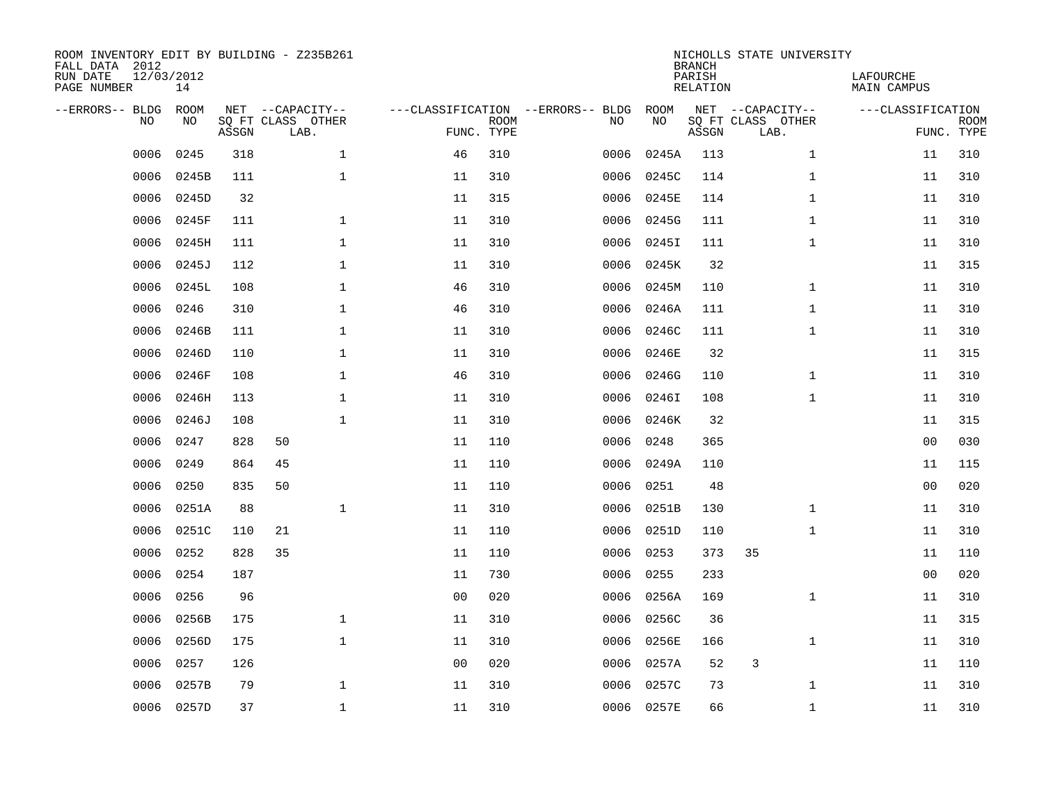ROOM INVENTORY EDIT BY BUILDING - Z235B261
FALL DATA 2012
RUN DATE 12/03/2012
PAGE NUMBER 14

NICHOLLS STATE UNIVERSITY
BRANCH
PARISH LAFOURCHE
RELATION MAIN CAMPUS

| --ERRORS-- | BLDG NO | ROOM NO | NET SQ FT ASSGN | CAPACITY CLASS LAB. | CAPACITY OTHER | CLASSIFICATION FUNC. | ROOM TYPE | --ERRORS-- | BLDG NO | ROOM NO | NET SQ FT ASSGN | CAPACITY CLASS LAB. | CAPACITY OTHER | CLASSIFICATION FUNC. | ROOM TYPE |
|---|---|---|---|---|---|---|---|---|---|---|---|---|---|---|---|
| | 0006 | 0245 | 318 | | 1 | 46 | 310 | | 0006 | 0245A | 113 | | 1 | 11 | 310 |
| | 0006 | 0245B | 111 | | 1 | 11 | 310 | | 0006 | 0245C | 114 | | 1 | 11 | 310 |
| | 0006 | 0245D | 32 | | | 11 | 315 | | 0006 | 0245E | 114 | | 1 | 11 | 310 |
| | 0006 | 0245F | 111 | | 1 | 11 | 310 | | 0006 | 0245G | 111 | | 1 | 11 | 310 |
| | 0006 | 0245H | 111 | | 1 | 11 | 310 | | 0006 | 0245I | 111 | | 1 | 11 | 310 |
| | 0006 | 0245J | 112 | | 1 | 11 | 310 | | 0006 | 0245K | 32 | | | 11 | 315 |
| | 0006 | 0245L | 108 | | 1 | 46 | 310 | | 0006 | 0245M | 110 | | 1 | 11 | 310 |
| | 0006 | 0246 | 310 | | 1 | 46 | 310 | | 0006 | 0246A | 111 | | 1 | 11 | 310 |
| | 0006 | 0246B | 111 | | 1 | 11 | 310 | | 0006 | 0246C | 111 | | 1 | 11 | 310 |
| | 0006 | 0246D | 110 | | 1 | 11 | 310 | | 0006 | 0246E | 32 | | | 11 | 315 |
| | 0006 | 0246F | 108 | | 1 | 46 | 310 | | 0006 | 0246G | 110 | | 1 | 11 | 310 |
| | 0006 | 0246H | 113 | | 1 | 11 | 310 | | 0006 | 0246I | 108 | | 1 | 11 | 310 |
| | 0006 | 0246J | 108 | | 1 | 11 | 310 | | 0006 | 0246K | 32 | | | 11 | 315 |
| | 0006 | 0247 | 828 | 50 | | 11 | 110 | | 0006 | 0248 | 365 | | | 00 | 030 |
| | 0006 | 0249 | 864 | 45 | | 11 | 110 | | 0006 | 0249A | 110 | | | 11 | 115 |
| | 0006 | 0250 | 835 | 50 | | 11 | 110 | | 0006 | 0251 | 48 | | | 00 | 020 |
| | 0006 | 0251A | 88 | | 1 | 11 | 310 | | 0006 | 0251B | 130 | | 1 | 11 | 310 |
| | 0006 | 0251C | 110 | 21 | | 11 | 110 | | 0006 | 0251D | 110 | | 1 | 11 | 310 |
| | 0006 | 0252 | 828 | 35 | | 11 | 110 | | 0006 | 0253 | 373 | 35 | | 11 | 110 |
| | 0006 | 0254 | 187 | | | 11 | 730 | | 0006 | 0255 | 233 | | | 00 | 020 |
| | 0006 | 0256 | 96 | | | 00 | 020 | | 0006 | 0256A | 169 | | 1 | 11 | 310 |
| | 0006 | 0256B | 175 | | 1 | 11 | 310 | | 0006 | 0256C | 36 | | | 11 | 315 |
| | 0006 | 0256D | 175 | | 1 | 11 | 310 | | 0006 | 0256E | 166 | | 1 | 11 | 310 |
| | 0006 | 0257 | 126 | | | 00 | 020 | | 0006 | 0257A | 52 | 3 | | 11 | 110 |
| | 0006 | 0257B | 79 | | 1 | 11 | 310 | | 0006 | 0257C | 73 | | 1 | 11 | 310 |
| | 0006 | 0257D | 37 | | 1 | 11 | 310 | | 0006 | 0257E | 66 | | 1 | 11 | 310 |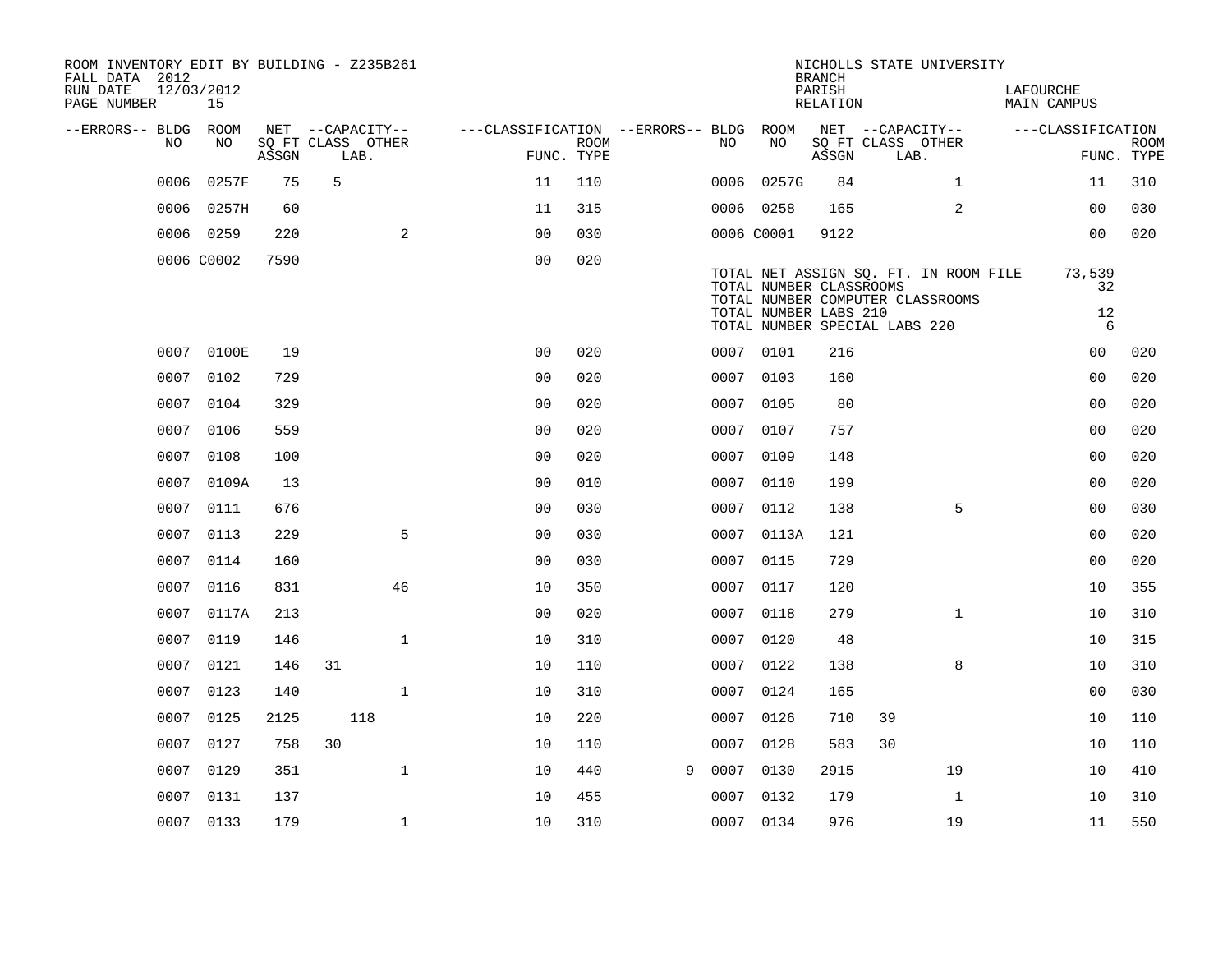ROOM INVENTORY EDIT BY BUILDING - Z235B261
FALL DATA 2012
RUN DATE 12/03/2012
PAGE NUMBER 15

NICHOLLS STATE UNIVERSITY
BRANCH
PARISH LAFOURCHE
RELATION MAIN CAMPUS

| --ERRORS-- | BLDG NO | ROOM NO | NET SQ FT ASSGN | CAPACITY CLASS | CAPACITY LAB. | CAPACITY OTHER | CLASSIFICATION FUNC. | ROOM TYPE | --ERRORS-- | BLDG NO | ROOM NO | NET SQ FT ASSGN | CAPACITY CLASS | CAPACITY LAB. | CAPACITY OTHER | CLASSIFICATION FUNC. | ROOM TYPE |
|---|---|---|---|---|---|---|---|---|---|---|---|---|---|---|---|---|---|
| | 0006 | 0257F | 75 | 5 | | | 11 | 110 | | 0006 | 0257G | 84 | | | 1 | 11 | 310 |
| | 0006 | 0257H | 60 | | | | 11 | 315 | | 0006 | 0258 | 165 | | | 2 | 00 | 030 |
| | 0006 | 0259 | 220 | | | 2 | 00 | 030 | | 0006 | C0001 | 9122 | | | | 00 | 020 |
| | 0006 | C0002 | 7590 | | | | 00 | 020 | | | | | | | | | |

TOTAL NET ASSIGN SQ. FT. IN ROOM FILE 73,539
TOTAL NUMBER CLASSROOMS 32
TOTAL NUMBER COMPUTER CLASSROOMS
TOTAL NUMBER LABS 210 12
TOTAL NUMBER SPECIAL LABS 220 6

| --ERRORS-- | BLDG NO | ROOM NO | NET SQ FT ASSGN | CAPACITY CLASS | CAPACITY LAB. | CAPACITY OTHER | CLASSIFICATION FUNC. | ROOM TYPE | --ERRORS-- | BLDG NO | ROOM NO | NET SQ FT ASSGN | CAPACITY CLASS | CAPACITY LAB. | CAPACITY OTHER | CLASSIFICATION FUNC. | ROOM TYPE |
|---|---|---|---|---|---|---|---|---|---|---|---|---|---|---|---|---|---|
| | 0007 | 0100E | 19 | | | | 00 | 020 | | 0007 | 0101 | 216 | | | | 00 | 020 |
| | 0007 | 0102 | 729 | | | | 00 | 020 | | 0007 | 0103 | 160 | | | | 00 | 020 |
| | 0007 | 0104 | 329 | | | | 00 | 020 | | 0007 | 0105 | 80 | | | | 00 | 020 |
| | 0007 | 0106 | 559 | | | | 00 | 020 | | 0007 | 0107 | 757 | | | | 00 | 020 |
| | 0007 | 0108 | 100 | | | | 00 | 020 | | 0007 | 0109 | 148 | | | | 00 | 020 |
| | 0007 | 0109A | 13 | | | | 00 | 010 | | 0007 | 0110 | 199 | | | | 00 | 020 |
| | 0007 | 0111 | 676 | | | | 00 | 030 | | 0007 | 0112 | 138 | | | 5 | 00 | 030 |
| | 0007 | 0113 | 229 | | | 5 | 00 | 030 | | 0007 | 0113A | 121 | | | | 00 | 020 |
| | 0007 | 0114 | 160 | | | | 00 | 030 | | 0007 | 0115 | 729 | | | | 00 | 020 |
| | 0007 | 0116 | 831 | | | 46 | 10 | 350 | | 0007 | 0117 | 120 | | | | 10 | 355 |
| | 0007 | 0117A | 213 | | | | 00 | 020 | | 0007 | 0118 | 279 | | | 1 | 10 | 310 |
| | 0007 | 0119 | 146 | | | 1 | 10 | 310 | | 0007 | 0120 | 48 | | | | 10 | 315 |
| | 0007 | 0121 | 146 | 31 | | | 10 | 110 | | 0007 | 0122 | 138 | | | 8 | 10 | 310 |
| | 0007 | 0123 | 140 | | | 1 | 10 | 310 | | 0007 | 0124 | 165 | | | | 00 | 030 |
| | 0007 | 0125 | 2125 | | 118 | | 10 | 220 | | 0007 | 0126 | 710 | 39 | | | 10 | 110 |
| | 0007 | 0127 | 758 | 30 | | | 10 | 110 | | 0007 | 0128 | 583 | 30 | | | 10 | 110 |
| | 0007 | 0129 | 351 | | | 1 | 10 | 440 | 9 | 0007 | 0130 | 2915 | | | 19 | 10 | 410 |
| | 0007 | 0131 | 137 | | | | 10 | 455 | | 0007 | 0132 | 179 | | | 1 | 10 | 310 |
| | 0007 | 0133 | 179 | | | 1 | 10 | 310 | | 0007 | 0134 | 976 | | | 19 | 11 | 550 |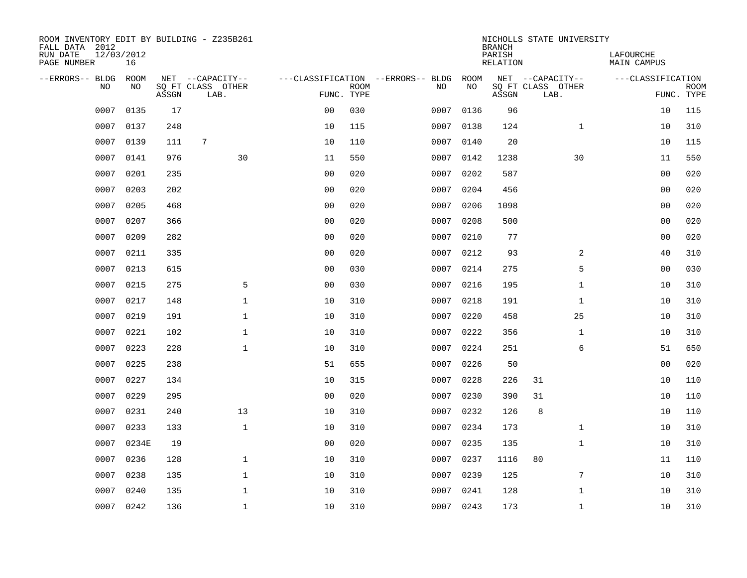ROOM INVENTORY EDIT BY BUILDING - Z235B261
FALL DATA 2012
RUN DATE 12/03/2012
PAGE NUMBER 16

NICHOLLS STATE UNIVERSITY
BRANCH
PARISH LAFOURCHE
RELATION MAIN CAMPUS

| --ERRORS-- | BLDG NO | ROOM NO | NET SQ FT ASSGN | --CAPACITY-- CLASS | LAB. | OTHER | ---CLASSIFICATION FUNC. | ROOM TYPE | --ERRORS-- | BLDG NO | ROOM NO | NET SQ FT ASSGN | --CAPACITY-- CLASS | LAB. | OTHER | ---CLASSIFICATION FUNC. | ROOM TYPE |
|---|---|---|---|---|---|---|---|---|---|---|---|---|---|---|---|---|---|
| | 0007 | 0135 | 17 | | | | 00 | 030 | | 0007 | 0136 | 96 | | | | 10 | 115 |
| | 0007 | 0137 | 248 | | | | 10 | 115 | | 0007 | 0138 | 124 | | | 1 | 10 | 310 |
| | 0007 | 0139 | 111 | 7 | | | 10 | 110 | | 0007 | 0140 | 20 | | | | 10 | 115 |
| | 0007 | 0141 | 976 | | | 30 | 11 | 550 | | 0007 | 0142 | 1238 | | | 30 | 11 | 550 |
| | 0007 | 0201 | 235 | | | | 00 | 020 | | 0007 | 0202 | 587 | | | | 00 | 020 |
| | 0007 | 0203 | 202 | | | | 00 | 020 | | 0007 | 0204 | 456 | | | | 00 | 020 |
| | 0007 | 0205 | 468 | | | | 00 | 020 | | 0007 | 0206 | 1098 | | | | 00 | 020 |
| | 0007 | 0207 | 366 | | | | 00 | 020 | | 0007 | 0208 | 500 | | | | 00 | 020 |
| | 0007 | 0209 | 282 | | | | 00 | 020 | | 0007 | 0210 | 77 | | | | 00 | 020 |
| | 0007 | 0211 | 335 | | | | 00 | 020 | | 0007 | 0212 | 93 | | | 2 | 40 | 310 |
| | 0007 | 0213 | 615 | | | | 00 | 030 | | 0007 | 0214 | 275 | | | 5 | 00 | 030 |
| | 0007 | 0215 | 275 | | | 5 | 00 | 030 | | 0007 | 0216 | 195 | | | 1 | 10 | 310 |
| | 0007 | 0217 | 148 | | | 1 | 10 | 310 | | 0007 | 0218 | 191 | | | 1 | 10 | 310 |
| | 0007 | 0219 | 191 | | | 1 | 10 | 310 | | 0007 | 0220 | 458 | | | 25 | 10 | 310 |
| | 0007 | 0221 | 102 | | | 1 | 10 | 310 | | 0007 | 0222 | 356 | | | 1 | 10 | 310 |
| | 0007 | 0223 | 228 | | | 1 | 10 | 310 | | 0007 | 0224 | 251 | | | 6 | 51 | 650 |
| | 0007 | 0225 | 238 | | | | 51 | 655 | | 0007 | 0226 | 50 | | | | 00 | 020 |
| | 0007 | 0227 | 134 | | | | 10 | 315 | | 0007 | 0228 | 226 | 31 | | | 10 | 110 |
| | 0007 | 0229 | 295 | | | | 00 | 020 | | 0007 | 0230 | 390 | 31 | | | 10 | 110 |
| | 0007 | 0231 | 240 | | | 13 | 10 | 310 | | 0007 | 0232 | 126 | 8 | | | 10 | 110 |
| | 0007 | 0233 | 133 | | | 1 | 10 | 310 | | 0007 | 0234 | 173 | | | 1 | 10 | 310 |
| | 0007 | 0234E | 19 | | | | 00 | 020 | | 0007 | 0235 | 135 | | | 1 | 10 | 310 |
| | 0007 | 0236 | 128 | | | 1 | 10 | 310 | | 0007 | 0237 | 1116 | 80 | | | 11 | 110 |
| | 0007 | 0238 | 135 | | | 1 | 10 | 310 | | 0007 | 0239 | 125 | | | 7 | 10 | 310 |
| | 0007 | 0240 | 135 | | | 1 | 10 | 310 | | 0007 | 0241 | 128 | | | 1 | 10 | 310 |
| | 0007 | 0242 | 136 | | | 1 | 10 | 310 | | 0007 | 0243 | 173 | | | 1 | 10 | 310 |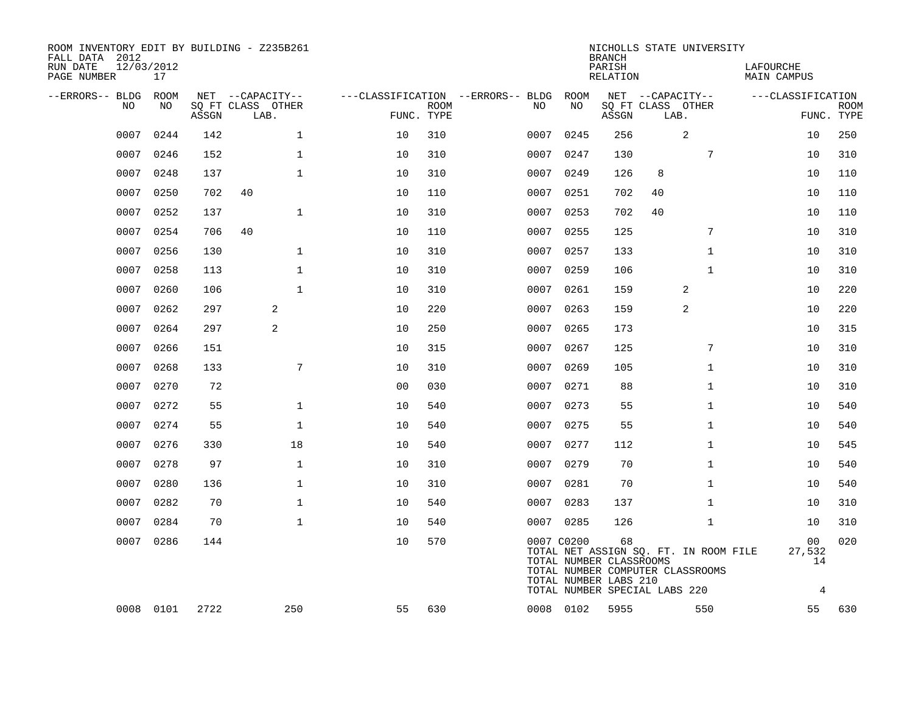ROOM INVENTORY EDIT BY BUILDING - Z235B261
FALL DATA 2012
RUN DATE 12/03/2012
PAGE NUMBER 17

NICHOLLS STATE UNIVERSITY
BRANCH
PARISH LAFOURCHE
RELATION MAIN CAMPUS

| --ERRORS-- | BLDG NO | ROOM NO | NET SQ FT ASSGN | CAPACITY CLASS LAB. | CAPACITY OTHER | CLASSIFICATION FUNC. | ROOM TYPE | --ERRORS-- | BLDG NO | ROOM NO | NET SQ FT ASSGN | CAPACITY CLASS LAB. | CAPACITY OTHER | CLASSIFICATION FUNC. | ROOM TYPE |
|---|---|---|---|---|---|---|---|---|---|---|---|---|---|---|---|
| | 0007 | 0244 | 142 | | 1 | 10 | 310 | | 0007 | 0245 | 256 | 2 | | 10 | 250 |
| | 0007 | 0246 | 152 | | 1 | 10 | 310 | | 0007 | 0247 | 130 | | 7 | 10 | 310 |
| | 0007 | 0248 | 137 | | 1 | 10 | 310 | | 0007 | 0249 | 126 | 8 | | 10 | 110 |
| | 0007 | 0250 | 702 | 40 | | 10 | 110 | | 0007 | 0251 | 702 | 40 | | 10 | 110 |
| | 0007 | 0252 | 137 | | 1 | 10 | 310 | | 0007 | 0253 | 702 | 40 | | 10 | 110 |
| | 0007 | 0254 | 706 | 40 | | 10 | 110 | | 0007 | 0255 | 125 | | 7 | 10 | 310 |
| | 0007 | 0256 | 130 | | 1 | 10 | 310 | | 0007 | 0257 | 133 | | 1 | 10 | 310 |
| | 0007 | 0258 | 113 | | 1 | 10 | 310 | | 0007 | 0259 | 106 | | 1 | 10 | 310 |
| | 0007 | 0260 | 106 | | 1 | 10 | 310 | | 0007 | 0261 | 159 | 2 | | 10 | 220 |
| | 0007 | 0262 | 297 | 2 | | 10 | 220 | | 0007 | 0263 | 159 | 2 | | 10 | 220 |
| | 0007 | 0264 | 297 | 2 | | 10 | 250 | | 0007 | 0265 | 173 | | | 10 | 315 |
| | 0007 | 0266 | 151 | | | 10 | 315 | | 0007 | 0267 | 125 | | 7 | 10 | 310 |
| | 0007 | 0268 | 133 | | 7 | 10 | 310 | | 0007 | 0269 | 105 | | 1 | 10 | 310 |
| | 0007 | 0270 | 72 | | | 00 | 030 | | 0007 | 0271 | 88 | | 1 | 10 | 310 |
| | 0007 | 0272 | 55 | | 1 | 10 | 540 | | 0007 | 0273 | 55 | | 1 | 10 | 540 |
| | 0007 | 0274 | 55 | | 1 | 10 | 540 | | 0007 | 0275 | 55 | | 1 | 10 | 540 |
| | 0007 | 0276 | 330 | | 18 | 10 | 540 | | 0007 | 0277 | 112 | | 1 | 10 | 545 |
| | 0007 | 0278 | 97 | | 1 | 10 | 310 | | 0007 | 0279 | 70 | | 1 | 10 | 540 |
| | 0007 | 0280 | 136 | | 1 | 10 | 310 | | 0007 | 0281 | 70 | | 1 | 10 | 540 |
| | 0007 | 0282 | 70 | | 1 | 10 | 540 | | 0007 | 0283 | 137 | | 1 | 10 | 310 |
| | 0007 | 0284 | 70 | | 1 | 10 | 540 | | 0007 | 0285 | 126 | | 1 | 10 | 310 |
| | 0007 | 0286 | 144 | | | 10 | 570 | | 0007 | C0200 | 68 | | | 00 | 020 |
| | | | | | | | | | TOTAL NET ASSIGN SQ. FT. IN ROOM FILE | | | | | 27,532 | |
| | | | | | | | | | TOTAL NUMBER CLASSROOMS | | | | | 14 | |
| | | | | | | | | | TOTAL NUMBER COMPUTER CLASSROOMS | | | | | | |
| | | | | | | | | | TOTAL NUMBER LABS 210 | | | | | | |
| | | | | | | | | | TOTAL NUMBER SPECIAL LABS 220 | | | | | 4 | |
| | 0008 | 0101 | 2722 | | 250 | 55 | 630 | | 0008 | 0102 | 5955 | | 550 | 55 | 630 |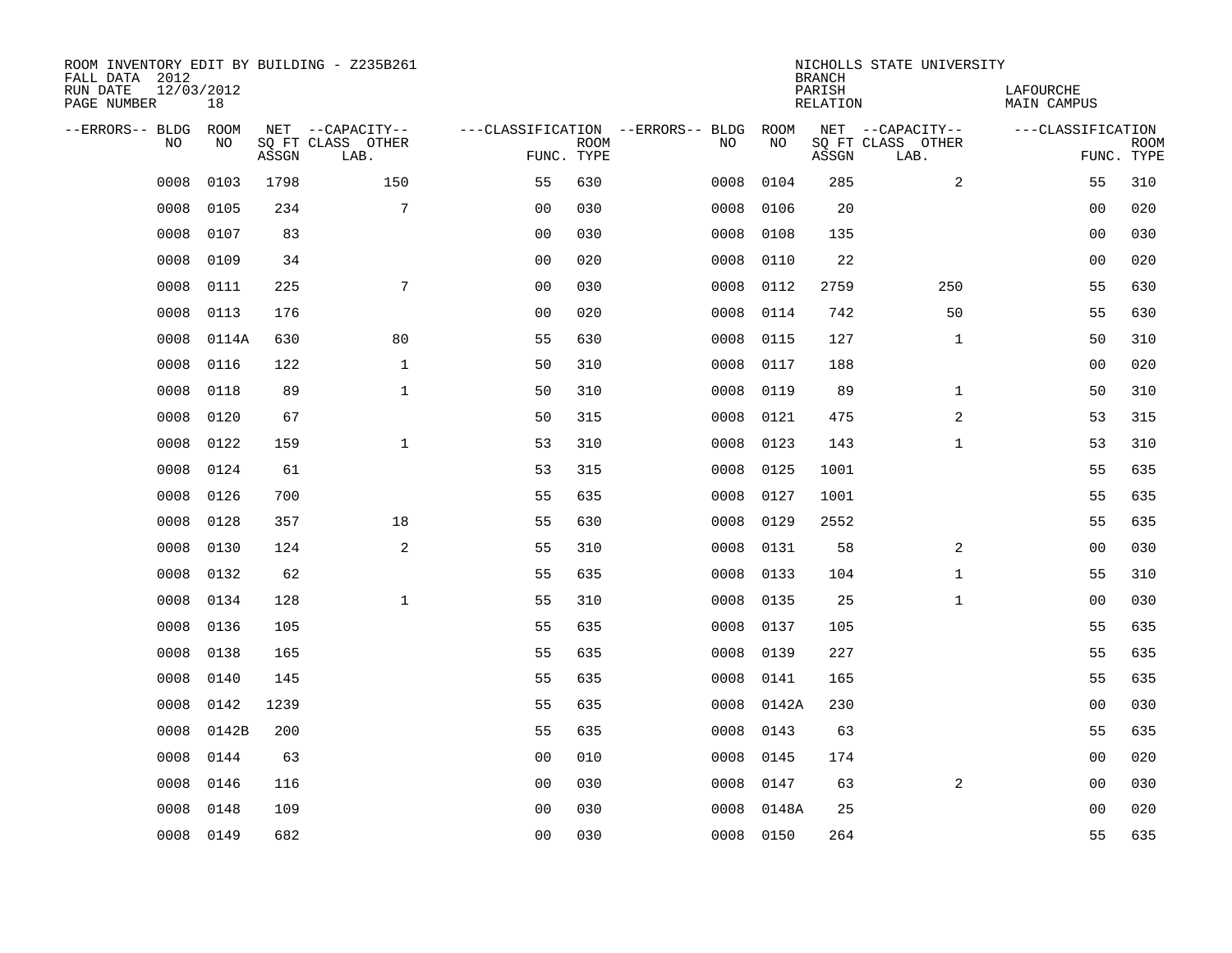ROOM INVENTORY EDIT BY BUILDING - Z235B261
FALL DATA 2012
RUN DATE 12/03/2012
PAGE NUMBER 18

NICHOLLS STATE UNIVERSITY
BRANCH
PARISH LAFOURCHE
RELATION MAIN CAMPUS

| --ERRORS-- | BLDG NO | ROOM NO | NET SQ FT ASSGN | --CAPACITY-- CLASS LAB. | OTHER | ---CLASSIFICATION FUNC. | ROOM TYPE | --ERRORS-- | BLDG NO | ROOM NO | NET SQ FT ASSGN | --CAPACITY-- CLASS LAB. | OTHER | ---CLASSIFICATION FUNC. | ROOM TYPE |
|---|---|---|---|---|---|---|---|---|---|---|---|---|---|---|---|
| | 0008 | 0103 | 1798 | | 150 | 55 | 630 | | 0008 | 0104 | 285 | | 2 | 55 | 310 |
| | 0008 | 0105 | 234 | | 7 | 00 | 030 | | 0008 | 0106 | 20 | | | 00 | 020 |
| | 0008 | 0107 | 83 | | | 00 | 030 | | 0008 | 0108 | 135 | | | 00 | 030 |
| | 0008 | 0109 | 34 | | | 00 | 020 | | 0008 | 0110 | 22 | | | 00 | 020 |
| | 0008 | 0111 | 225 | | 7 | 00 | 030 | | 0008 | 0112 | 2759 | | 250 | 55 | 630 |
| | 0008 | 0113 | 176 | | | 00 | 020 | | 0008 | 0114 | 742 | | 50 | 55 | 630 |
| | 0008 | 0114A | 630 | | 80 | 55 | 630 | | 0008 | 0115 | 127 | | 1 | 50 | 310 |
| | 0008 | 0116 | 122 | | 1 | 50 | 310 | | 0008 | 0117 | 188 | | | 00 | 020 |
| | 0008 | 0118 | 89 | | 1 | 50 | 310 | | 0008 | 0119 | 89 | | 1 | 50 | 310 |
| | 0008 | 0120 | 67 | | | 50 | 315 | | 0008 | 0121 | 475 | | 2 | 53 | 315 |
| | 0008 | 0122 | 159 | | 1 | 53 | 310 | | 0008 | 0123 | 143 | | 1 | 53 | 310 |
| | 0008 | 0124 | 61 | | | 53 | 315 | | 0008 | 0125 | 1001 | | | 55 | 635 |
| | 0008 | 0126 | 700 | | | 55 | 635 | | 0008 | 0127 | 1001 | | | 55 | 635 |
| | 0008 | 0128 | 357 | | 18 | 55 | 630 | | 0008 | 0129 | 2552 | | | 55 | 635 |
| | 0008 | 0130 | 124 | | 2 | 55 | 310 | | 0008 | 0131 | 58 | | 2 | 00 | 030 |
| | 0008 | 0132 | 62 | | | 55 | 635 | | 0008 | 0133 | 104 | | 1 | 55 | 310 |
| | 0008 | 0134 | 128 | | 1 | 55 | 310 | | 0008 | 0135 | 25 | | 1 | 00 | 030 |
| | 0008 | 0136 | 105 | | | 55 | 635 | | 0008 | 0137 | 105 | | | 55 | 635 |
| | 0008 | 0138 | 165 | | | 55 | 635 | | 0008 | 0139 | 227 | | | 55 | 635 |
| | 0008 | 0140 | 145 | | | 55 | 635 | | 0008 | 0141 | 165 | | | 55 | 635 |
| | 0008 | 0142 | 1239 | | | 55 | 635 | | 0008 | 0142A | 230 | | | 00 | 030 |
| | 0008 | 0142B | 200 | | | 55 | 635 | | 0008 | 0143 | 63 | | | 55 | 635 |
| | 0008 | 0144 | 63 | | | 00 | 010 | | 0008 | 0145 | 174 | | | 00 | 020 |
| | 0008 | 0146 | 116 | | | 00 | 030 | | 0008 | 0147 | 63 | | 2 | 00 | 030 |
| | 0008 | 0148 | 109 | | | 00 | 030 | | 0008 | 0148A | 25 | | | 00 | 020 |
| | 0008 | 0149 | 682 | | | 00 | 030 | | 0008 | 0150 | 264 | | | 55 | 635 |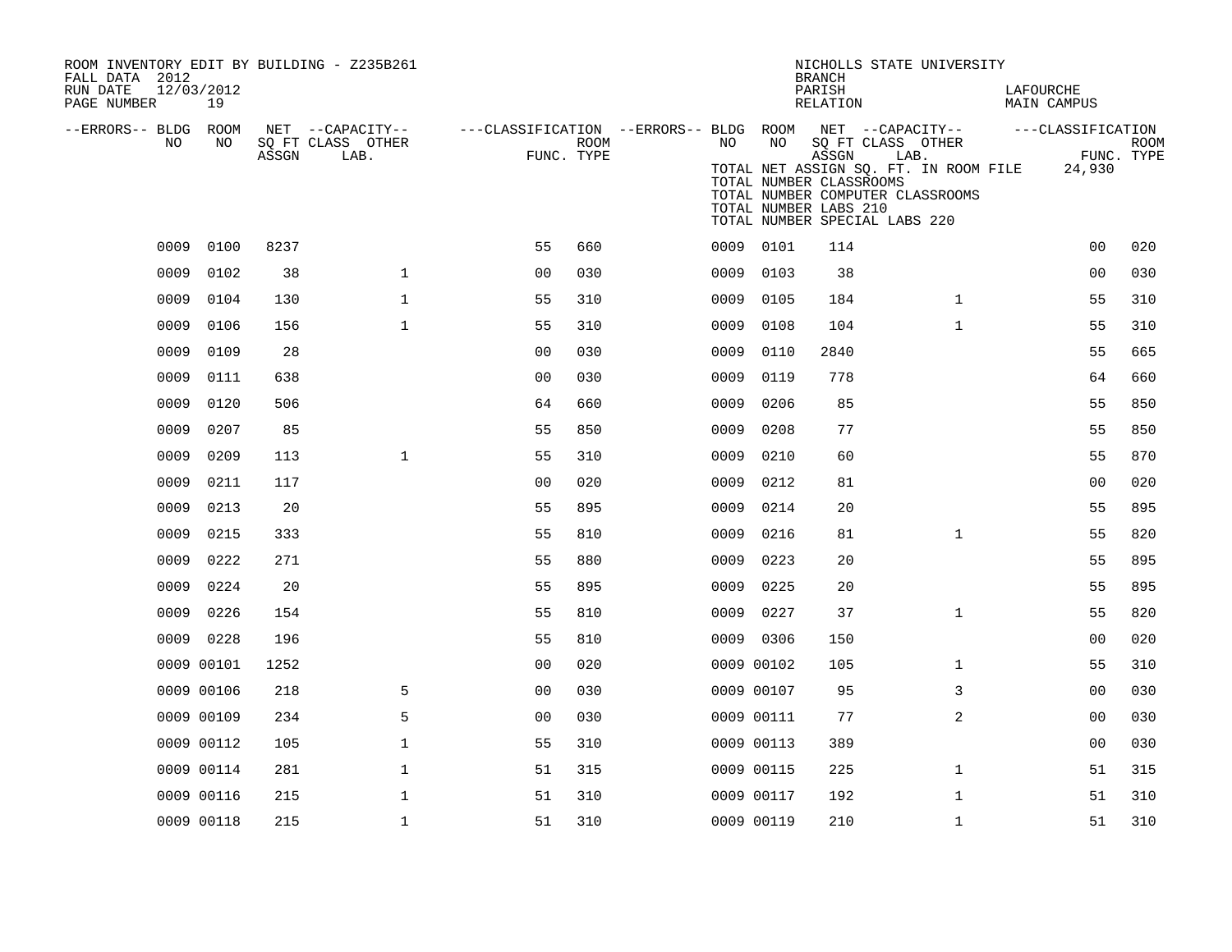ROOM INVENTORY EDIT BY BUILDING - Z235B261
FALL DATA 2012
RUN DATE 12/03/2012
PAGE NUMBER 19

NICHOLLS STATE UNIVERSITY
BRANCH
PARISH LAFOURCHE
RELATION MAIN CAMPUS

TOTAL NET ASSIGN SQ. FT. IN ROOM FILE 24,930
TOTAL NUMBER CLASSROOMS
TOTAL NUMBER COMPUTER CLASSROOMS
TOTAL NUMBER LABS 210
TOTAL NUMBER SPECIAL LABS 220

| --ERRORS-- | BLDG NO | ROOM NO | NET SQ FT ASSGN | CAPACITY CLASS LAB. | CAPACITY OTHER | CLASSIFICATION FUNC. | ROOM TYPE | --ERRORS-- | BLDG NO | ROOM NO | NET SQ FT ASSGN | CAPACITY CLASS LAB. | CAPACITY OTHER | CLASSIFICATION FUNC. | ROOM TYPE |
|---|---|---|---|---|---|---|---|---|---|---|---|---|---|---|---|
| | 0009 | 0100 | 8237 | | | 55 | 660 | | 0009 | 0101 | 114 | | | 00 | 020 |
| | 0009 | 0102 | 38 | | 1 | 00 | 030 | | 0009 | 0103 | 38 | | | 00 | 030 |
| | 0009 | 0104 | 130 | | 1 | 55 | 310 | | 0009 | 0105 | 184 | | 1 | 55 | 310 |
| | 0009 | 0106 | 156 | | 1 | 55 | 310 | | 0009 | 0108 | 104 | | 1 | 55 | 310 |
| | 0009 | 0109 | 28 | | | 00 | 030 | | 0009 | 0110 | 2840 | | | 55 | 665 |
| | 0009 | 0111 | 638 | | | 00 | 030 | | 0009 | 0119 | 778 | | | 64 | 660 |
| | 0009 | 0120 | 506 | | | 64 | 660 | | 0009 | 0206 | 85 | | | 55 | 850 |
| | 0009 | 0207 | 85 | | | 55 | 850 | | 0009 | 0208 | 77 | | | 55 | 850 |
| | 0009 | 0209 | 113 | | 1 | 55 | 310 | | 0009 | 0210 | 60 | | | 55 | 870 |
| | 0009 | 0211 | 117 | | | 00 | 020 | | 0009 | 0212 | 81 | | | 00 | 020 |
| | 0009 | 0213 | 20 | | | 55 | 895 | | 0009 | 0214 | 20 | | | 55 | 895 |
| | 0009 | 0215 | 333 | | | 55 | 810 | | 0009 | 0216 | 81 | | 1 | 55 | 820 |
| | 0009 | 0222 | 271 | | | 55 | 880 | | 0009 | 0223 | 20 | | | 55 | 895 |
| | 0009 | 0224 | 20 | | | 55 | 895 | | 0009 | 0225 | 20 | | | 55 | 895 |
| | 0009 | 0226 | 154 | | | 55 | 810 | | 0009 | 0227 | 37 | | 1 | 55 | 820 |
| | 0009 | 0228 | 196 | | | 55 | 810 | | 0009 | 0306 | 150 | | | 00 | 020 |
| | 0009 | 00101 | 1252 | | | 00 | 020 | | 0009 | 00102 | 105 | | 1 | 55 | 310 |
| | 0009 | 00106 | 218 | | 5 | 00 | 030 | | 0009 | 00107 | 95 | | 3 | 00 | 030 |
| | 0009 | 00109 | 234 | | 5 | 00 | 030 | | 0009 | 00111 | 77 | | 2 | 00 | 030 |
| | 0009 | 00112 | 105 | | 1 | 55 | 310 | | 0009 | 00113 | 389 | | | 00 | 030 |
| | 0009 | 00114 | 281 | | 1 | 51 | 315 | | 0009 | 00115 | 225 | | 1 | 51 | 315 |
| | 0009 | 00116 | 215 | | 1 | 51 | 310 | | 0009 | 00117 | 192 | | 1 | 51 | 310 |
| | 0009 | 00118 | 215 | | 1 | 51 | 310 | | 0009 | 00119 | 210 | | 1 | 51 | 310 |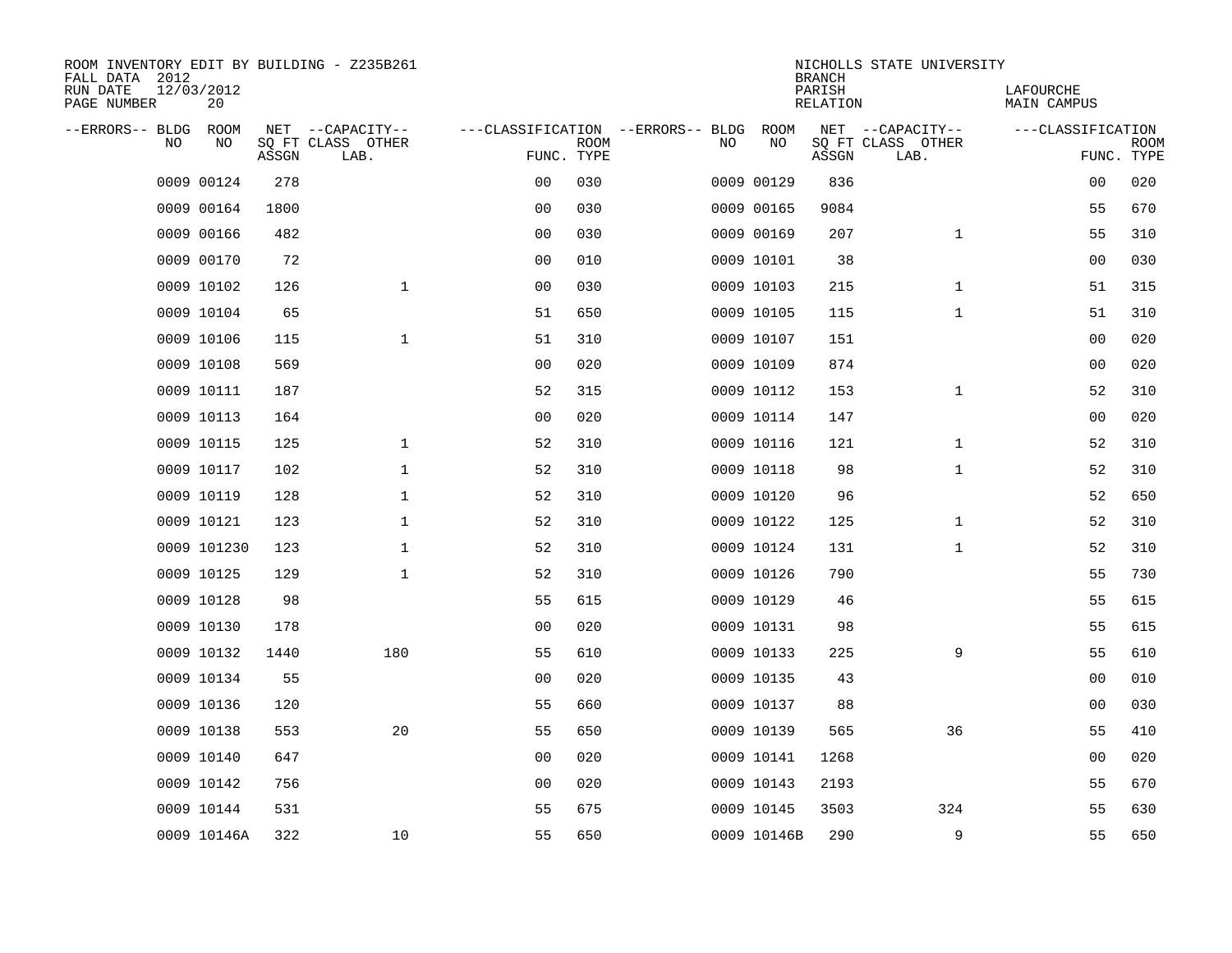ROOM INVENTORY EDIT BY BUILDING - Z235B261
FALL DATA 2012
RUN DATE 12/03/2012
PAGE NUMBER 20

NICHOLLS STATE UNIVERSITY
BRANCH
PARISH LAFOURCHE
RELATION MAIN CAMPUS

| --ERRORS-- | BLDG NO | ROOM NO | NET SQ FT ASSGN | --CAPACITY-- CLASS LAB. | OTHER | ---CLASSIFICATION FUNC. | ROOM TYPE | --ERRORS-- | BLDG NO | ROOM NO | NET SQ FT ASSGN | --CAPACITY-- CLASS LAB. | OTHER | ---CLASSIFICATION FUNC. | ROOM TYPE |
|---|---|---|---|---|---|---|---|---|---|---|---|---|---|---|---|
| | 0009 | 00124 | 278 | | | 00 | 030 | | 0009 | 00129 | 836 | | | 00 | 020 |
| | 0009 | 00164 | 1800 | | | 00 | 030 | | 0009 | 00165 | 9084 | | | 55 | 670 |
| | 0009 | 00166 | 482 | | | 00 | 030 | | 0009 | 00169 | 207 | | 1 | 55 | 310 |
| | 0009 | 00170 | 72 | | | 00 | 010 | | 0009 | 10101 | 38 | | | 00 | 030 |
| | 0009 | 10102 | 126 | | 1 | 00 | 030 | | 0009 | 10103 | 215 | | 1 | 51 | 315 |
| | 0009 | 10104 | 65 | | | 51 | 650 | | 0009 | 10105 | 115 | | 1 | 51 | 310 |
| | 0009 | 10106 | 115 | | 1 | 51 | 310 | | 0009 | 10107 | 151 | | | 00 | 020 |
| | 0009 | 10108 | 569 | | | 00 | 020 | | 0009 | 10109 | 874 | | | 00 | 020 |
| | 0009 | 10111 | 187 | | | 52 | 315 | | 0009 | 10112 | 153 | | 1 | 52 | 310 |
| | 0009 | 10113 | 164 | | | 00 | 020 | | 0009 | 10114 | 147 | | | 00 | 020 |
| | 0009 | 10115 | 125 | | 1 | 52 | 310 | | 0009 | 10116 | 121 | | 1 | 52 | 310 |
| | 0009 | 10117 | 102 | | 1 | 52 | 310 | | 0009 | 10118 | 98 | | 1 | 52 | 310 |
| | 0009 | 10119 | 128 | | 1 | 52 | 310 | | 0009 | 10120 | 96 | | | 52 | 650 |
| | 0009 | 10121 | 123 | | 1 | 52 | 310 | | 0009 | 10122 | 125 | | 1 | 52 | 310 |
| | 0009 | 101230 | 123 | | 1 | 52 | 310 | | 0009 | 10124 | 131 | | 1 | 52 | 310 |
| | 0009 | 10125 | 129 | | 1 | 52 | 310 | | 0009 | 10126 | 790 | | | 55 | 730 |
| | 0009 | 10128 | 98 | | | 55 | 615 | | 0009 | 10129 | 46 | | | 55 | 615 |
| | 0009 | 10130 | 178 | | | 00 | 020 | | 0009 | 10131 | 98 | | | 55 | 615 |
| | 0009 | 10132 | 1440 | | 180 | 55 | 610 | | 0009 | 10133 | 225 | | 9 | 55 | 610 |
| | 0009 | 10134 | 55 | | | 00 | 020 | | 0009 | 10135 | 43 | | | 00 | 010 |
| | 0009 | 10136 | 120 | | | 55 | 660 | | 0009 | 10137 | 88 | | | 00 | 030 |
| | 0009 | 10138 | 553 | | 20 | 55 | 650 | | 0009 | 10139 | 565 | | 36 | 55 | 410 |
| | 0009 | 10140 | 647 | | | 00 | 020 | | 0009 | 10141 | 1268 | | | 00 | 020 |
| | 0009 | 10142 | 756 | | | 00 | 020 | | 0009 | 10143 | 2193 | | | 55 | 670 |
| | 0009 | 10144 | 531 | | | 55 | 675 | | 0009 | 10145 | 3503 | | 324 | 55 | 630 |
| | 0009 | 10146A | 322 | | 10 | 55 | 650 | | 0009 | 10146B | 290 | | 9 | 55 | 650 |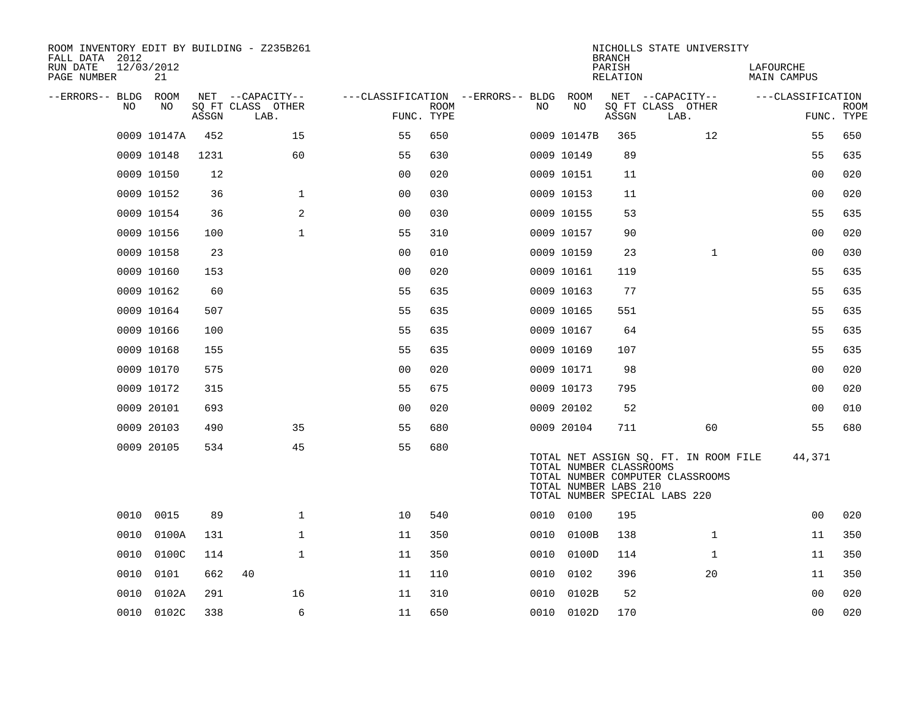ROOM INVENTORY EDIT BY BUILDING - Z235B261
FALL DATA 2012
RUN DATE 12/03/2012
PAGE NUMBER 21

NICHOLLS STATE UNIVERSITY
BRANCH
PARISH LAFOURCHE
RELATION MAIN CAMPUS

| --ERRORS-- | BLDG NO | ROOM NO | NET SQ FT ASSGN | --CAPACITY-- CLASS | OTHER LAB. | ---CLASSIFICATION FUNC. | ROOM TYPE | --ERRORS-- | BLDG NO | ROOM NO | NET SQ FT ASSGN | --CAPACITY-- CLASS | OTHER LAB. | ---CLASSIFICATION FUNC. | ROOM TYPE |
|---|---|---|---|---|---|---|---|---|---|---|---|---|---|---|---|
| | 0009 | 10147A | 452 | | 15 | 55 | 650 | | 0009 | 10147B | 365 | | 12 | 55 | 650 |
| | 0009 | 10148 | 1231 | | 60 | 55 | 630 | | 0009 | 10149 | 89 | | | 55 | 635 |
| | 0009 | 10150 | 12 | | | 00 | 020 | | 0009 | 10151 | 11 | | | 00 | 020 |
| | 0009 | 10152 | 36 | | 1 | 00 | 030 | | 0009 | 10153 | 11 | | | 00 | 020 |
| | 0009 | 10154 | 36 | | 2 | 00 | 030 | | 0009 | 10155 | 53 | | | 55 | 635 |
| | 0009 | 10156 | 100 | | 1 | 55 | 310 | | 0009 | 10157 | 90 | | | 00 | 020 |
| | 0009 | 10158 | 23 | | | 00 | 010 | | 0009 | 10159 | 23 | | 1 | 00 | 030 |
| | 0009 | 10160 | 153 | | | 00 | 020 | | 0009 | 10161 | 119 | | | 55 | 635 |
| | 0009 | 10162 | 60 | | | 55 | 635 | | 0009 | 10163 | 77 | | | 55 | 635 |
| | 0009 | 10164 | 507 | | | 55 | 635 | | 0009 | 10165 | 551 | | | 55 | 635 |
| | 0009 | 10166 | 100 | | | 55 | 635 | | 0009 | 10167 | 64 | | | 55 | 635 |
| | 0009 | 10168 | 155 | | | 55 | 635 | | 0009 | 10169 | 107 | | | 55 | 635 |
| | 0009 | 10170 | 575 | | | 00 | 020 | | 0009 | 10171 | 98 | | | 00 | 020 |
| | 0009 | 10172 | 315 | | | 55 | 675 | | 0009 | 10173 | 795 | | | 00 | 020 |
| | 0009 | 20101 | 693 | | | 00 | 020 | | 0009 | 20102 | 52 | | | 00 | 010 |
| | 0009 | 20103 | 490 | | 35 | 55 | 680 | | 0009 | 20104 | 711 | | 60 | 55 | 680 |
| | 0009 | 20105 | 534 | | 45 | 55 | 680 | | | | | | | | |

TOTAL NET ASSIGN SQ. FT. IN ROOM FILE 44,371
TOTAL NUMBER CLASSROOMS
TOTAL NUMBER COMPUTER CLASSROOMS
TOTAL NUMBER LABS 210
TOTAL NUMBER SPECIAL LABS 220

| --ERRORS-- | BLDG NO | ROOM NO | NET SQ FT ASSGN | --CAPACITY-- CLASS | OTHER LAB. | ---CLASSIFICATION FUNC. | ROOM TYPE | --ERRORS-- | BLDG NO | ROOM NO | NET SQ FT ASSGN | --CAPACITY-- CLASS | OTHER LAB. | ---CLASSIFICATION FUNC. | ROOM TYPE |
|---|---|---|---|---|---|---|---|---|---|---|---|---|---|---|---|
| | 0010 | 0015 | 89 | | 1 | 10 | 540 | | 0010 | 0100 | 195 | | | 00 | 020 |
| | 0010 | 0100A | 131 | | 1 | 11 | 350 | | 0010 | 0100B | 138 | | 1 | 11 | 350 |
| | 0010 | 0100C | 114 | | 1 | 11 | 350 | | 0010 | 0100D | 114 | | 1 | 11 | 350 |
| | 0010 | 0101 | 662 | 40 | | 11 | 110 | | 0010 | 0102 | 396 | | 20 | 11 | 350 |
| | 0010 | 0102A | 291 | | 16 | 11 | 310 | | 0010 | 0102B | 52 | | | 00 | 020 |
| | 0010 | 0102C | 338 | | 6 | 11 | 650 | | 0010 | 0102D | 170 | | | 00 | 020 |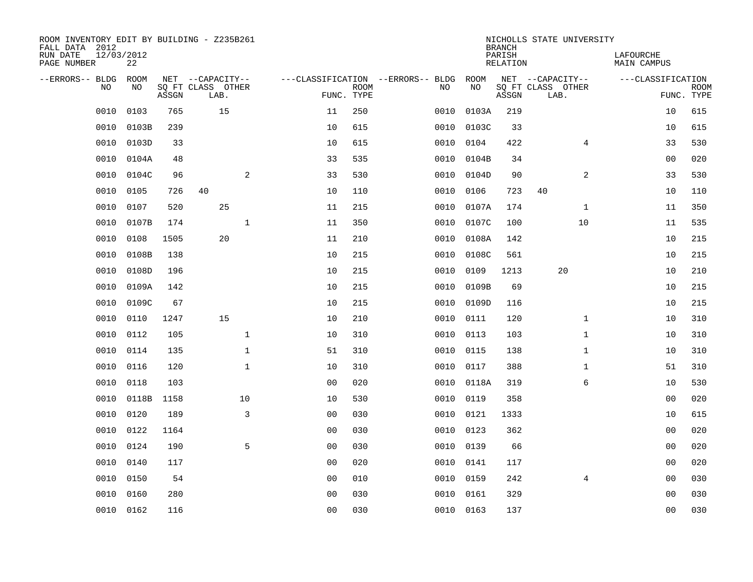ROOM INVENTORY EDIT BY BUILDING - Z235B261
FALL DATA 2012
RUN DATE 12/03/2012
PAGE NUMBER 22

NICHOLLS STATE UNIVERSITY
BRANCH
PARISH LAFOURCHE
RELATION MAIN CAMPUS

| --ERRORS-- | BLDG NO | ROOM NO | NET SQ FT ASSGN | CAPACITY CLASS LAB. | CAPACITY OTHER | CLASSIFICATION FUNC. | ROOM TYPE | --ERRORS-- | BLDG NO | ROOM NO | NET SQ FT ASSGN | CAPACITY CLASS LAB. | CAPACITY OTHER | CLASSIFICATION FUNC. | ROOM TYPE |
|---|---|---|---|---|---|---|---|---|---|---|---|---|---|---|---|
| | 0010 | 0103 | 765 | 15 | | 11 | 250 | | 0010 | 0103A | 219 | | | 10 | 615 |
| | 0010 | 0103B | 239 | | | 10 | 615 | | 0010 | 0103C | 33 | | | 10 | 615 |
| | 0010 | 0103D | 33 | | | 10 | 615 | | 0010 | 0104 | 422 | | 4 | 33 | 530 |
| | 0010 | 0104A | 48 | | | 33 | 535 | | 0010 | 0104B | 34 | | | 00 | 020 |
| | 0010 | 0104C | 96 | | 2 | 33 | 530 | | 0010 | 0104D | 90 | | 2 | 33 | 530 |
| | 0010 | 0105 | 726 | 40 | | 10 | 110 | | 0010 | 0106 | 723 | 40 | | 10 | 110 |
| | 0010 | 0107 | 520 | 25 | | 11 | 215 | | 0010 | 0107A | 174 | | 1 | 11 | 350 |
| | 0010 | 0107B | 174 | | 1 | 11 | 350 | | 0010 | 0107C | 100 | | 10 | 11 | 535 |
| | 0010 | 0108 | 1505 | 20 | | 11 | 210 | | 0010 | 0108A | 142 | | | 10 | 215 |
| | 0010 | 0108B | 138 | | | 10 | 215 | | 0010 | 0108C | 561 | | | 10 | 215 |
| | 0010 | 0108D | 196 | | | 10 | 215 | | 0010 | 0109 | 1213 | 20 | | 10 | 210 |
| | 0010 | 0109A | 142 | | | 10 | 215 | | 0010 | 0109B | 69 | | | 10 | 215 |
| | 0010 | 0109C | 67 | | | 10 | 215 | | 0010 | 0109D | 116 | | | 10 | 215 |
| | 0010 | 0110 | 1247 | 15 | | 10 | 210 | | 0010 | 0111 | 120 | | 1 | 10 | 310 |
| | 0010 | 0112 | 105 | | 1 | 10 | 310 | | 0010 | 0113 | 103 | | 1 | 10 | 310 |
| | 0010 | 0114 | 135 | | 1 | 51 | 310 | | 0010 | 0115 | 138 | | 1 | 10 | 310 |
| | 0010 | 0116 | 120 | | 1 | 10 | 310 | | 0010 | 0117 | 388 | | 1 | 51 | 310 |
| | 0010 | 0118 | 103 | | | 00 | 020 | | 0010 | 0118A | 319 | | 6 | 10 | 530 |
| | 0010 | 0118B | 1158 | | 10 | 10 | 530 | | 0010 | 0119 | 358 | | | 00 | 020 |
| | 0010 | 0120 | 189 | | 3 | 00 | 030 | | 0010 | 0121 | 1333 | | | 10 | 615 |
| | 0010 | 0122 | 1164 | | | 00 | 030 | | 0010 | 0123 | 362 | | | 00 | 020 |
| | 0010 | 0124 | 190 | | 5 | 00 | 030 | | 0010 | 0139 | 66 | | | 00 | 020 |
| | 0010 | 0140 | 117 | | | 00 | 020 | | 0010 | 0141 | 117 | | | 00 | 020 |
| | 0010 | 0150 | 54 | | | 00 | 010 | | 0010 | 0159 | 242 | | 4 | 00 | 030 |
| | 0010 | 0160 | 280 | | | 00 | 030 | | 0010 | 0161 | 329 | | | 00 | 030 |
| | 0010 | 0162 | 116 | | | 00 | 030 | | 0010 | 0163 | 137 | | | 00 | 030 |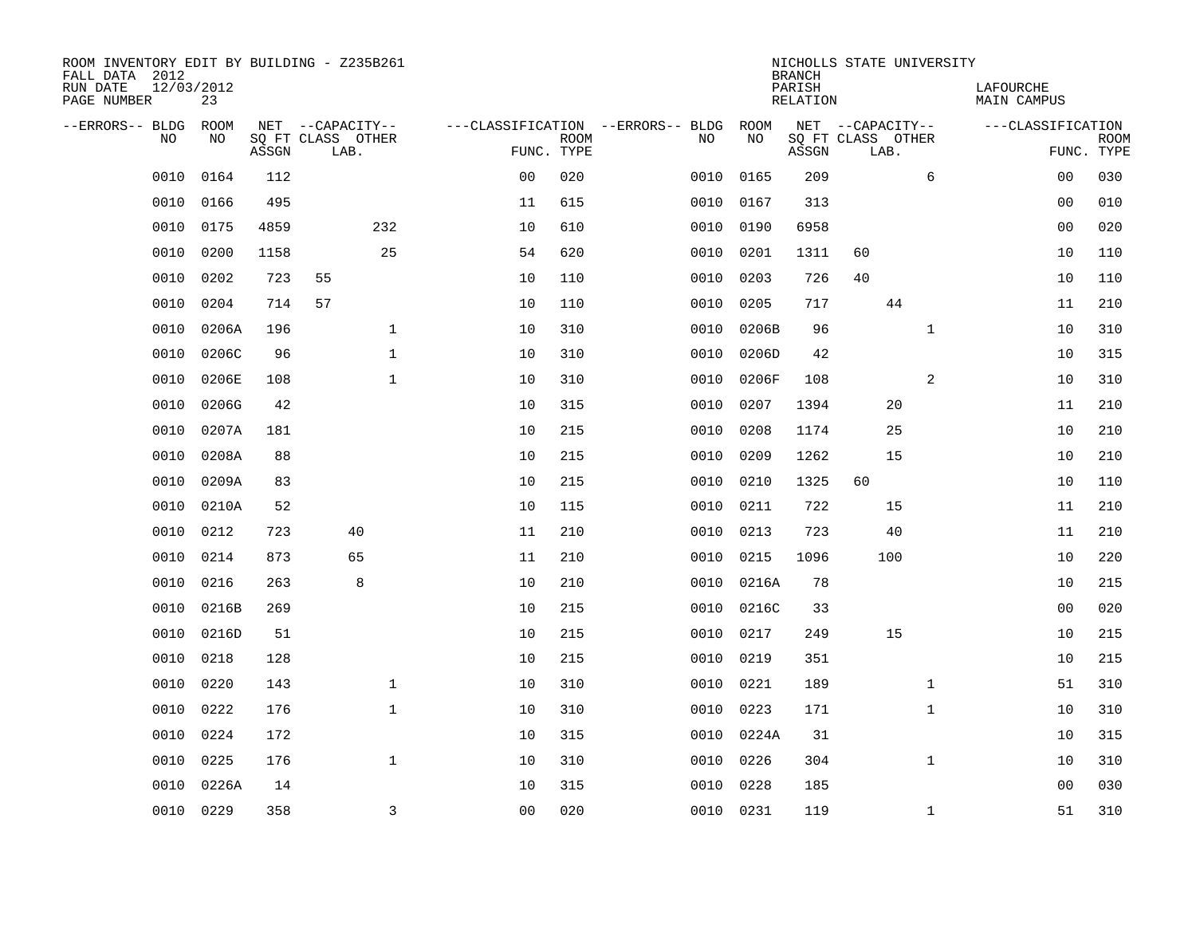ROOM INVENTORY EDIT BY BUILDING - Z235B261
FALL DATA 2012
RUN DATE 12/03/2012
PAGE NUMBER 23

NICHOLLS STATE UNIVERSITY
BRANCH
PARISH LAFOURCHE
RELATION MAIN CAMPUS

| --ERRORS-- | BLDG NO | ROOM NO | NET SQ FT ASSGN | CAPACITY CLASS LAB. | CAPACITY OTHER | CLASSIFICATION FUNC. | ROOM TYPE | --ERRORS-- | BLDG NO | ROOM NO | NET SQ FT ASSGN | CAPACITY CLASS LAB. | CAPACITY OTHER | CLASSIFICATION FUNC. | ROOM TYPE |
|---|---|---|---|---|---|---|---|---|---|---|---|---|---|---|---|
| | 0010 | 0164 | 112 | | | 00 | 020 | | 0010 | 0165 | 209 | | 6 | 00 | 030 |
| | 0010 | 0166 | 495 | | | 11 | 615 | | 0010 | 0167 | 313 | | | 00 | 010 |
| | 0010 | 0175 | 4859 | | 232 | 10 | 610 | | 0010 | 0190 | 6958 | | | 00 | 020 |
| | 0010 | 0200 | 1158 | | 25 | 54 | 620 | | 0010 | 0201 | 1311 | 60 | | 10 | 110 |
| | 0010 | 0202 | 723 | 55 | | 10 | 110 | | 0010 | 0203 | 726 | 40 | | 10 | 110 |
| | 0010 | 0204 | 714 | 57 | | 10 | 110 | | 0010 | 0205 | 717 | 44 | | 11 | 210 |
| | 0010 | 0206A | 196 | | 1 | 10 | 310 | | 0010 | 0206B | 96 | | 1 | 10 | 310 |
| | 0010 | 0206C | 96 | | 1 | 10 | 310 | | 0010 | 0206D | 42 | | | 10 | 315 |
| | 0010 | 0206E | 108 | | 1 | 10 | 310 | | 0010 | 0206F | 108 | | 2 | 10 | 310 |
| | 0010 | 0206G | 42 | | | 10 | 315 | | 0010 | 0207 | 1394 | 20 | | 11 | 210 |
| | 0010 | 0207A | 181 | | | 10 | 215 | | 0010 | 0208 | 1174 | 25 | | 10 | 210 |
| | 0010 | 0208A | 88 | | | 10 | 215 | | 0010 | 0209 | 1262 | 15 | | 10 | 210 |
| | 0010 | 0209A | 83 | | | 10 | 215 | | 0010 | 0210 | 1325 | 60 | | 10 | 110 |
| | 0010 | 0210A | 52 | | | 10 | 115 | | 0010 | 0211 | 722 | 15 | | 11 | 210 |
| | 0010 | 0212 | 723 | 40 | | 11 | 210 | | 0010 | 0213 | 723 | 40 | | 11 | 210 |
| | 0010 | 0214 | 873 | 65 | | 11 | 210 | | 0010 | 0215 | 1096 | 100 | | 10 | 220 |
| | 0010 | 0216 | 263 | 8 | | 10 | 210 | | 0010 | 0216A | 78 | | | 10 | 215 |
| | 0010 | 0216B | 269 | | | 10 | 215 | | 0010 | 0216C | 33 | | | 00 | 020 |
| | 0010 | 0216D | 51 | | | 10 | 215 | | 0010 | 0217 | 249 | 15 | | 10 | 215 |
| | 0010 | 0218 | 128 | | | 10 | 215 | | 0010 | 0219 | 351 | | | 10 | 215 |
| | 0010 | 0220 | 143 | | 1 | 10 | 310 | | 0010 | 0221 | 189 | | 1 | 51 | 310 |
| | 0010 | 0222 | 176 | | 1 | 10 | 310 | | 0010 | 0223 | 171 | | 1 | 10 | 310 |
| | 0010 | 0224 | 172 | | | 10 | 315 | | 0010 | 0224A | 31 | | | 10 | 315 |
| | 0010 | 0225 | 176 | | 1 | 10 | 310 | | 0010 | 0226 | 304 | | 1 | 10 | 310 |
| | 0010 | 0226A | 14 | | | 10 | 315 | | 0010 | 0228 | 185 | | | 00 | 030 |
| | 0010 | 0229 | 358 | | 3 | 00 | 020 | | 0010 | 0231 | 119 | | 1 | 51 | 310 |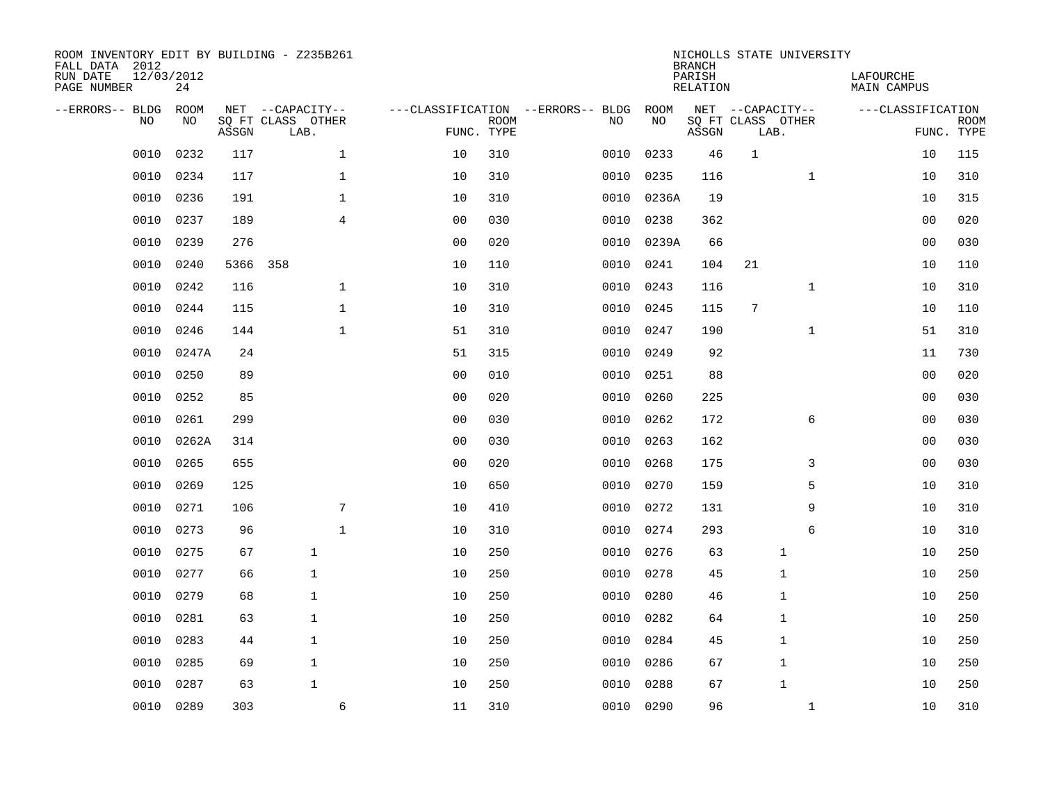ROOM INVENTORY EDIT BY BUILDING - Z235B261
FALL DATA 2012
RUN DATE 12/03/2012
PAGE NUMBER 24

NICHOLLS STATE UNIVERSITY
BRANCH
PARISH LAFOURCHE
RELATION MAIN CAMPUS

| --ERRORS-- | BLDG NO | ROOM NO | NET SQ FT ASSGN | CAPACITY CLASS LAB. | CAPACITY OTHER | CLASSIFICATION FUNC. | ROOM TYPE | --ERRORS-- | BLDG NO | ROOM NO | NET SQ FT ASSGN | CAPACITY CLASS LAB. | CAPACITY OTHER | CLASSIFICATION FUNC. | ROOM TYPE |
|---|---|---|---|---|---|---|---|---|---|---|---|---|---|---|---|
| | 0010 | 0232 | 117 | | 1 | 10 | 310 | | 0010 | 0233 | 46 | 1 | | 10 | 115 |
| | 0010 | 0234 | 117 | | 1 | 10 | 310 | | 0010 | 0235 | 116 | | 1 | 10 | 310 |
| | 0010 | 0236 | 191 | | 1 | 10 | 310 | | 0010 | 0236A | 19 | | | 10 | 315 |
| | 0010 | 0237 | 189 | | 4 | 00 | 030 | | 0010 | 0238 | 362 | | | 00 | 020 |
| | 0010 | 0239 | 276 | | | 00 | 020 | | 0010 | 0239A | 66 | | | 00 | 030 |
| | 0010 | 0240 | 5366 | 358 | | 10 | 110 | | 0010 | 0241 | 104 | 21 | | 10 | 110 |
| | 0010 | 0242 | 116 | | 1 | 10 | 310 | | 0010 | 0243 | 116 | | 1 | 10 | 310 |
| | 0010 | 0244 | 115 | | 1 | 10 | 310 | | 0010 | 0245 | 115 | 7 | | 10 | 110 |
| | 0010 | 0246 | 144 | | 1 | 51 | 310 | | 0010 | 0247 | 190 | | 1 | 51 | 310 |
| | 0010 | 0247A | 24 | | | 51 | 315 | | 0010 | 0249 | 92 | | | 11 | 730 |
| | 0010 | 0250 | 89 | | | 00 | 010 | | 0010 | 0251 | 88 | | | 00 | 020 |
| | 0010 | 0252 | 85 | | | 00 | 020 | | 0010 | 0260 | 225 | | | 00 | 030 |
| | 0010 | 0261 | 299 | | | 00 | 030 | | 0010 | 0262 | 172 | | 6 | 00 | 030 |
| | 0010 | 0262A | 314 | | | 00 | 030 | | 0010 | 0263 | 162 | | | 00 | 030 |
| | 0010 | 0265 | 655 | | | 00 | 020 | | 0010 | 0268 | 175 | | 3 | 00 | 030 |
| | 0010 | 0269 | 125 | | | 10 | 650 | | 0010 | 0270 | 159 | | 5 | 10 | 310 |
| | 0010 | 0271 | 106 | | 7 | 10 | 410 | | 0010 | 0272 | 131 | | 9 | 10 | 310 |
| | 0010 | 0273 | 96 | | 1 | 10 | 310 | | 0010 | 0274 | 293 | | 6 | 10 | 310 |
| | 0010 | 0275 | 67 | 1 | | 10 | 250 | | 0010 | 0276 | 63 | 1 | | 10 | 250 |
| | 0010 | 0277 | 66 | 1 | | 10 | 250 | | 0010 | 0278 | 45 | 1 | | 10 | 250 |
| | 0010 | 0279 | 68 | 1 | | 10 | 250 | | 0010 | 0280 | 46 | 1 | | 10 | 250 |
| | 0010 | 0281 | 63 | 1 | | 10 | 250 | | 0010 | 0282 | 64 | 1 | | 10 | 250 |
| | 0010 | 0283 | 44 | 1 | | 10 | 250 | | 0010 | 0284 | 45 | 1 | | 10 | 250 |
| | 0010 | 0285 | 69 | 1 | | 10 | 250 | | 0010 | 0286 | 67 | 1 | | 10 | 250 |
| | 0010 | 0287 | 63 | 1 | | 10 | 250 | | 0010 | 0288 | 67 | 1 | | 10 | 250 |
| | 0010 | 0289 | 303 | | 6 | 11 | 310 | | 0010 | 0290 | 96 | | 1 | 10 | 310 |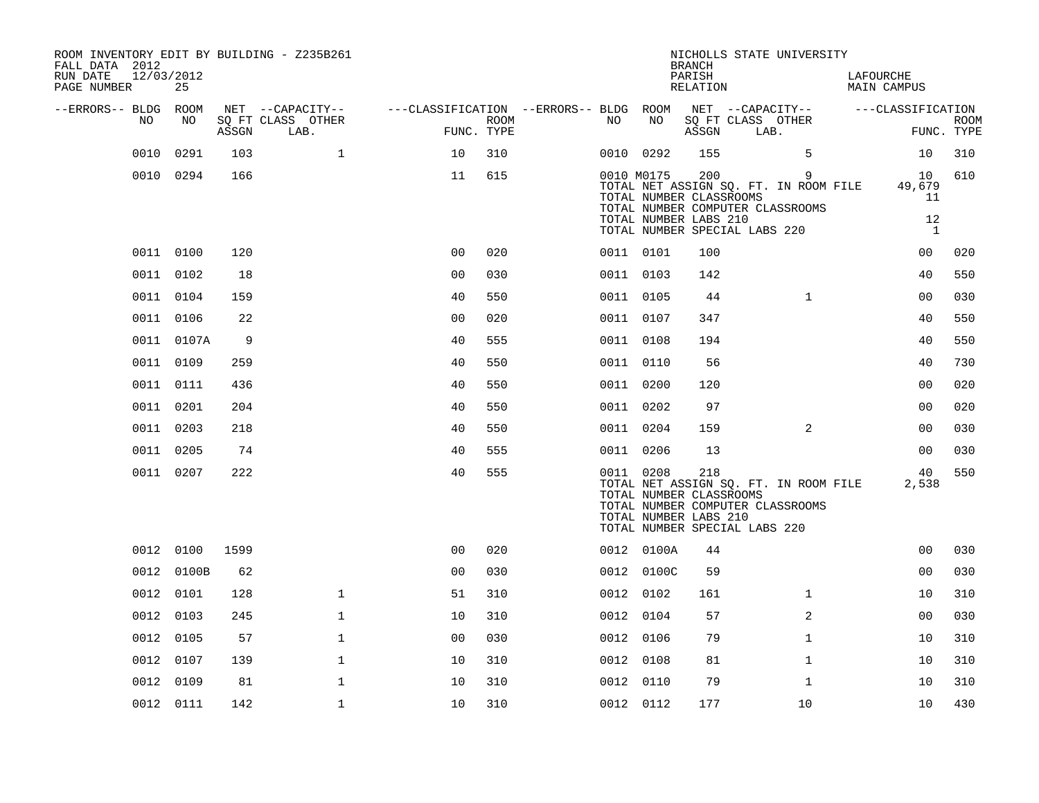ROOM INVENTORY EDIT BY BUILDING - Z235B261
FALL DATA 2012
RUN DATE 12/03/2012

NICHOLLS STATE UNIVERSITY
BRANCH
PARISH LAFOURCHE
RELATION MAIN CAMPUS

| --ERRORS-- | BLDG NO | ROOM NO | NET SQ FT ASSGN | --CAPACITY-- CLASS LAB. | OTHER | ---CLASSIFICATION FUNC. | ROOM TYPE | --ERRORS-- | BLDG NO | ROOM NO | NET SQ FT ASSGN | --CAPACITY-- CLASS LAB. | OTHER | ---CLASSIFICATION FUNC. | ROOM TYPE |
|---|---|---|---|---|---|---|---|---|---|---|---|---|---|---|---|
| | 0010 | 0291 | 103 | | 1 | 10 | 310 | | 0010 | 0292 | 155 | | 5 | 10 | 310 |
| | 0010 | 0294 | 166 | | | 11 | 615 | | 0010 | M0175 | 200 | | 9 | 10 | 610 |
| | | | | | | | | | TOTAL NET ASSIGN SQ. FT. IN ROOM FILE | | | | | 49,679 | |
| | | | | | | | | | TOTAL NUMBER CLASSROOMS | | | | | 11 | |
| | | | | | | | | | TOTAL NUMBER COMPUTER CLASSROOMS | | | | | | |
| | | | | | | | | | TOTAL NUMBER LABS 210 | | | | | 12 | |
| | | | | | | | | | TOTAL NUMBER SPECIAL LABS 220 | | | | | 1 | |
| | 0011 | 0100 | 120 | | | 00 | 020 | | 0011 | 0101 | 100 | | | 00 | 020 |
| | 0011 | 0102 | 18 | | | 00 | 030 | | 0011 | 0103 | 142 | | | 40 | 550 |
| | 0011 | 0104 | 159 | | | 40 | 550 | | 0011 | 0105 | 44 | | 1 | 00 | 030 |
| | 0011 | 0106 | 22 | | | 00 | 020 | | 0011 | 0107 | 347 | | | 40 | 550 |
| | 0011 | 0107A | 9 | | | 40 | 555 | | 0011 | 0108 | 194 | | | 40 | 550 |
| | 0011 | 0109 | 259 | | | 40 | 550 | | 0011 | 0110 | 56 | | | 40 | 730 |
| | 0011 | 0111 | 436 | | | 40 | 550 | | 0011 | 0200 | 120 | | | 00 | 020 |
| | 0011 | 0201 | 204 | | | 40 | 550 | | 0011 | 0202 | 97 | | | 00 | 020 |
| | 0011 | 0203 | 218 | | | 40 | 550 | | 0011 | 0204 | 159 | | 2 | 00 | 030 |
| | 0011 | 0205 | 74 | | | 40 | 555 | | 0011 | 0206 | 13 | | | 00 | 030 |
| | 0011 | 0207 | 222 | | | 40 | 555 | | 0011 | 0208 | 218 | | | 40 | 550 |
| | | | | | | | | | TOTAL NET ASSIGN SQ. FT. IN ROOM FILE | | | | | 2,538 | |
| | | | | | | | | | TOTAL NUMBER CLASSROOMS | | | | | | |
| | | | | | | | | | TOTAL NUMBER COMPUTER CLASSROOMS | | | | | | |
| | | | | | | | | | TOTAL NUMBER LABS 210 | | | | | | |
| | | | | | | | | | TOTAL NUMBER SPECIAL LABS 220 | | | | | | |
| | 0012 | 0100 | 1599 | | | 00 | 020 | | 0012 | 0100A | 44 | | | 00 | 030 |
| | 0012 | 0100B | 62 | | | 00 | 030 | | 0012 | 0100C | 59 | | | 00 | 030 |
| | 0012 | 0101 | 128 | | 1 | 51 | 310 | | 0012 | 0102 | 161 | | 1 | 10 | 310 |
| | 0012 | 0103 | 245 | | 1 | 10 | 310 | | 0012 | 0104 | 57 | | 2 | 00 | 030 |
| | 0012 | 0105 | 57 | | 1 | 00 | 030 | | 0012 | 0106 | 79 | | 1 | 10 | 310 |
| | 0012 | 0107 | 139 | | 1 | 10 | 310 | | 0012 | 0108 | 81 | | 1 | 10 | 310 |
| | 0012 | 0109 | 81 | | 1 | 10 | 310 | | 0012 | 0110 | 79 | | 1 | 10 | 310 |
| | 0012 | 0111 | 142 | | 1 | 10 | 310 | | 0012 | 0112 | 177 | | 10 | 10 | 430 |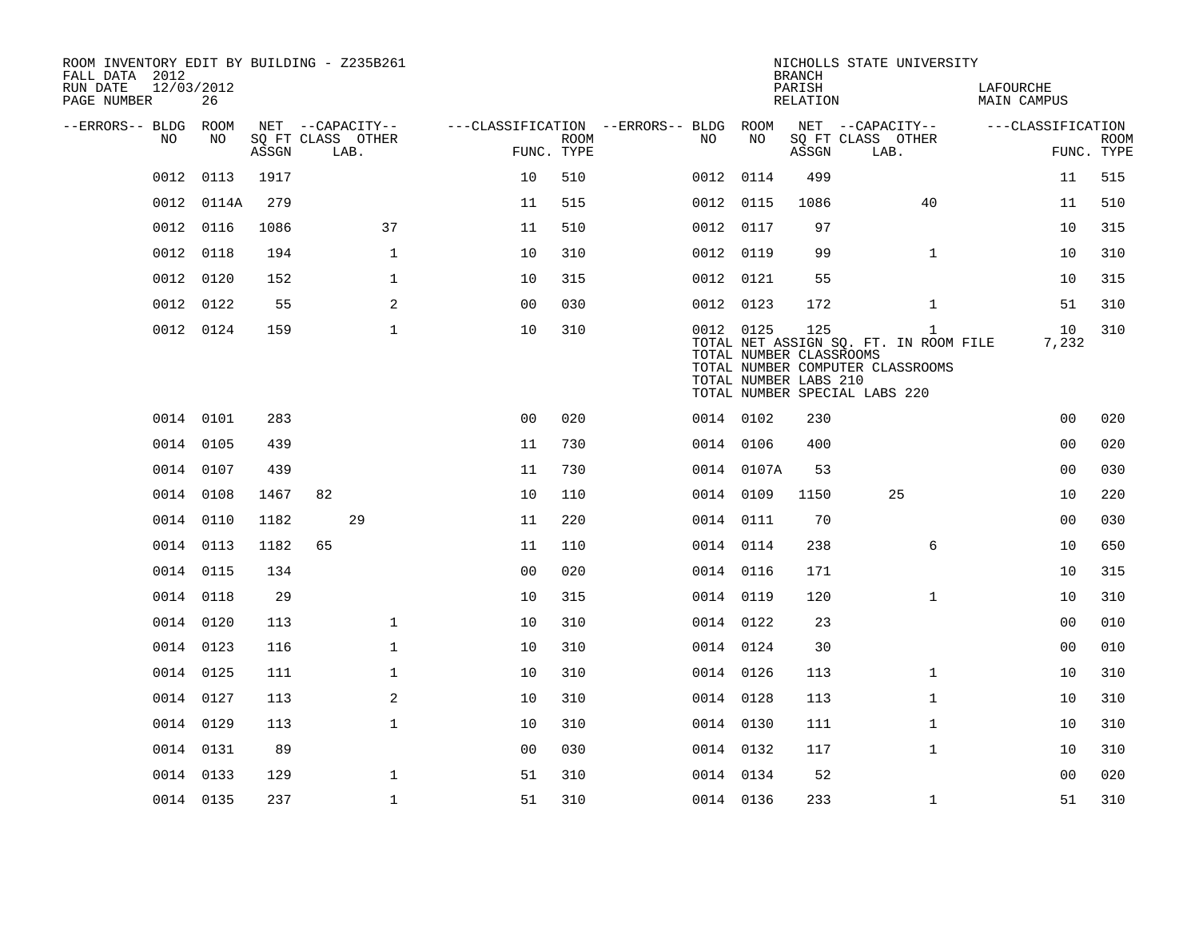ROOM INVENTORY EDIT BY BUILDING - Z235B261
FALL DATA 2012
RUN DATE 12/03/2012
PAGE NUMBER 26

NICHOLLS STATE UNIVERSITY
BRANCH
PARISH LAFOURCHE
RELATION MAIN CAMPUS

| --ERRORS-- | BLDG NO | ROOM NO | NET SQ FT ASSGN | CAPACITY CLASS | CAPACITY LAB. | CAPACITY OTHER | FUNC. | ROOM TYPE | --ERRORS-- | BLDG NO | ROOM NO | NET SQ FT ASSGN | CAPACITY CLASS | CAPACITY LAB. | CAPACITY OTHER | FUNC. | ROOM TYPE |
|---|---|---|---|---|---|---|---|---|---|---|---|---|---|---|---|---|---|
| | 0012 | 0113 | 1917 | | | | 10 | 510 | | 0012 | 0114 | 499 | | | | 11 | 515 |
| | 0012 | 0114A | 279 | | | | 11 | 515 | | 0012 | 0115 | 1086 | | | 40 | 11 | 510 |
| | 0012 | 0116 | 1086 | | | 37 | 11 | 510 | | 0012 | 0117 | 97 | | | | 10 | 315 |
| | 0012 | 0118 | 194 | | | 1 | 10 | 310 | | 0012 | 0119 | 99 | | | 1 | 10 | 310 |
| | 0012 | 0120 | 152 | | | 1 | 10 | 315 | | 0012 | 0121 | 55 | | | | 10 | 315 |
| | 0012 | 0122 | 55 | | | 2 | 00 | 030 | | 0012 | 0123 | 172 | | | 1 | 51 | 310 |
| | 0012 | 0124 | 159 | | | 1 | 10 | 310 | | 0012 | 0125 | 125 | | | 1 | 10 | 310 |

TOTAL NET ASSIGN SQ. FT. IN ROOM FILE 7,232
TOTAL NUMBER CLASSROOMS
TOTAL NUMBER COMPUTER CLASSROOMS
TOTAL NUMBER LABS 210
TOTAL NUMBER SPECIAL LABS 220

| --ERRORS-- | BLDG NO | ROOM NO | NET SQ FT ASSGN | CAPACITY CLASS | CAPACITY LAB. | CAPACITY OTHER | FUNC. | ROOM TYPE | --ERRORS-- | BLDG NO | ROOM NO | NET SQ FT ASSGN | CAPACITY CLASS | CAPACITY LAB. | CAPACITY OTHER | FUNC. | ROOM TYPE |
|---|---|---|---|---|---|---|---|---|---|---|---|---|---|---|---|---|---|
| | 0014 | 0101 | 283 | | | | 00 | 020 | | 0014 | 0102 | 230 | | | | 00 | 020 |
| | 0014 | 0105 | 439 | | | | 11 | 730 | | 0014 | 0106 | 400 | | | | 00 | 020 |
| | 0014 | 0107 | 439 | | | | 11 | 730 | | 0014 | 0107A | 53 | | | | 00 | 030 |
| | 0014 | 0108 | 1467 | 82 | | | 10 | 110 | | 0014 | 0109 | 1150 | | 25 | | 10 | 220 |
| | 0014 | 0110 | 1182 | | 29 | | 11 | 220 | | 0014 | 0111 | 70 | | | | 00 | 030 |
| | 0014 | 0113 | 1182 | 65 | | | 11 | 110 | | 0014 | 0114 | 238 | | | 6 | 10 | 650 |
| | 0014 | 0115 | 134 | | | | 00 | 020 | | 0014 | 0116 | 171 | | | | 10 | 315 |
| | 0014 | 0118 | 29 | | | | 10 | 315 | | 0014 | 0119 | 120 | | | 1 | 10 | 310 |
| | 0014 | 0120 | 113 | | | 1 | 10 | 310 | | 0014 | 0122 | 23 | | | | 00 | 010 |
| | 0014 | 0123 | 116 | | | 1 | 10 | 310 | | 0014 | 0124 | 30 | | | | 00 | 010 |
| | 0014 | 0125 | 111 | | | 1 | 10 | 310 | | 0014 | 0126 | 113 | | | 1 | 10 | 310 |
| | 0014 | 0127 | 113 | | | 2 | 10 | 310 | | 0014 | 0128 | 113 | | | 1 | 10 | 310 |
| | 0014 | 0129 | 113 | | | 1 | 10 | 310 | | 0014 | 0130 | 111 | | | 1 | 10 | 310 |
| | 0014 | 0131 | 89 | | | | 00 | 030 | | 0014 | 0132 | 117 | | | 1 | 10 | 310 |
| | 0014 | 0133 | 129 | | | 1 | 51 | 310 | | 0014 | 0134 | 52 | | | | 00 | 020 |
| | 0014 | 0135 | 237 | | | 1 | 51 | 310 | | 0014 | 0136 | 233 | | | 1 | 51 | 310 |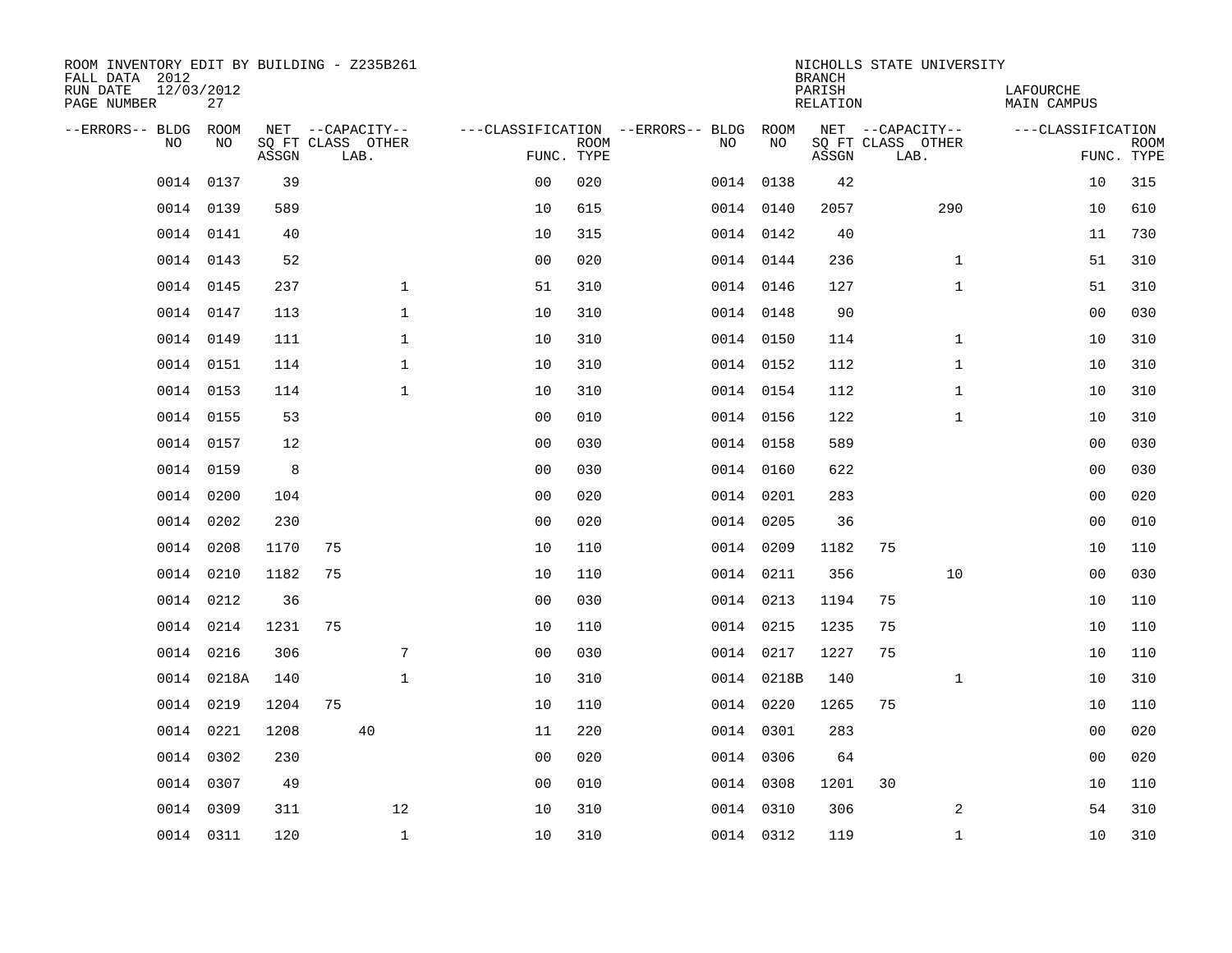ROOM INVENTORY EDIT BY BUILDING - Z235B261
FALL DATA 2012
RUN DATE 12/03/2012
PAGE NUMBER 27

NICHOLLS STATE UNIVERSITY
BRANCH
PARISH LAFOURCHE
RELATION MAIN CAMPUS

| --ERRORS-- | BLDG NO | ROOM NO | NET SQ FT ASSGN | CAPACITY CLASS | CAPACITY OTHER LAB. | CLASSIFICATION FUNC. | ROOM TYPE | --ERRORS-- | BLDG NO | ROOM NO | NET SQ FT ASSGN | CAPACITY CLASS | CAPACITY OTHER LAB. | CLASSIFICATION FUNC. | ROOM TYPE |
|---|---|---|---|---|---|---|---|---|---|---|---|---|---|---|---|
| | 0014 | 0137 | 39 | | | 00 | 020 | | 0014 | 0138 | 42 | | | 10 | 315 |
| | 0014 | 0139 | 589 | | | 10 | 615 | | 0014 | 0140 | 2057 | | 290 | 10 | 610 |
| | 0014 | 0141 | 40 | | | 10 | 315 | | 0014 | 0142 | 40 | | | 11 | 730 |
| | 0014 | 0143 | 52 | | | 00 | 020 | | 0014 | 0144 | 236 | | 1 | 51 | 310 |
| | 0014 | 0145 | 237 | | 1 | 51 | 310 | | 0014 | 0146 | 127 | | 1 | 51 | 310 |
| | 0014 | 0147 | 113 | | 1 | 10 | 310 | | 0014 | 0148 | 90 | | | 00 | 030 |
| | 0014 | 0149 | 111 | | 1 | 10 | 310 | | 0014 | 0150 | 114 | | 1 | 10 | 310 |
| | 0014 | 0151 | 114 | | 1 | 10 | 310 | | 0014 | 0152 | 112 | | 1 | 10 | 310 |
| | 0014 | 0153 | 114 | | 1 | 10 | 310 | | 0014 | 0154 | 112 | | 1 | 10 | 310 |
| | 0014 | 0155 | 53 | | | 00 | 010 | | 0014 | 0156 | 122 | | 1 | 10 | 310 |
| | 0014 | 0157 | 12 | | | 00 | 030 | | 0014 | 0158 | 589 | | | 00 | 030 |
| | 0014 | 0159 | 8 | | | 00 | 030 | | 0014 | 0160 | 622 | | | 00 | 030 |
| | 0014 | 0200 | 104 | | | 00 | 020 | | 0014 | 0201 | 283 | | | 00 | 020 |
| | 0014 | 0202 | 230 | | | 00 | 020 | | 0014 | 0205 | 36 | | | 00 | 010 |
| | 0014 | 0208 | 1170 | 75 | | 10 | 110 | | 0014 | 0209 | 1182 | 75 | | 10 | 110 |
| | 0014 | 0210 | 1182 | 75 | | 10 | 110 | | 0014 | 0211 | 356 | | 10 | 00 | 030 |
| | 0014 | 0212 | 36 | | | 00 | 030 | | 0014 | 0213 | 1194 | 75 | | 10 | 110 |
| | 0014 | 0214 | 1231 | 75 | | 10 | 110 | | 0014 | 0215 | 1235 | 75 | | 10 | 110 |
| | 0014 | 0216 | 306 | | 7 | 00 | 030 | | 0014 | 0217 | 1227 | 75 | | 10 | 110 |
| | 0014 | 0218A | 140 | | 1 | 10 | 310 | | 0014 | 0218B | 140 | | 1 | 10 | 310 |
| | 0014 | 0219 | 1204 | 75 | | 10 | 110 | | 0014 | 0220 | 1265 | 75 | | 10 | 110 |
| | 0014 | 0221 | 1208 | | 40 | 11 | 220 | | 0014 | 0301 | 283 | | | 00 | 020 |
| | 0014 | 0302 | 230 | | | 00 | 020 | | 0014 | 0306 | 64 | | | 00 | 020 |
| | 0014 | 0307 | 49 | | | 00 | 010 | | 0014 | 0308 | 1201 | 30 | | 10 | 110 |
| | 0014 | 0309 | 311 | | 12 | 10 | 310 | | 0014 | 0310 | 306 | | 2 | 54 | 310 |
| | 0014 | 0311 | 120 | | 1 | 10 | 310 | | 0014 | 0312 | 119 | | 1 | 10 | 310 |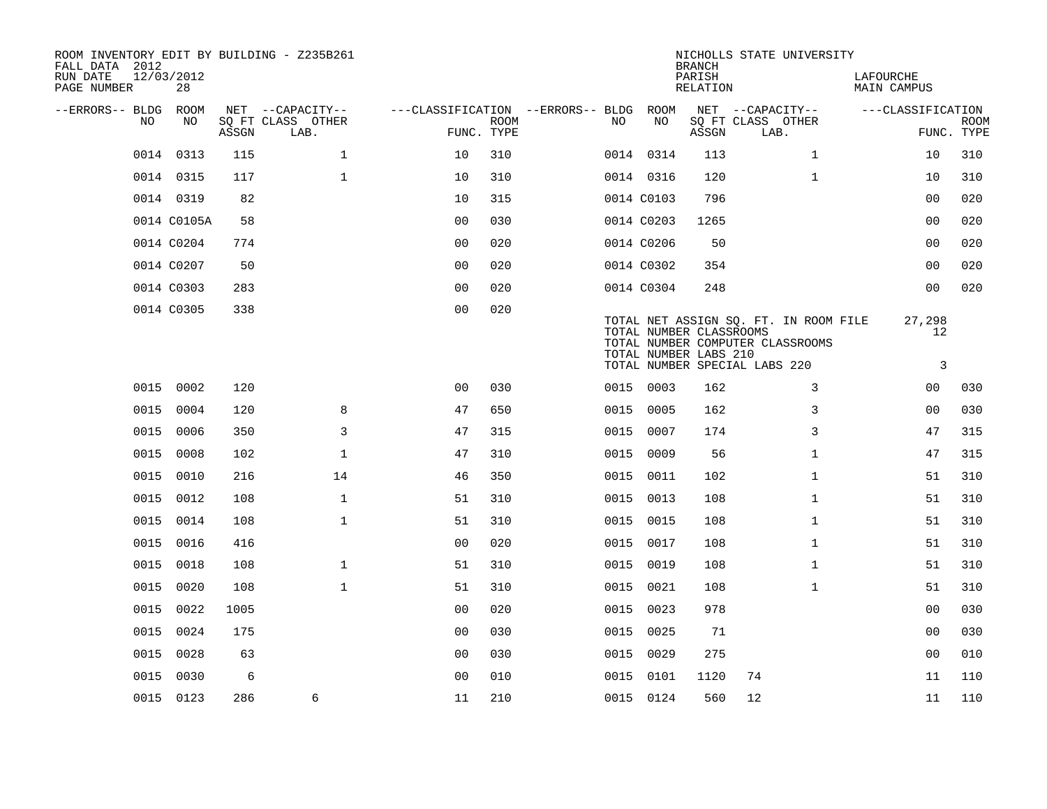ROOM INVENTORY EDIT BY BUILDING - Z235B261
FALL DATA 2012
RUN DATE 12/03/2012

NICHOLLS STATE UNIVERSITY
BRANCH
PARISH LAFOURCHE
RELATION MAIN CAMPUS

| --ERRORS-- | BLDG NO | ROOM NO | NET SQ FT ASSGN | CAPACITY CLASS | CAPACITY OTHER LAB. | CLASSIFICATION FUNC. | ROOM TYPE | --ERRORS-- | BLDG NO | ROOM NO | NET SQ FT ASSGN | CAPACITY CLASS | CAPACITY OTHER LAB. | CLASSIFICATION FUNC. | ROOM TYPE |
|---|---|---|---|---|---|---|---|---|---|---|---|---|---|---|---|
| | 0014 | 0313 | 115 | | 1 | 10 | 310 | | 0014 | 0314 | 113 | | 1 | 10 | 310 |
| | 0014 | 0315 | 117 | | 1 | 10 | 310 | | 0014 | 0316 | 120 | | 1 | 10 | 310 |
| | 0014 | 0319 | 82 | | | 10 | 315 | | 0014 | C0103 | 796 | | | 00 | 020 |
| | 0014 | C0105A | 58 | | | 00 | 030 | | 0014 | C0203 | 1265 | | | 00 | 020 |
| | 0014 | C0204 | 774 | | | 00 | 020 | | 0014 | C0206 | 50 | | | 00 | 020 |
| | 0014 | C0207 | 50 | | | 00 | 020 | | 0014 | C0302 | 354 | | | 00 | 020 |
| | 0014 | C0303 | 283 | | | 00 | 020 | | 0014 | C0304 | 248 | | | 00 | 020 |
| | 0014 | C0305 | 338 | | | 00 | 020 | | | | | | | | |

TOTAL NET ASSIGN SQ. FT. IN ROOM FILE 27,298
TOTAL NUMBER CLASSROOMS 12
TOTAL NUMBER COMPUTER CLASSROOMS
TOTAL NUMBER LABS 210
TOTAL NUMBER SPECIAL LABS 220 3

| --ERRORS-- | BLDG NO | ROOM NO | NET SQ FT ASSGN | CAPACITY CLASS | CAPACITY OTHER LAB. | CLASSIFICATION FUNC. | ROOM TYPE | --ERRORS-- | BLDG NO | ROOM NO | NET SQ FT ASSGN | CAPACITY CLASS | CAPACITY OTHER LAB. | CLASSIFICATION FUNC. | ROOM TYPE |
|---|---|---|---|---|---|---|---|---|---|---|---|---|---|---|---|
| | 0015 | 0002 | 120 | | | 00 | 030 | | 0015 | 0003 | 162 | | 3 | 00 | 030 |
| | 0015 | 0004 | 120 | | 8 | 47 | 650 | | 0015 | 0005 | 162 | | 3 | 00 | 030 |
| | 0015 | 0006 | 350 | | 3 | 47 | 315 | | 0015 | 0007 | 174 | | 3 | 47 | 315 |
| | 0015 | 0008 | 102 | | 1 | 47 | 310 | | 0015 | 0009 | 56 | | 1 | 47 | 315 |
| | 0015 | 0010 | 216 | | 14 | 46 | 350 | | 0015 | 0011 | 102 | | 1 | 51 | 310 |
| | 0015 | 0012 | 108 | | 1 | 51 | 310 | | 0015 | 0013 | 108 | | 1 | 51 | 310 |
| | 0015 | 0014 | 108 | | 1 | 51 | 310 | | 0015 | 0015 | 108 | | 1 | 51 | 310 |
| | 0015 | 0016 | 416 | | | 00 | 020 | | 0015 | 0017 | 108 | | 1 | 51 | 310 |
| | 0015 | 0018 | 108 | | 1 | 51 | 310 | | 0015 | 0019 | 108 | | 1 | 51 | 310 |
| | 0015 | 0020 | 108 | | 1 | 51 | 310 | | 0015 | 0021 | 108 | | 1 | 51 | 310 |
| | 0015 | 0022 | 1005 | | | 00 | 020 | | 0015 | 0023 | 978 | | | 00 | 030 |
| | 0015 | 0024 | 175 | | | 00 | 030 | | 0015 | 0025 | 71 | | | 00 | 030 |
| | 0015 | 0028 | 63 | | | 00 | 030 | | 0015 | 0029 | 275 | | | 00 | 010 |
| | 0015 | 0030 | 6 | | | 00 | 010 | | 0015 | 0101 | 1120 | 74 | | 11 | 110 |
| | 0015 | 0123 | 286 | 6 | | 11 | 210 | | 0015 | 0124 | 560 | 12 | | 11 | 110 |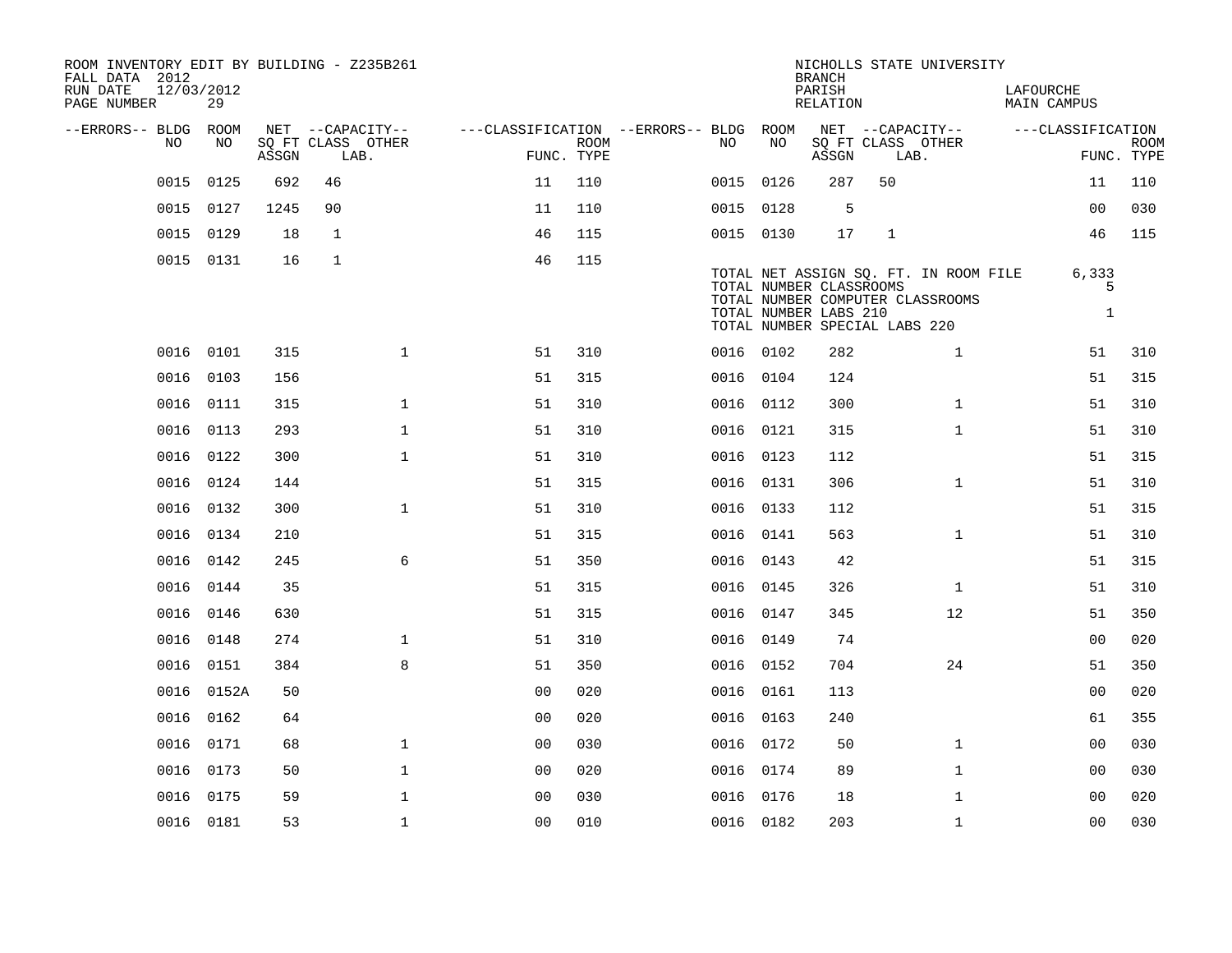ROOM INVENTORY EDIT BY BUILDING - Z235B261
FALL DATA 2012
RUN DATE 12/03/2012
PAGE NUMBER 29

NICHOLLS STATE UNIVERSITY
BRANCH
PARISH LAFOURCHE
RELATION MAIN CAMPUS

| --ERRORS-- | BLDG NO | ROOM NO | NET SQ FT ASSGN | CAPACITY CLASS LAB. | CAPACITY OTHER | CLASSIFICATION FUNC. | ROOM TYPE | --ERRORS-- | BLDG NO | ROOM NO | NET SQ FT ASSGN | CAPACITY CLASS LAB. | CAPACITY OTHER | CLASSIFICATION FUNC. | ROOM TYPE |
|---|---|---|---|---|---|---|---|---|---|---|---|---|---|---|---|
| | 0015 | 0125 | 692 | 46 | | 11 | 110 | | 0015 | 0126 | 287 | 50 | | 11 | 110 |
| | 0015 | 0127 | 1245 | 90 | | 11 | 110 | | 0015 | 0128 | 5 | | | 00 | 030 |
| | 0015 | 0129 | 18 | 1 | | 46 | 115 | | 0015 | 0130 | 17 | 1 | | 46 | 115 |
| | 0015 | 0131 | 16 | 1 | | 46 | 115 | | | | | | | | |

TOTAL NET ASSIGN SQ. FT. IN ROOM FILE 6,333
TOTAL NUMBER CLASSROOMS 5
TOTAL NUMBER COMPUTER CLASSROOMS
TOTAL NUMBER LABS 210 1
TOTAL NUMBER SPECIAL LABS 220

| --ERRORS-- | BLDG NO | ROOM NO | NET SQ FT ASSGN | CAPACITY CLASS LAB. | CAPACITY OTHER | CLASSIFICATION FUNC. | ROOM TYPE | --ERRORS-- | BLDG NO | ROOM NO | NET SQ FT ASSGN | CAPACITY CLASS LAB. | CAPACITY OTHER | CLASSIFICATION FUNC. | ROOM TYPE |
|---|---|---|---|---|---|---|---|---|---|---|---|---|---|---|---|
| | 0016 | 0101 | 315 | | 1 | 51 | 310 | | 0016 | 0102 | 282 | | 1 | 51 | 310 |
| | 0016 | 0103 | 156 | | | 51 | 315 | | 0016 | 0104 | 124 | | | 51 | 315 |
| | 0016 | 0111 | 315 | | 1 | 51 | 310 | | 0016 | 0112 | 300 | | 1 | 51 | 310 |
| | 0016 | 0113 | 293 | | 1 | 51 | 310 | | 0016 | 0121 | 315 | | 1 | 51 | 310 |
| | 0016 | 0122 | 300 | | 1 | 51 | 310 | | 0016 | 0123 | 112 | | | 51 | 315 |
| | 0016 | 0124 | 144 | | | 51 | 315 | | 0016 | 0131 | 306 | | 1 | 51 | 310 |
| | 0016 | 0132 | 300 | | 1 | 51 | 310 | | 0016 | 0133 | 112 | | | 51 | 315 |
| | 0016 | 0134 | 210 | | | 51 | 315 | | 0016 | 0141 | 563 | | 1 | 51 | 310 |
| | 0016 | 0142 | 245 | | 6 | 51 | 350 | | 0016 | 0143 | 42 | | | 51 | 315 |
| | 0016 | 0144 | 35 | | | 51 | 315 | | 0016 | 0145 | 326 | | 1 | 51 | 310 |
| | 0016 | 0146 | 630 | | | 51 | 315 | | 0016 | 0147 | 345 | | 12 | 51 | 350 |
| | 0016 | 0148 | 274 | | 1 | 51 | 310 | | 0016 | 0149 | 74 | | | 00 | 020 |
| | 0016 | 0151 | 384 | | 8 | 51 | 350 | | 0016 | 0152 | 704 | | 24 | 51 | 350 |
| | 0016 | 0152A | 50 | | | 00 | 020 | | 0016 | 0161 | 113 | | | 00 | 020 |
| | 0016 | 0162 | 64 | | | 00 | 020 | | 0016 | 0163 | 240 | | | 61 | 355 |
| | 0016 | 0171 | 68 | | 1 | 00 | 030 | | 0016 | 0172 | 50 | | 1 | 00 | 030 |
| | 0016 | 0173 | 50 | | 1 | 00 | 020 | | 0016 | 0174 | 89 | | 1 | 00 | 030 |
| | 0016 | 0175 | 59 | | 1 | 00 | 030 | | 0016 | 0176 | 18 | | 1 | 00 | 020 |
| | 0016 | 0181 | 53 | | 1 | 00 | 010 | | 0016 | 0182 | 203 | | 1 | 00 | 030 |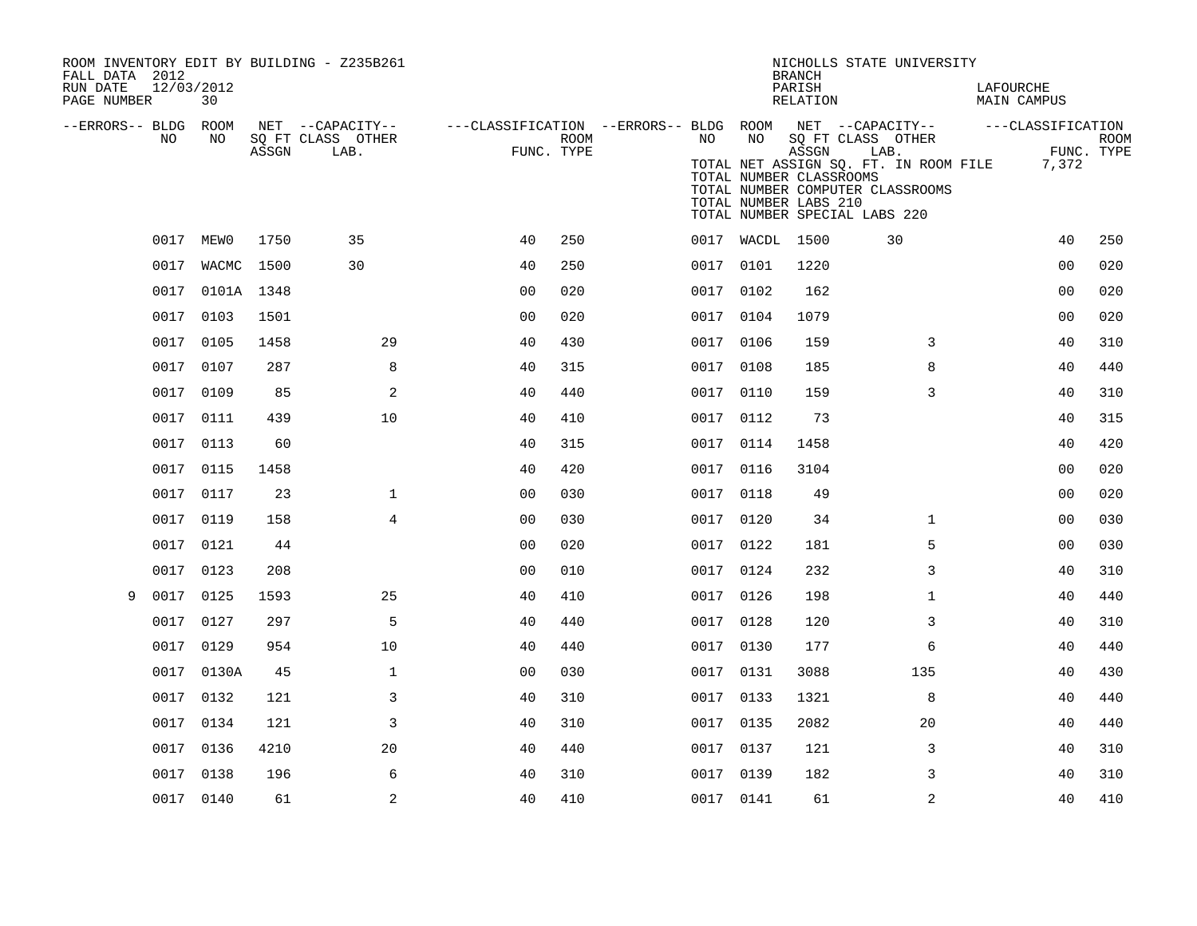ROOM INVENTORY EDIT BY BUILDING - Z235B261
FALL DATA 2012
RUN DATE 12/03/2012
PAGE NUMBER 30

NICHOLLS STATE UNIVERSITY
BRANCH
PARISH LAFOURCHE
RELATION MAIN CAMPUS

TOTAL NET ASSIGN SQ. FT. IN ROOM FILE 7,372
TOTAL NUMBER CLASSROOMS
TOTAL NUMBER COMPUTER CLASSROOMS
TOTAL NUMBER LABS 210
TOTAL NUMBER SPECIAL LABS 220

| --ERRORS-- | BLDG NO | ROOM NO | NET SQ FT ASSGN | CAPACITY CLASS LAB. | CAPACITY OTHER | CLASSIFICATION FUNC. | ROOM TYPE | --ERRORS-- | BLDG NO | ROOM NO | NET SQ FT ASSGN | CAPACITY CLASS LAB. | CAPACITY OTHER | CLASSIFICATION FUNC. | ROOM TYPE |
|---|---|---|---|---|---|---|---|---|---|---|---|---|---|---|---|
| | 0017 | MEW0 | 1750 | 35 | | 40 | 250 | | 0017 | WACDL | 1500 | 30 | | 40 | 250 |
| | 0017 | WACMC | 1500 | 30 | | 40 | 250 | | 0017 | 0101 | 1220 | | | 00 | 020 |
| | 0017 | 0101A | 1348 | | | 00 | 020 | | 0017 | 0102 | 162 | | | 00 | 020 |
| | 0017 | 0103 | 1501 | | | 00 | 020 | | 0017 | 0104 | 1079 | | | 00 | 020 |
| | 0017 | 0105 | 1458 | | 29 | 40 | 430 | | 0017 | 0106 | 159 | | 3 | 40 | 310 |
| | 0017 | 0107 | 287 | | 8 | 40 | 315 | | 0017 | 0108 | 185 | | 8 | 40 | 440 |
| | 0017 | 0109 | 85 | | 2 | 40 | 440 | | 0017 | 0110 | 159 | | 3 | 40 | 310 |
| | 0017 | 0111 | 439 | | 10 | 40 | 410 | | 0017 | 0112 | 73 | | | 40 | 315 |
| | 0017 | 0113 | 60 | | | 40 | 315 | | 0017 | 0114 | 1458 | | | 40 | 420 |
| | 0017 | 0115 | 1458 | | | 40 | 420 | | 0017 | 0116 | 3104 | | | 00 | 020 |
| | 0017 | 0117 | 23 | | 1 | 00 | 030 | | 0017 | 0118 | 49 | | | 00 | 020 |
| | 0017 | 0119 | 158 | | 4 | 00 | 030 | | 0017 | 0120 | 34 | | 1 | 00 | 030 |
| | 0017 | 0121 | 44 | | | 00 | 020 | | 0017 | 0122 | 181 | | 5 | 00 | 030 |
| | 0017 | 0123 | 208 | | | 00 | 010 | | 0017 | 0124 | 232 | | 3 | 40 | 310 |
| 9 | 0017 | 0125 | 1593 | | 25 | 40 | 410 | | 0017 | 0126 | 198 | | 1 | 40 | 440 |
| | 0017 | 0127 | 297 | | 5 | 40 | 440 | | 0017 | 0128 | 120 | | 3 | 40 | 310 |
| | 0017 | 0129 | 954 | | 10 | 40 | 440 | | 0017 | 0130 | 177 | | 6 | 40 | 440 |
| | 0017 | 0130A | 45 | | 1 | 00 | 030 | | 0017 | 0131 | 3088 | | 135 | 40 | 430 |
| | 0017 | 0132 | 121 | | 3 | 40 | 310 | | 0017 | 0133 | 1321 | | 8 | 40 | 440 |
| | 0017 | 0134 | 121 | | 3 | 40 | 310 | | 0017 | 0135 | 2082 | | 20 | 40 | 440 |
| | 0017 | 0136 | 4210 | | 20 | 40 | 440 | | 0017 | 0137 | 121 | | 3 | 40 | 310 |
| | 0017 | 0138 | 196 | | 6 | 40 | 310 | | 0017 | 0139 | 182 | | 3 | 40 | 310 |
| | 0017 | 0140 | 61 | | 2 | 40 | 410 | | 0017 | 0141 | 61 | | 2 | 40 | 410 |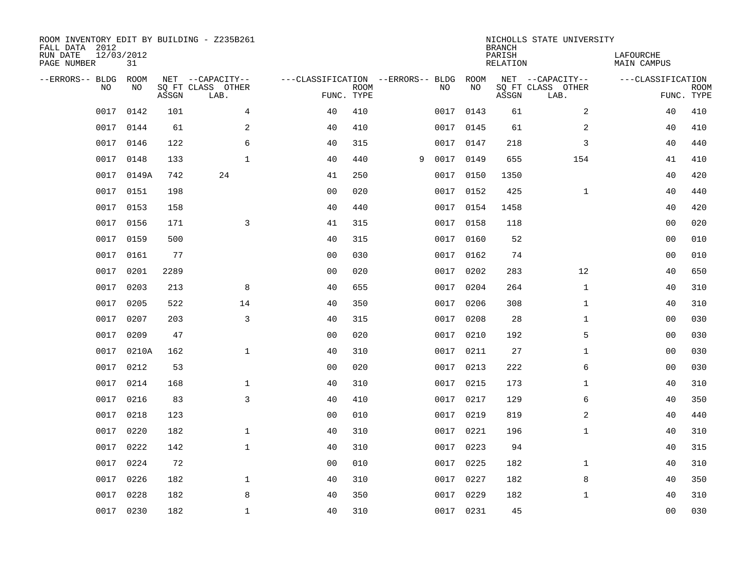ROOM INVENTORY EDIT BY BUILDING - Z235B261
FALL DATA 2012
RUN DATE 12/03/2012
PAGE NUMBER 31

NICHOLLS STATE UNIVERSITY
BRANCH
PARISH LAFOURCHE
RELATION MAIN CAMPUS

| --ERRORS-- | BLDG NO | ROOM NO | NET SQ FT ASSGN | --CAPACITY-- CLASS LAB. | OTHER | ---CLASSIFICATION FUNC. | ROOM TYPE | --ERRORS-- | BLDG NO | ROOM NO | NET SQ FT ASSGN | --CAPACITY-- CLASS LAB. | OTHER | ---CLASSIFICATION FUNC. | ROOM TYPE |
|---|---|---|---|---|---|---|---|---|---|---|---|---|---|---|---|
| | 0017 | 0142 | 101 | | 4 | 40 | 410 | | 0017 | 0143 | 61 | | 2 | 40 | 410 |
| | 0017 | 0144 | 61 | | 2 | 40 | 410 | | 0017 | 0145 | 61 | | 2 | 40 | 410 |
| | 0017 | 0146 | 122 | | 6 | 40 | 315 | | 0017 | 0147 | 218 | | 3 | 40 | 440 |
| | 0017 | 0148 | 133 | | 1 | 40 | 440 | 9 | 0017 | 0149 | 655 | | 154 | 41 | 410 |
| | 0017 | 0149A | 742 | 24 | | 41 | 250 | | 0017 | 0150 | 1350 | | | 40 | 420 |
| | 0017 | 0151 | 198 | | | 00 | 020 | | 0017 | 0152 | 425 | | 1 | 40 | 440 |
| | 0017 | 0153 | 158 | | | 40 | 440 | | 0017 | 0154 | 1458 | | | 40 | 420 |
| | 0017 | 0156 | 171 | | 3 | 41 | 315 | | 0017 | 0158 | 118 | | | 00 | 020 |
| | 0017 | 0159 | 500 | | | 40 | 315 | | 0017 | 0160 | 52 | | | 00 | 010 |
| | 0017 | 0161 | 77 | | | 00 | 030 | | 0017 | 0162 | 74 | | | 00 | 010 |
| | 0017 | 0201 | 2289 | | | 00 | 020 | | 0017 | 0202 | 283 | | 12 | 40 | 650 |
| | 0017 | 0203 | 213 | | 8 | 40 | 655 | | 0017 | 0204 | 264 | | 1 | 40 | 310 |
| | 0017 | 0205 | 522 | | 14 | 40 | 350 | | 0017 | 0206 | 308 | | 1 | 40 | 310 |
| | 0017 | 0207 | 203 | | 3 | 40 | 315 | | 0017 | 0208 | 28 | | 1 | 00 | 030 |
| | 0017 | 0209 | 47 | | | 00 | 020 | | 0017 | 0210 | 192 | | 5 | 00 | 030 |
| | 0017 | 0210A | 162 | | 1 | 40 | 310 | | 0017 | 0211 | 27 | | 1 | 00 | 030 |
| | 0017 | 0212 | 53 | | | 00 | 020 | | 0017 | 0213 | 222 | | 6 | 00 | 030 |
| | 0017 | 0214 | 168 | | 1 | 40 | 310 | | 0017 | 0215 | 173 | | 1 | 40 | 310 |
| | 0017 | 0216 | 83 | | 3 | 40 | 410 | | 0017 | 0217 | 129 | | 6 | 40 | 350 |
| | 0017 | 0218 | 123 | | | 00 | 010 | | 0017 | 0219 | 819 | | 2 | 40 | 440 |
| | 0017 | 0220 | 182 | | 1 | 40 | 310 | | 0017 | 0221 | 196 | | 1 | 40 | 310 |
| | 0017 | 0222 | 142 | | 1 | 40 | 310 | | 0017 | 0223 | 94 | | | 40 | 315 |
| | 0017 | 0224 | 72 | | | 00 | 010 | | 0017 | 0225 | 182 | | 1 | 40 | 310 |
| | 0017 | 0226 | 182 | | 1 | 40 | 310 | | 0017 | 0227 | 182 | | 8 | 40 | 350 |
| | 0017 | 0228 | 182 | | 8 | 40 | 350 | | 0017 | 0229 | 182 | | 1 | 40 | 310 |
| | 0017 | 0230 | 182 | | 1 | 40 | 310 | | 0017 | 0231 | 45 | | | 00 | 030 |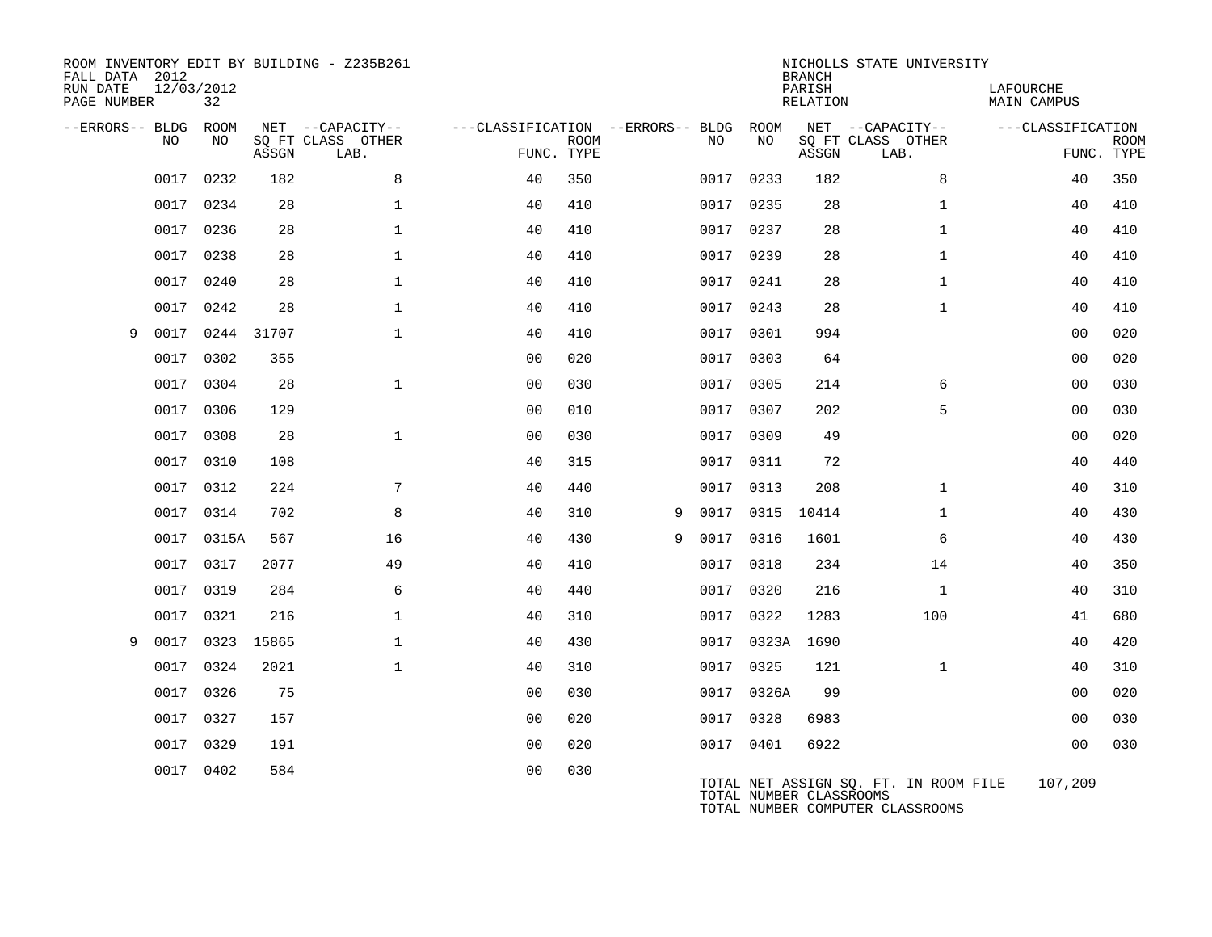ROOM INVENTORY EDIT BY BUILDING - Z235B261
FALL DATA 2012
RUN DATE 12/03/2012
PAGE NUMBER 32

NICHOLLS STATE UNIVERSITY
BRANCH
PARISH LAFOURCHE
RELATION MAIN CAMPUS

| --ERRORS-- | BLDG NO | ROOM NO | NET SQ FT ASSGN | --CAPACITY-- CLASS | OTHER LAB. | ---CLASSIFICATION FUNC. | ROOM TYPE | --ERRORS-- | BLDG NO | ROOM NO | NET SQ FT ASSGN | --CAPACITY-- CLASS | OTHER LAB. | ---CLASSIFICATION FUNC. | ROOM TYPE |
|---|---|---|---|---|---|---|---|---|---|---|---|---|---|---|---|
| | 0017 | 0232 | 182 | | 8 | 40 | 350 | | 0017 | 0233 | 182 | | 8 | 40 | 350 |
| | 0017 | 0234 | 28 | | 1 | 40 | 410 | | 0017 | 0235 | 28 | | 1 | 40 | 410 |
| | 0017 | 0236 | 28 | | 1 | 40 | 410 | | 0017 | 0237 | 28 | | 1 | 40 | 410 |
| | 0017 | 0238 | 28 | | 1 | 40 | 410 | | 0017 | 0239 | 28 | | 1 | 40 | 410 |
| | 0017 | 0240 | 28 | | 1 | 40 | 410 | | 0017 | 0241 | 28 | | 1 | 40 | 410 |
| | 0017 | 0242 | 28 | | 1 | 40 | 410 | | 0017 | 0243 | 28 | | 1 | 40 | 410 |
| 9 | 0017 | 0244 | 31707 | | 1 | 40 | 410 | | 0017 | 0301 | 994 | | | 00 | 020 |
| | 0017 | 0302 | 355 | | | 00 | 020 | | 0017 | 0303 | 64 | | | 00 | 020 |
| | 0017 | 0304 | 28 | | 1 | 00 | 030 | | 0017 | 0305 | 214 | | 6 | 00 | 030 |
| | 0017 | 0306 | 129 | | | 00 | 010 | | 0017 | 0307 | 202 | | 5 | 00 | 030 |
| | 0017 | 0308 | 28 | | 1 | 00 | 030 | | 0017 | 0309 | 49 | | | 00 | 020 |
| | 0017 | 0310 | 108 | | | 40 | 315 | | 0017 | 0311 | 72 | | | 40 | 440 |
| | 0017 | 0312 | 224 | | 7 | 40 | 440 | | 0017 | 0313 | 208 | | 1 | 40 | 310 |
| | 0017 | 0314 | 702 | | 8 | 40 | 310 | 9 | 0017 | 0315 | 10414 | | 1 | 40 | 430 |
| | 0017 | 0315A | 567 | | 16 | 40 | 430 | 9 | 0017 | 0316 | 1601 | | 6 | 40 | 430 |
| | 0017 | 0317 | 2077 | | 49 | 40 | 410 | | 0017 | 0318 | 234 | | 14 | 40 | 350 |
| | 0017 | 0319 | 284 | | 6 | 40 | 440 | | 0017 | 0320 | 216 | | 1 | 40 | 310 |
| | 0017 | 0321 | 216 | | 1 | 40 | 310 | | 0017 | 0322 | 1283 | | 100 | 41 | 680 |
| 9 | 0017 | 0323 | 15865 | | 1 | 40 | 430 | | 0017 | 0323A | 1690 | | | 40 | 420 |
| | 0017 | 0324 | 2021 | | 1 | 40 | 310 | | 0017 | 0325 | 121 | | 1 | 40 | 310 |
| | 0017 | 0326 | 75 | | | 00 | 030 | | 0017 | 0326A | 99 | | | 00 | 020 |
| | 0017 | 0327 | 157 | | | 00 | 020 | | 0017 | 0328 | 6983 | | | 00 | 030 |
| | 0017 | 0329 | 191 | | | 00 | 020 | | 0017 | 0401 | 6922 | | | 00 | 030 |
| | 0017 | 0402 | 584 | | | 00 | 030 | | | | | | | | |

TOTAL NET ASSIGN SQ. FT. IN ROOM FILE 107,209
TOTAL NUMBER CLASSROOMS
TOTAL NUMBER COMPUTER CLASSROOMS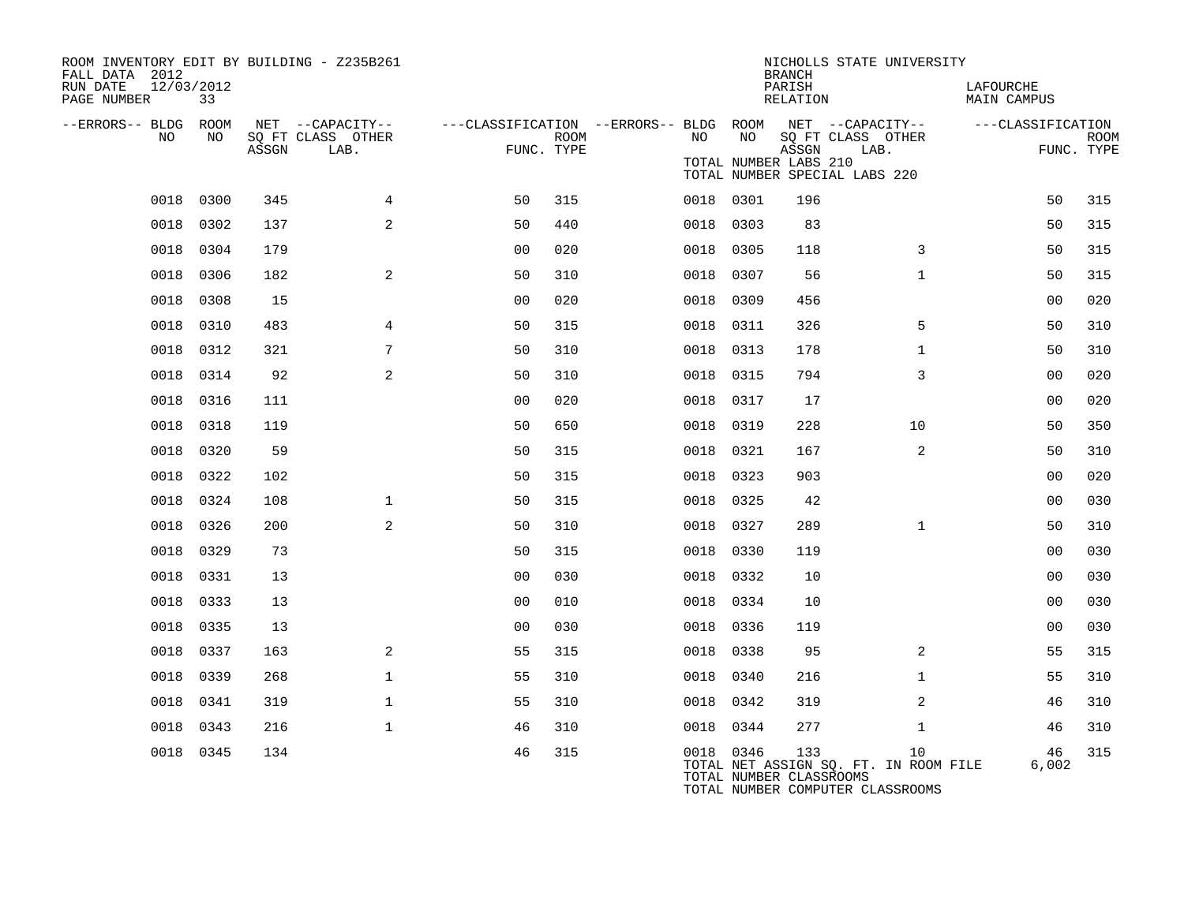ROOM INVENTORY EDIT BY BUILDING - Z235B261
FALL DATA 2012
RUN DATE 12/03/2012
PAGE NUMBER 33

NICHOLLS STATE UNIVERSITY
BRANCH
PARISH LAFOURCHE
RELATION MAIN CAMPUS

| --ERRORS-- | BLDG NO | ROOM NO | NET SQ FT ASSGN | CAPACITY CLASS | CAPACITY OTHER LAB. | CLASSIFICATION FUNC. | ROOM TYPE | --ERRORS-- | BLDG NO | ROOM NO | NET SQ FT ASSGN | CAPACITY CLASS | CAPACITY OTHER LAB. | CLASSIFICATION FUNC. | ROOM TYPE |
|---|---|---|---|---|---|---|---|---|---|---|---|---|---|---|---|
| | 0018 | 0300 | 345 | | 4 | 50 | 315 | | 0018 | 0301 | 196 | | | 50 | 315 |
| | 0018 | 0302 | 137 | | 2 | 50 | 440 | | 0018 | 0303 | 83 | | | 50 | 315 |
| | 0018 | 0304 | 179 | | | 00 | 020 | | 0018 | 0305 | 118 | | 3 | 50 | 315 |
| | 0018 | 0306 | 182 | | 2 | 50 | 310 | | 0018 | 0307 | 56 | | 1 | 50 | 315 |
| | 0018 | 0308 | 15 | | | 00 | 020 | | 0018 | 0309 | 456 | | | 00 | 020 |
| | 0018 | 0310 | 483 | | 4 | 50 | 315 | | 0018 | 0311 | 326 | | 5 | 50 | 310 |
| | 0018 | 0312 | 321 | | 7 | 50 | 310 | | 0018 | 0313 | 178 | | 1 | 50 | 310 |
| | 0018 | 0314 | 92 | | 2 | 50 | 310 | | 0018 | 0315 | 794 | | 3 | 00 | 020 |
| | 0018 | 0316 | 111 | | | 00 | 020 | | 0018 | 0317 | 17 | | | 00 | 020 |
| | 0018 | 0318 | 119 | | | 50 | 650 | | 0018 | 0319 | 228 | | 10 | 50 | 350 |
| | 0018 | 0320 | 59 | | | 50 | 315 | | 0018 | 0321 | 167 | | 2 | 50 | 310 |
| | 0018 | 0322 | 102 | | | 50 | 315 | | 0018 | 0323 | 903 | | | 00 | 020 |
| | 0018 | 0324 | 108 | | 1 | 50 | 315 | | 0018 | 0325 | 42 | | | 00 | 030 |
| | 0018 | 0326 | 200 | | 2 | 50 | 310 | | 0018 | 0327 | 289 | | 1 | 50 | 310 |
| | 0018 | 0329 | 73 | | | 50 | 315 | | 0018 | 0330 | 119 | | | 00 | 030 |
| | 0018 | 0331 | 13 | | | 00 | 030 | | 0018 | 0332 | 10 | | | 00 | 030 |
| | 0018 | 0333 | 13 | | | 00 | 010 | | 0018 | 0334 | 10 | | | 00 | 030 |
| | 0018 | 0335 | 13 | | | 00 | 030 | | 0018 | 0336 | 119 | | | 00 | 030 |
| | 0018 | 0337 | 163 | | 2 | 55 | 315 | | 0018 | 0338 | 95 | | 2 | 55 | 315 |
| | 0018 | 0339 | 268 | | 1 | 55 | 310 | | 0018 | 0340 | 216 | | 1 | 55 | 310 |
| | 0018 | 0341 | 319 | | 1 | 55 | 310 | | 0018 | 0342 | 319 | | 2 | 46 | 310 |
| | 0018 | 0343 | 216 | | 1 | 46 | 310 | | 0018 | 0344 | 277 | | 1 | 46 | 310 |
| | 0018 | 0345 | 134 | | | 46 | 315 | | 0018 | 0346 | 133 | | 10 | 46 | 315 |

TOTAL NET ASSIGN SQ. FT. IN ROOM FILE 6,002
TOTAL NUMBER CLASSROOMS
TOTAL NUMBER COMPUTER CLASSROOMS
TOTAL NUMBER LABS 210
TOTAL NUMBER SPECIAL LABS 220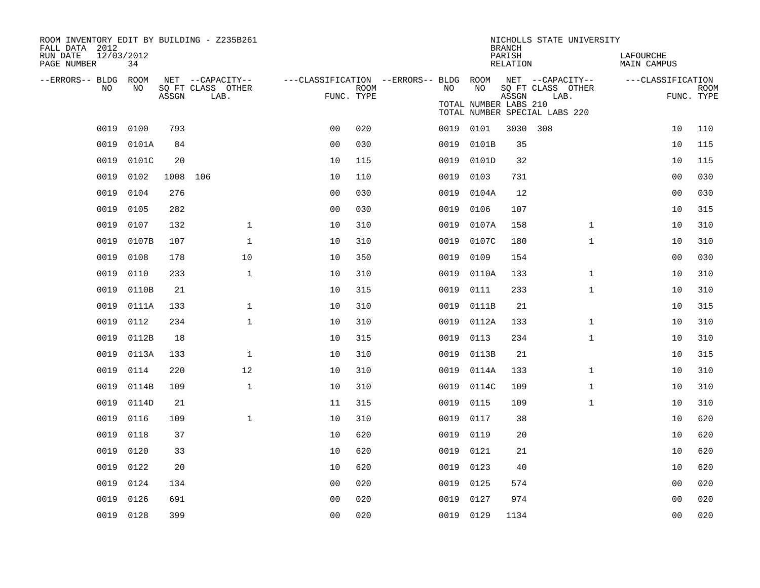ROOM INVENTORY EDIT BY BUILDING - Z235B261
FALL DATA 2012
RUN DATE 12/03/2012
PAGE NUMBER 34

NICHOLLS STATE UNIVERSITY
BRANCH
PARISH LAFOURCHE
RELATION MAIN CAMPUS

TOTAL NUMBER LABS 210
TOTAL NUMBER SPECIAL LABS 220

| --ERRORS-- | BLDG NO | ROOM NO | NET ASSGN SQ FT | CAPACITY CLASS | CAPACITY OTHER LAB. | CLASSIFICATION FUNC. | ROOM TYPE | --ERRORS-- | BLDG NO | ROOM NO | NET ASSGN SQ FT | CAPACITY CLASS | CAPACITY OTHER LAB. | CLASSIFICATION FUNC. | ROOM TYPE |
|---|---|---|---|---|---|---|---|---|---|---|---|---|---|---|---|
| | 0019 | 0100 | 793 | | | 00 | 020 | | 0019 | 0101 | 3030 | 308 | | 10 | 110 |
| | 0019 | 0101A | 84 | | | 00 | 030 | | 0019 | 0101B | 35 | | | 10 | 115 |
| | 0019 | 0101C | 20 | | | 10 | 115 | | 0019 | 0101D | 32 | | | 10 | 115 |
| | 0019 | 0102 | 1008 | 106 | | 10 | 110 | | 0019 | 0103 | 731 | | | 00 | 030 |
| | 0019 | 0104 | 276 | | | 00 | 030 | | 0019 | 0104A | 12 | | | 00 | 030 |
| | 0019 | 0105 | 282 | | | 00 | 030 | | 0019 | 0106 | 107 | | | 10 | 315 |
| | 0019 | 0107 | 132 | | 1 | 10 | 310 | | 0019 | 0107A | 158 | | 1 | 10 | 310 |
| | 0019 | 0107B | 107 | | 1 | 10 | 310 | | 0019 | 0107C | 180 | | 1 | 10 | 310 |
| | 0019 | 0108 | 178 | | 10 | 10 | 350 | | 0019 | 0109 | 154 | | | 00 | 030 |
| | 0019 | 0110 | 233 | | 1 | 10 | 310 | | 0019 | 0110A | 133 | | 1 | 10 | 310 |
| | 0019 | 0110B | 21 | | | 10 | 315 | | 0019 | 0111 | 233 | | 1 | 10 | 310 |
| | 0019 | 0111A | 133 | | 1 | 10 | 310 | | 0019 | 0111B | 21 | | | 10 | 315 |
| | 0019 | 0112 | 234 | | 1 | 10 | 310 | | 0019 | 0112A | 133 | | 1 | 10 | 310 |
| | 0019 | 0112B | 18 | | | 10 | 315 | | 0019 | 0113 | 234 | | 1 | 10 | 310 |
| | 0019 | 0113A | 133 | | 1 | 10 | 310 | | 0019 | 0113B | 21 | | | 10 | 315 |
| | 0019 | 0114 | 220 | | 12 | 10 | 310 | | 0019 | 0114A | 133 | | 1 | 10 | 310 |
| | 0019 | 0114B | 109 | | 1 | 10 | 310 | | 0019 | 0114C | 109 | | 1 | 10 | 310 |
| | 0019 | 0114D | 21 | | | 11 | 315 | | 0019 | 0115 | 109 | | 1 | 10 | 310 |
| | 0019 | 0116 | 109 | | 1 | 10 | 310 | | 0019 | 0117 | 38 | | | 10 | 620 |
| | 0019 | 0118 | 37 | | | 10 | 620 | | 0019 | 0119 | 20 | | | 10 | 620 |
| | 0019 | 0120 | 33 | | | 10 | 620 | | 0019 | 0121 | 21 | | | 10 | 620 |
| | 0019 | 0122 | 20 | | | 10 | 620 | | 0019 | 0123 | 40 | | | 10 | 620 |
| | 0019 | 0124 | 134 | | | 00 | 020 | | 0019 | 0125 | 574 | | | 00 | 020 |
| | 0019 | 0126 | 691 | | | 00 | 020 | | 0019 | 0127 | 974 | | | 00 | 020 |
| | 0019 | 0128 | 399 | | | 00 | 020 | | 0019 | 0129 | 1134 | | | 00 | 020 |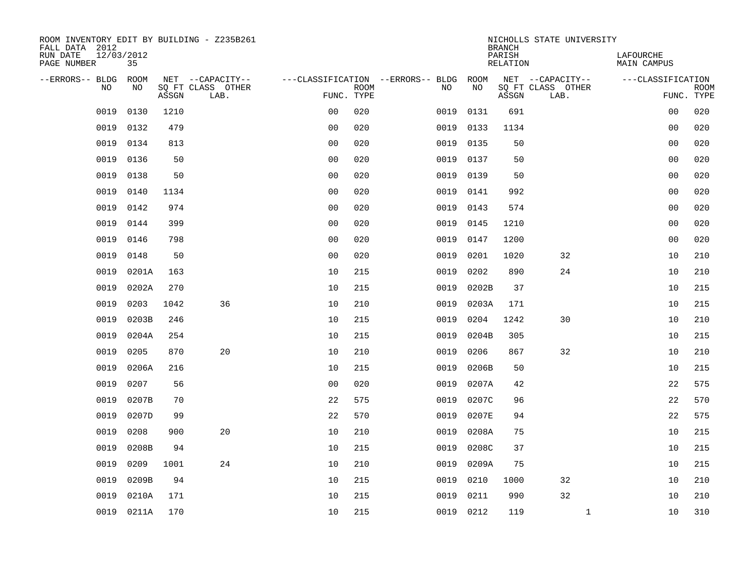ROOM INVENTORY EDIT BY BUILDING - Z235B261
FALL DATA 2012
RUN DATE 12/03/2012
PAGE NUMBER 35

NICHOLLS STATE UNIVERSITY
BRANCH
PARISH LAFOURCHE
RELATION MAIN CAMPUS

| --ERRORS-- | BLDG NO | ROOM NO | NET SQ FT ASSGN | --CAPACITY-- CLASS LAB. | OTHER | ---CLASSIFICATION FUNC. | ROOM TYPE | --ERRORS-- | BLDG NO | ROOM NO | NET SQ FT ASSGN | --CAPACITY-- CLASS LAB. | OTHER | ---CLASSIFICATION FUNC. | ROOM TYPE |
|---|---|---|---|---|---|---|---|---|---|---|---|---|---|---|---|
| | 0019 | 0130 | 1210 | | | 00 | 020 | | 0019 | 0131 | 691 | | | 00 | 020 |
| | 0019 | 0132 | 479 | | | 00 | 020 | | 0019 | 0133 | 1134 | | | 00 | 020 |
| | 0019 | 0134 | 813 | | | 00 | 020 | | 0019 | 0135 | 50 | | | 00 | 020 |
| | 0019 | 0136 | 50 | | | 00 | 020 | | 0019 | 0137 | 50 | | | 00 | 020 |
| | 0019 | 0138 | 50 | | | 00 | 020 | | 0019 | 0139 | 50 | | | 00 | 020 |
| | 0019 | 0140 | 1134 | | | 00 | 020 | | 0019 | 0141 | 992 | | | 00 | 020 |
| | 0019 | 0142 | 974 | | | 00 | 020 | | 0019 | 0143 | 574 | | | 00 | 020 |
| | 0019 | 0144 | 399 | | | 00 | 020 | | 0019 | 0145 | 1210 | | | 00 | 020 |
| | 0019 | 0146 | 798 | | | 00 | 020 | | 0019 | 0147 | 1200 | | | 00 | 020 |
| | 0019 | 0148 | 50 | | | 00 | 020 | | 0019 | 0201 | 1020 | 32 | | 10 | 210 |
| | 0019 | 0201A | 163 | | | 10 | 215 | | 0019 | 0202 | 890 | 24 | | 10 | 210 |
| | 0019 | 0202A | 270 | | | 10 | 215 | | 0019 | 0202B | 37 | | | 10 | 215 |
| | 0019 | 0203 | 1042 | 36 | | 10 | 210 | | 0019 | 0203A | 171 | | | 10 | 215 |
| | 0019 | 0203B | 246 | | | 10 | 215 | | 0019 | 0204 | 1242 | 30 | | 10 | 210 |
| | 0019 | 0204A | 254 | | | 10 | 215 | | 0019 | 0204B | 305 | | | 10 | 215 |
| | 0019 | 0205 | 870 | 20 | | 10 | 210 | | 0019 | 0206 | 867 | 32 | | 10 | 210 |
| | 0019 | 0206A | 216 | | | 10 | 215 | | 0019 | 0206B | 50 | | | 10 | 215 |
| | 0019 | 0207 | 56 | | | 00 | 020 | | 0019 | 0207A | 42 | | | 22 | 575 |
| | 0019 | 0207B | 70 | | | 22 | 575 | | 0019 | 0207C | 96 | | | 22 | 570 |
| | 0019 | 0207D | 99 | | | 22 | 570 | | 0019 | 0207E | 94 | | | 22 | 575 |
| | 0019 | 0208 | 900 | 20 | | 10 | 210 | | 0019 | 0208A | 75 | | | 10 | 215 |
| | 0019 | 0208B | 94 | | | 10 | 215 | | 0019 | 0208C | 37 | | | 10 | 215 |
| | 0019 | 0209 | 1001 | 24 | | 10 | 210 | | 0019 | 0209A | 75 | | | 10 | 215 |
| | 0019 | 0209B | 94 | | | 10 | 215 | | 0019 | 0210 | 1000 | 32 | | 10 | 210 |
| | 0019 | 0210A | 171 | | | 10 | 215 | | 0019 | 0211 | 990 | 32 | | 10 | 210 |
| | 0019 | 0211A | 170 | | | 10 | 215 | | 0019 | 0212 | 119 | | 1 | 10 | 310 |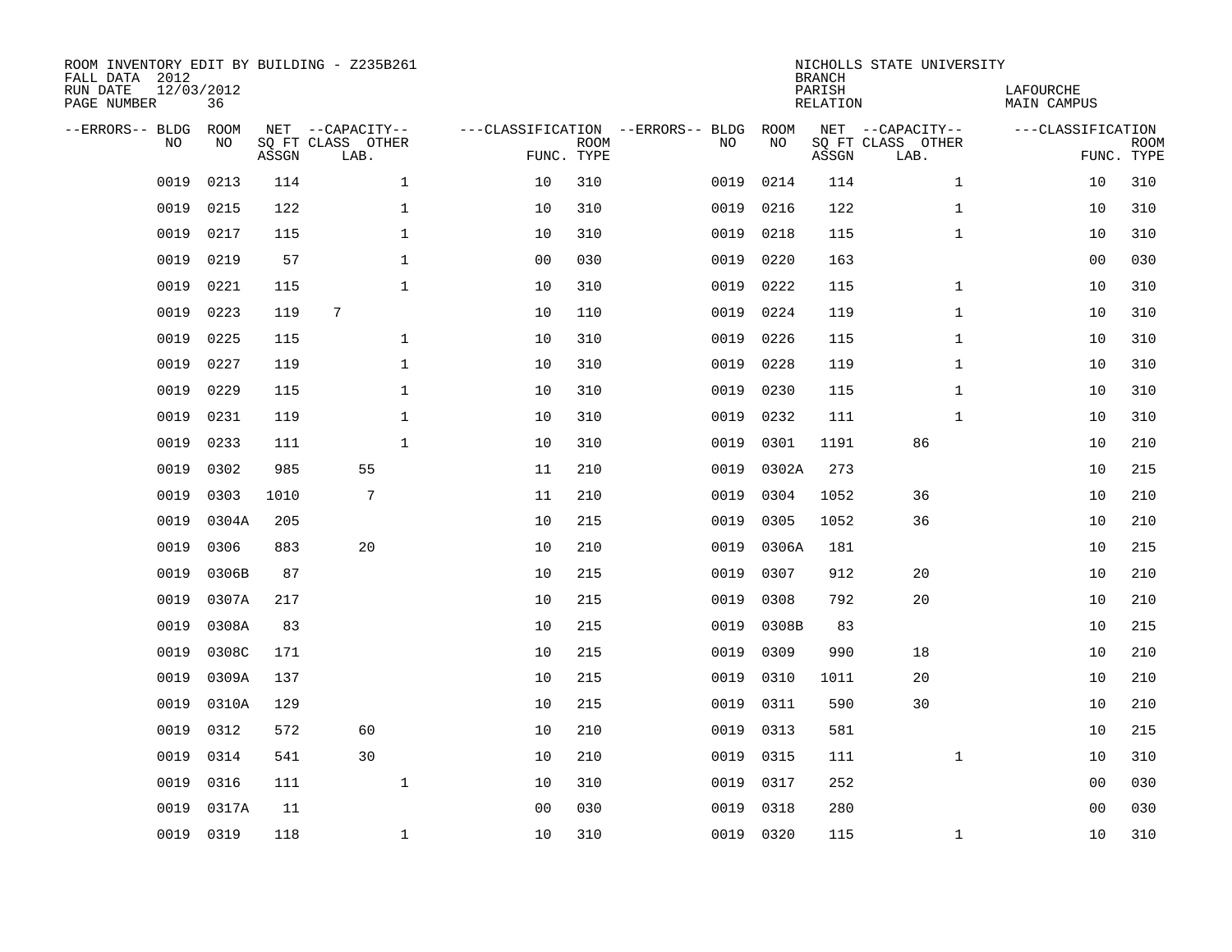ROOM INVENTORY EDIT BY BUILDING - Z235B261
FALL DATA 2012
RUN DATE 12/03/2012
PAGE NUMBER 36

NICHOLLS STATE UNIVERSITY
BRANCH
PARISH LAFOURCHE
RELATION MAIN CAMPUS

| --ERRORS-- | BLDG NO | ROOM NO | NET SQ FT ASSGN | CAPACITY CLASS LAB. | CAPACITY OTHER | CLASSIFICATION FUNC. | ROOM TYPE | --ERRORS-- | BLDG NO | ROOM NO | NET SQ FT ASSGN | CAPACITY CLASS LAB. | CAPACITY OTHER | CLASSIFICATION FUNC. | ROOM TYPE |
|---|---|---|---|---|---|---|---|---|---|---|---|---|---|---|---|
| | 0019 | 0213 | 114 | | 1 | 10 | 310 | | 0019 | 0214 | 114 | | 1 | 10 | 310 |
| | 0019 | 0215 | 122 | | 1 | 10 | 310 | | 0019 | 0216 | 122 | | 1 | 10 | 310 |
| | 0019 | 0217 | 115 | | 1 | 10 | 310 | | 0019 | 0218 | 115 | | 1 | 10 | 310 |
| | 0019 | 0219 | 57 | | 1 | 00 | 030 | | 0019 | 0220 | 163 | | | 00 | 030 |
| | 0019 | 0221 | 115 | | 1 | 10 | 310 | | 0019 | 0222 | 115 | | 1 | 10 | 310 |
| | 0019 | 0223 | 119 | 7 | | 10 | 110 | | 0019 | 0224 | 119 | | 1 | 10 | 310 |
| | 0019 | 0225 | 115 | | 1 | 10 | 310 | | 0019 | 0226 | 115 | | 1 | 10 | 310 |
| | 0019 | 0227 | 119 | | 1 | 10 | 310 | | 0019 | 0228 | 119 | | 1 | 10 | 310 |
| | 0019 | 0229 | 115 | | 1 | 10 | 310 | | 0019 | 0230 | 115 | | 1 | 10 | 310 |
| | 0019 | 0231 | 119 | | 1 | 10 | 310 | | 0019 | 0232 | 111 | | 1 | 10 | 310 |
| | 0019 | 0233 | 111 | | 1 | 10 | 310 | | 0019 | 0301 | 1191 | 86 | | 10 | 210 |
| | 0019 | 0302 | 985 | 55 | | 11 | 210 | | 0019 | 0302A | 273 | | | 10 | 215 |
| | 0019 | 0303 | 1010 | 7 | | 11 | 210 | | 0019 | 0304 | 1052 | 36 | | 10 | 210 |
| | 0019 | 0304A | 205 | | | 10 | 215 | | 0019 | 0305 | 1052 | 36 | | 10 | 210 |
| | 0019 | 0306 | 883 | 20 | | 10 | 210 | | 0019 | 0306A | 181 | | | 10 | 215 |
| | 0019 | 0306B | 87 | | | 10 | 215 | | 0019 | 0307 | 912 | 20 | | 10 | 210 |
| | 0019 | 0307A | 217 | | | 10 | 215 | | 0019 | 0308 | 792 | 20 | | 10 | 210 |
| | 0019 | 0308A | 83 | | | 10 | 215 | | 0019 | 0308B | 83 | | | 10 | 215 |
| | 0019 | 0308C | 171 | | | 10 | 215 | | 0019 | 0309 | 990 | 18 | | 10 | 210 |
| | 0019 | 0309A | 137 | | | 10 | 215 | | 0019 | 0310 | 1011 | 20 | | 10 | 210 |
| | 0019 | 0310A | 129 | | | 10 | 215 | | 0019 | 0311 | 590 | 30 | | 10 | 210 |
| | 0019 | 0312 | 572 | 60 | | 10 | 210 | | 0019 | 0313 | 581 | | | 10 | 215 |
| | 0019 | 0314 | 541 | 30 | | 10 | 210 | | 0019 | 0315 | 111 | | 1 | 10 | 310 |
| | 0019 | 0316 | 111 | | 1 | 10 | 310 | | 0019 | 0317 | 252 | | | 00 | 030 |
| | 0019 | 0317A | 11 | | | 00 | 030 | | 0019 | 0318 | 280 | | | 00 | 030 |
| | 0019 | 0319 | 118 | | 1 | 10 | 310 | | 0019 | 0320 | 115 | | 1 | 10 | 310 |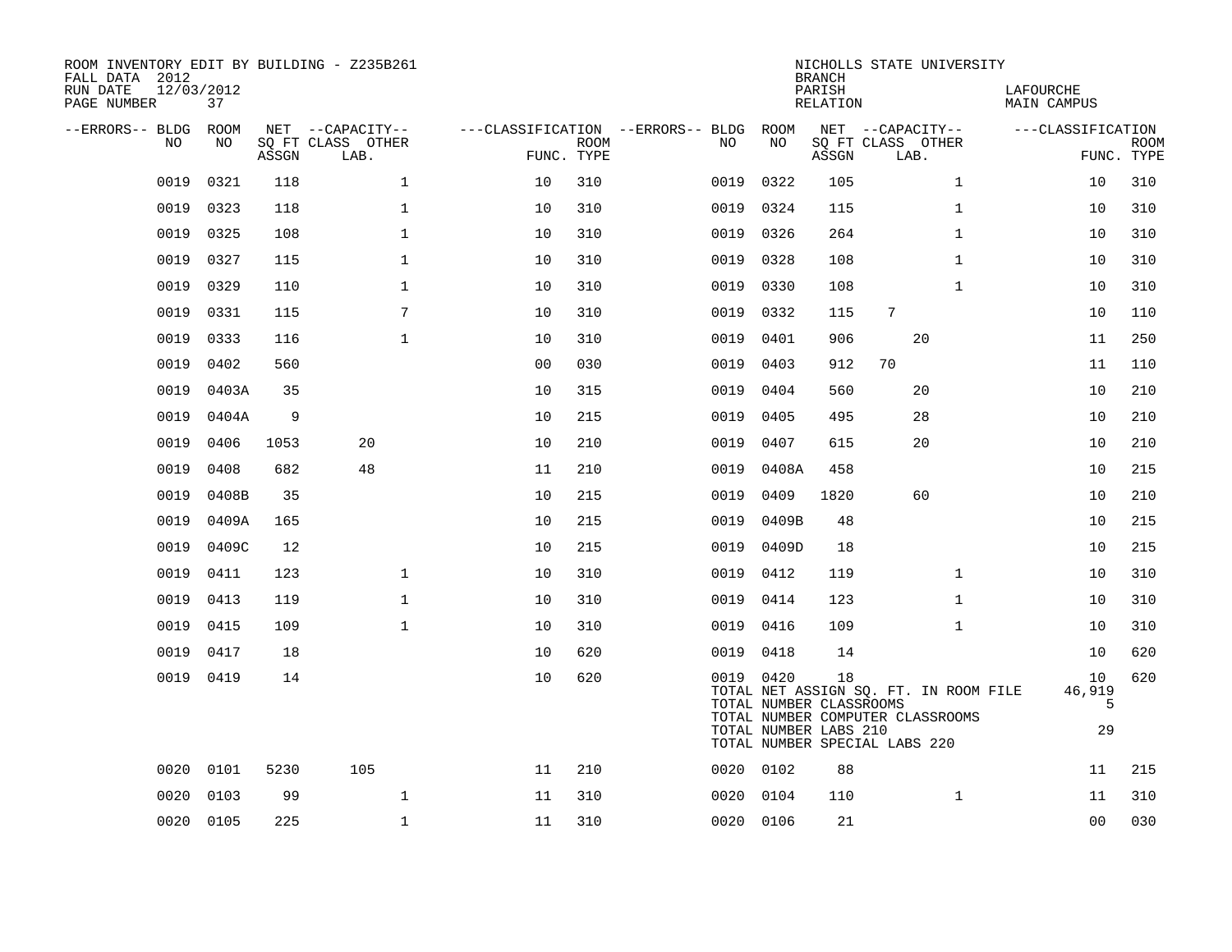ROOM INVENTORY EDIT BY BUILDING - Z235B261
FALL DATA 2012
RUN DATE 12/03/2012
PAGE NUMBER 37

NICHOLLS STATE UNIVERSITY
BRANCH
PARISH LAFOURCHE
RELATION MAIN CAMPUS

| --ERRORS-- | BLDG NO | ROOM NO | NET SQ FT ASSGN | CAPACITY CLASS LAB. | CAPACITY OTHER | CLASSIFICATION FUNC. | ROOM TYPE | --ERRORS-- | BLDG NO | ROOM NO | NET SQ FT ASSGN | CAPACITY CLASS LAB. | CAPACITY OTHER | CLASSIFICATION FUNC. | ROOM TYPE |
|---|---|---|---|---|---|---|---|---|---|---|---|---|---|---|---|
| | 0019 | 0321 | 118 | | 1 | 10 | 310 | | 0019 | 0322 | 105 | | 1 | 10 | 310 |
| | 0019 | 0323 | 118 | | 1 | 10 | 310 | | 0019 | 0324 | 115 | | 1 | 10 | 310 |
| | 0019 | 0325 | 108 | | 1 | 10 | 310 | | 0019 | 0326 | 264 | | 1 | 10 | 310 |
| | 0019 | 0327 | 115 | | 1 | 10 | 310 | | 0019 | 0328 | 108 | | 1 | 10 | 310 |
| | 0019 | 0329 | 110 | | 1 | 10 | 310 | | 0019 | 0330 | 108 | | 1 | 10 | 310 |
| | 0019 | 0331 | 115 | | 7 | 10 | 310 | | 0019 | 0332 | 115 | 7 | | 10 | 110 |
| | 0019 | 0333 | 116 | | 1 | 10 | 310 | | 0019 | 0401 | 906 | 20 | | 11 | 250 |
| | 0019 | 0402 | 560 | | | 00 | 030 | | 0019 | 0403 | 912 | 70 | | 11 | 110 |
| | 0019 | 0403A | 35 | | | 10 | 315 | | 0019 | 0404 | 560 | 20 | | 10 | 210 |
| | 0019 | 0404A | 9 | | | 10 | 215 | | 0019 | 0405 | 495 | 28 | | 10 | 210 |
| | 0019 | 0406 | 1053 | 20 | | 10 | 210 | | 0019 | 0407 | 615 | 20 | | 10 | 210 |
| | 0019 | 0408 | 682 | 48 | | 11 | 210 | | 0019 | 0408A | 458 | | | 10 | 215 |
| | 0019 | 0408B | 35 | | | 10 | 215 | | 0019 | 0409 | 1820 | 60 | | 10 | 210 |
| | 0019 | 0409A | 165 | | | 10 | 215 | | 0019 | 0409B | 48 | | | 10 | 215 |
| | 0019 | 0409C | 12 | | | 10 | 215 | | 0019 | 0409D | 18 | | | 10 | 215 |
| | 0019 | 0411 | 123 | | 1 | 10 | 310 | | 0019 | 0412 | 119 | | 1 | 10 | 310 |
| | 0019 | 0413 | 119 | | 1 | 10 | 310 | | 0019 | 0414 | 123 | | 1 | 10 | 310 |
| | 0019 | 0415 | 109 | | 1 | 10 | 310 | | 0019 | 0416 | 109 | | 1 | 10 | 310 |
| | 0019 | 0417 | 18 | | | 10 | 620 | | 0019 | 0418 | 14 | | | 10 | 620 |
| | 0019 | 0419 | 14 | | | 10 | 620 | | 0019 | 0420 | 18 | | | 10 | 620 |

TOTAL NET ASSIGN SQ. FT. IN ROOM FILE 46,919
TOTAL NUMBER CLASSROOMS 5
TOTAL NUMBER COMPUTER CLASSROOMS
TOTAL NUMBER LABS 210 29
TOTAL NUMBER SPECIAL LABS 220

| --ERRORS-- | BLDG NO | ROOM NO | NET SQ FT ASSGN | CAPACITY CLASS LAB. | CAPACITY OTHER | CLASSIFICATION FUNC. | ROOM TYPE | --ERRORS-- | BLDG NO | ROOM NO | NET SQ FT ASSGN | CAPACITY CLASS LAB. | CAPACITY OTHER | CLASSIFICATION FUNC. | ROOM TYPE |
|---|---|---|---|---|---|---|---|---|---|---|---|---|---|---|---|
| | 0020 | 0101 | 5230 | 105 | | 11 | 210 | | 0020 | 0102 | 88 | | | 11 | 215 |
| | 0020 | 0103 | 99 | | 1 | 11 | 310 | | 0020 | 0104 | 110 | | 1 | 11 | 310 |
| | 0020 | 0105 | 225 | | 1 | 11 | 310 | | 0020 | 0106 | 21 | | | 00 | 030 |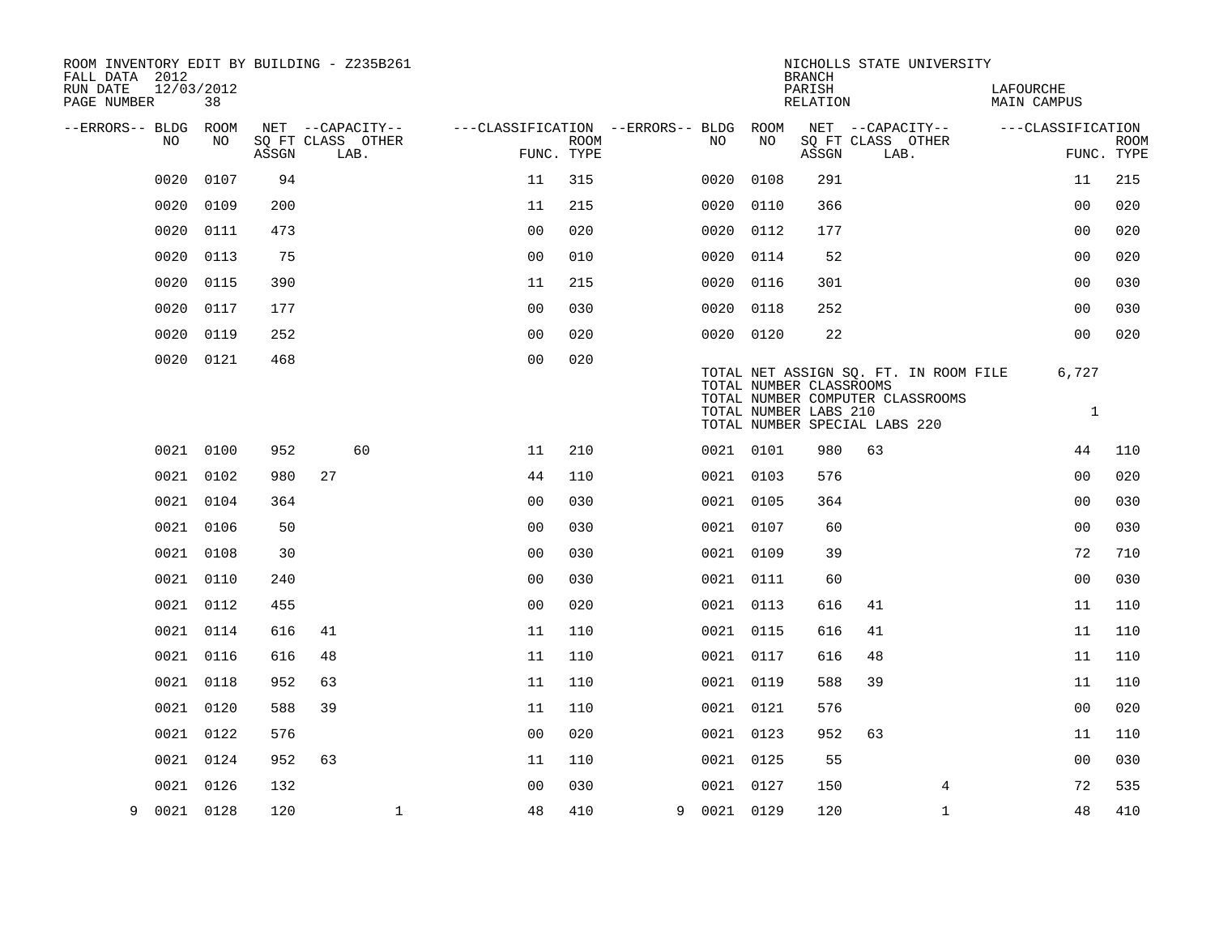ROOM INVENTORY EDIT BY BUILDING - Z235B261
FALL DATA 2012
RUN DATE 12/03/2012
PAGE NUMBER 38

NICHOLLS STATE UNIVERSITY
BRANCH
PARISH LAFOURCHE
RELATION MAIN CAMPUS

| --ERRORS-- | BLDG NO | ROOM NO | NET SQ FT ASSGN | CAPACITY CLASS | CAPACITY LAB. | CAPACITY OTHER | CLASSIFICATION FUNC. | ROOM TYPE | --ERRORS-- | BLDG NO | ROOM NO | NET SQ FT ASSGN | CAPACITY CLASS | CAPACITY LAB. | CAPACITY OTHER | CLASSIFICATION FUNC. | ROOM TYPE |
|---|---|---|---|---|---|---|---|---|---|---|---|---|---|---|---|---|---|
| | 0020 | 0107 | 94 | | | | 11 | 315 | | 0020 | 0108 | 291 | | | | 11 | 215 |
| | 0020 | 0109 | 200 | | | | 11 | 215 | | 0020 | 0110 | 366 | | | | 00 | 020 |
| | 0020 | 0111 | 473 | | | | 00 | 020 | | 0020 | 0112 | 177 | | | | 00 | 020 |
| | 0020 | 0113 | 75 | | | | 00 | 010 | | 0020 | 0114 | 52 | | | | 00 | 020 |
| | 0020 | 0115 | 390 | | | | 11 | 215 | | 0020 | 0116 | 301 | | | | 00 | 030 |
| | 0020 | 0117 | 177 | | | | 00 | 030 | | 0020 | 0118 | 252 | | | | 00 | 030 |
| | 0020 | 0119 | 252 | | | | 00 | 020 | | 0020 | 0120 | 22 | | | | 00 | 020 |
| | 0020 | 0121 | 468 | | | | 00 | 020 | | | | | | | | | |

TOTAL NET ASSIGN SQ. FT. IN ROOM FILE 6,727
TOTAL NUMBER CLASSROOMS
TOTAL NUMBER COMPUTER CLASSROOMS
TOTAL NUMBER LABS 210 1
TOTAL NUMBER SPECIAL LABS 220

| --ERRORS-- | BLDG NO | ROOM NO | NET SQ FT ASSGN | CAPACITY CLASS | CAPACITY LAB. | CAPACITY OTHER | CLASSIFICATION FUNC. | ROOM TYPE | --ERRORS-- | BLDG NO | ROOM NO | NET SQ FT ASSGN | CAPACITY CLASS | CAPACITY LAB. | CAPACITY OTHER | CLASSIFICATION FUNC. | ROOM TYPE |
|---|---|---|---|---|---|---|---|---|---|---|---|---|---|---|---|---|---|
| | 0021 | 0100 | 952 | | 60 | | 11 | 210 | | 0021 | 0101 | 980 | 63 | | | 44 | 110 |
| | 0021 | 0102 | 980 | 27 | | | 44 | 110 | | 0021 | 0103 | 576 | | | | 00 | 020 |
| | 0021 | 0104 | 364 | | | | 00 | 030 | | 0021 | 0105 | 364 | | | | 00 | 030 |
| | 0021 | 0106 | 50 | | | | 00 | 030 | | 0021 | 0107 | 60 | | | | 00 | 030 |
| | 0021 | 0108 | 30 | | | | 00 | 030 | | 0021 | 0109 | 39 | | | | 72 | 710 |
| | 0021 | 0110 | 240 | | | | 00 | 030 | | 0021 | 0111 | 60 | | | | 00 | 030 |
| | 0021 | 0112 | 455 | | | | 00 | 020 | | 0021 | 0113 | 616 | 41 | | | 11 | 110 |
| | 0021 | 0114 | 616 | 41 | | | 11 | 110 | | 0021 | 0115 | 616 | 41 | | | 11 | 110 |
| | 0021 | 0116 | 616 | 48 | | | 11 | 110 | | 0021 | 0117 | 616 | 48 | | | 11 | 110 |
| | 0021 | 0118 | 952 | 63 | | | 11 | 110 | | 0021 | 0119 | 588 | 39 | | | 11 | 110 |
| | 0021 | 0120 | 588 | 39 | | | 11 | 110 | | 0021 | 0121 | 576 | | | | 00 | 020 |
| | 0021 | 0122 | 576 | | | | 00 | 020 | | 0021 | 0123 | 952 | 63 | | | 11 | 110 |
| | 0021 | 0124 | 952 | 63 | | | 11 | 110 | | 0021 | 0125 | 55 | | | | 00 | 030 |
| | 0021 | 0126 | 132 | | | | 00 | 030 | | 0021 | 0127 | 150 | | | 4 | 72 | 535 |
| 9 | 0021 | 0128 | 120 | | | 1 | 48 | 410 | 9 | 0021 | 0129 | 120 | | | 1 | 48 | 410 |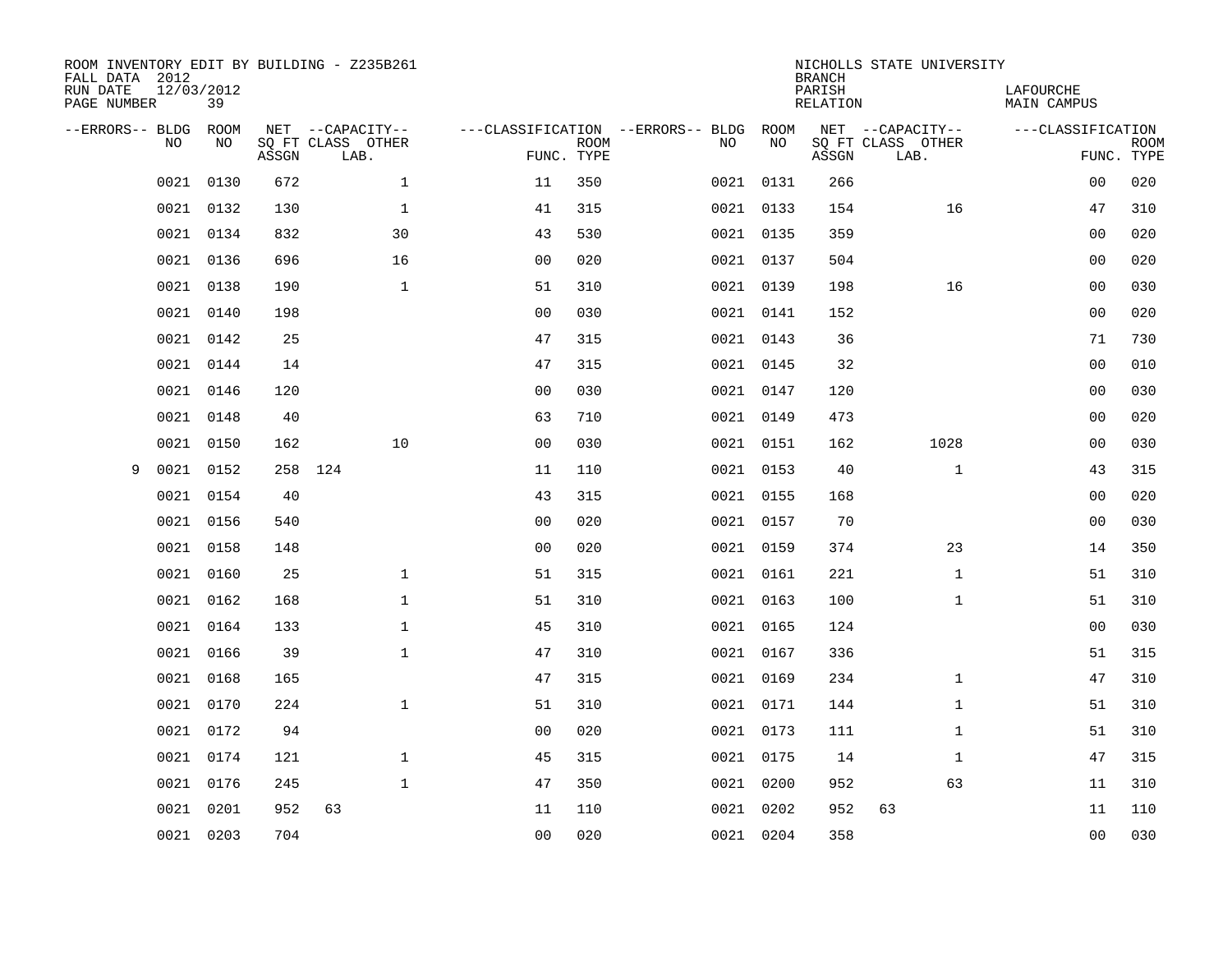ROOM INVENTORY EDIT BY BUILDING - Z235B261
FALL DATA 2012
RUN DATE 12/03/2012
PAGE NUMBER 39

NICHOLLS STATE UNIVERSITY
BRANCH
PARISH LAFOURCHE
RELATION MAIN CAMPUS

| --ERRORS-- | BLDG NO | ROOM NO | NET SQ FT ASSGN | CAPACITY CLASS | CAPACITY LAB. | CAPACITY OTHER | CLASSIFICATION FUNC. | ROOM TYPE | --ERRORS-- | BLDG NO | ROOM NO | NET SQ FT ASSGN | CAPACITY CLASS | CAPACITY LAB. | CAPACITY OTHER | CLASSIFICATION FUNC. | ROOM TYPE |
|---|---|---|---|---|---|---|---|---|---|---|---|---|---|---|---|---|---|
| | 0021 | 0130 | 672 | | | 1 | 11 | 350 | | 0021 | 0131 | 266 | | | | 00 | 020 |
| | 0021 | 0132 | 130 | | | 1 | 41 | 315 | | 0021 | 0133 | 154 | | | 16 | 47 | 310 |
| | 0021 | 0134 | 832 | | | 30 | 43 | 530 | | 0021 | 0135 | 359 | | | | 00 | 020 |
| | 0021 | 0136 | 696 | | | 16 | 00 | 020 | | 0021 | 0137 | 504 | | | | 00 | 020 |
| | 0021 | 0138 | 190 | | | 1 | 51 | 310 | | 0021 | 0139 | 198 | | | 16 | 00 | 030 |
| | 0021 | 0140 | 198 | | | | 00 | 030 | | 0021 | 0141 | 152 | | | | 00 | 020 |
| | 0021 | 0142 | 25 | | | | 47 | 315 | | 0021 | 0143 | 36 | | | | 71 | 730 |
| | 0021 | 0144 | 14 | | | | 47 | 315 | | 0021 | 0145 | 32 | | | | 00 | 010 |
| | 0021 | 0146 | 120 | | | | 00 | 030 | | 0021 | 0147 | 120 | | | | 00 | 030 |
| | 0021 | 0148 | 40 | | | | 63 | 710 | | 0021 | 0149 | 473 | | | | 00 | 020 |
| | 0021 | 0150 | 162 | | | 10 | 00 | 030 | | 0021 | 0151 | 162 | | | 1028 | 00 | 030 |
| 9 | 0021 | 0152 | 258 | 124 | | | 11 | 110 | | 0021 | 0153 | 40 | | | 1 | 43 | 315 |
| | 0021 | 0154 | 40 | | | | 43 | 315 | | 0021 | 0155 | 168 | | | | 00 | 020 |
| | 0021 | 0156 | 540 | | | | 00 | 020 | | 0021 | 0157 | 70 | | | | 00 | 030 |
| | 0021 | 0158 | 148 | | | | 00 | 020 | | 0021 | 0159 | 374 | | | 23 | 14 | 350 |
| | 0021 | 0160 | 25 | | | 1 | 51 | 315 | | 0021 | 0161 | 221 | | | 1 | 51 | 310 |
| | 0021 | 0162 | 168 | | | 1 | 51 | 310 | | 0021 | 0163 | 100 | | | 1 | 51 | 310 |
| | 0021 | 0164 | 133 | | | 1 | 45 | 310 | | 0021 | 0165 | 124 | | | | 00 | 030 |
| | 0021 | 0166 | 39 | | | 1 | 47 | 310 | | 0021 | 0167 | 336 | | | | 51 | 315 |
| | 0021 | 0168 | 165 | | | | 47 | 315 | | 0021 | 0169 | 234 | | | 1 | 47 | 310 |
| | 0021 | 0170 | 224 | | | 1 | 51 | 310 | | 0021 | 0171 | 144 | | | 1 | 51 | 310 |
| | 0021 | 0172 | 94 | | | | 00 | 020 | | 0021 | 0173 | 111 | | | 1 | 51 | 310 |
| | 0021 | 0174 | 121 | | | 1 | 45 | 315 | | 0021 | 0175 | 14 | | | 1 | 47 | 315 |
| | 0021 | 0176 | 245 | | | 1 | 47 | 350 | | 0021 | 0200 | 952 | | | 63 | 11 | 310 |
| | 0021 | 0201 | 952 | 63 | | | 11 | 110 | | 0021 | 0202 | 952 | 63 | | | 11 | 110 |
| | 0021 | 0203 | 704 | | | | 00 | 020 | | 0021 | 0204 | 358 | | | | 00 | 030 |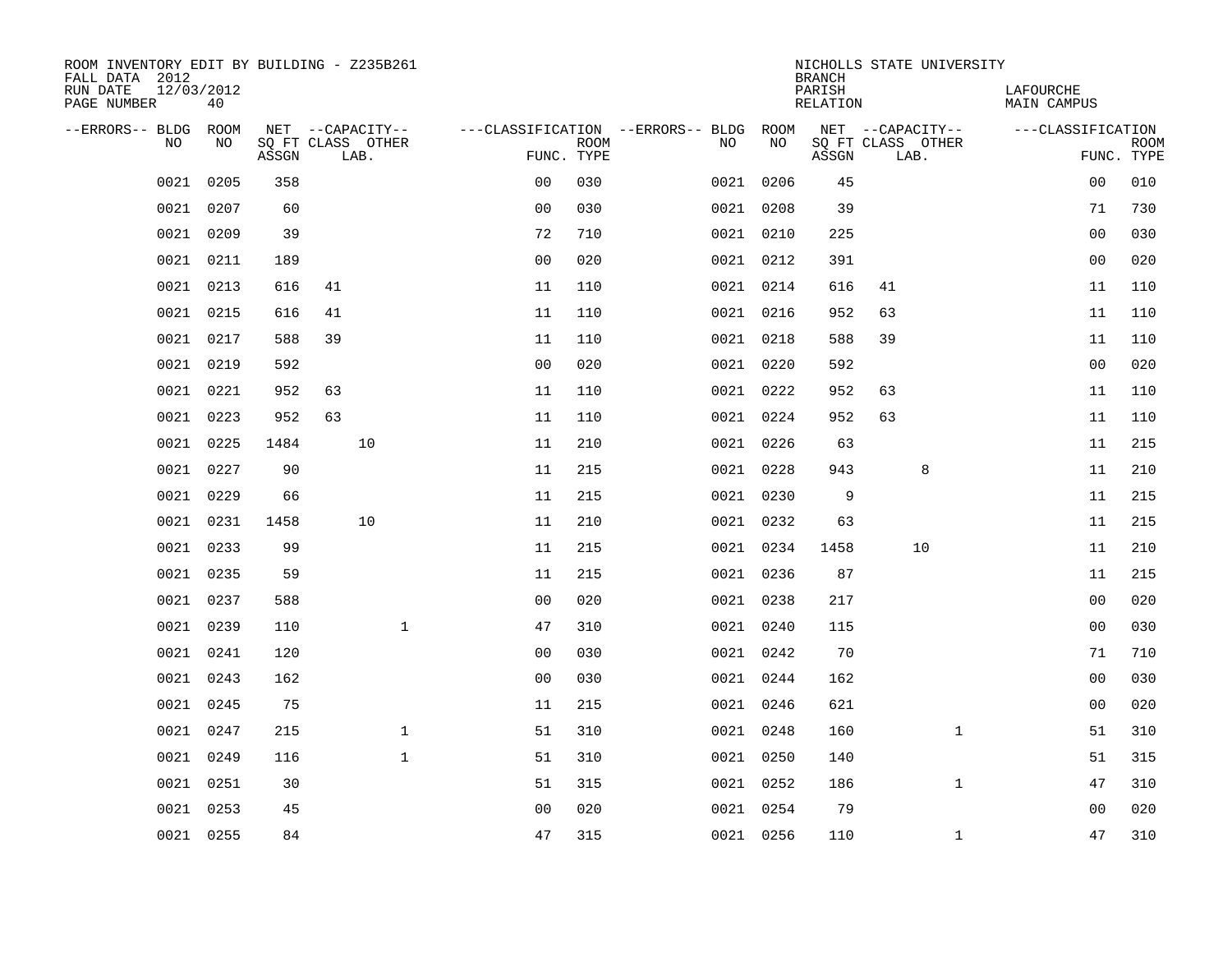ROOM INVENTORY EDIT BY BUILDING - Z235B261
FALL DATA 2012
RUN DATE 12/03/2012
PAGE NUMBER 40

NICHOLLS STATE UNIVERSITY
BRANCH
PARISH LAFOURCHE
RELATION MAIN CAMPUS

| --ERRORS-- | BLDG NO | ROOM NO | NET ASSGN SQ FT | CAPACITY CLASS | CAPACITY LAB. | CAPACITY OTHER | CLASSIFICATION FUNC. | ROOM TYPE | --ERRORS-- | BLDG NO | ROOM NO | NET ASSGN SQ FT | CAPACITY CLASS | CAPACITY LAB. | CAPACITY OTHER | CLASSIFICATION FUNC. | ROOM TYPE |
|---|---|---|---|---|---|---|---|---|---|---|---|---|---|---|---|---|---|
| | 0021 | 0205 | 358 | | | | 00 | 030 | | 0021 | 0206 | 45 | | | | 00 | 010 |
| | 0021 | 0207 | 60 | | | | 00 | 030 | | 0021 | 0208 | 39 | | | | 71 | 730 |
| | 0021 | 0209 | 39 | | | | 72 | 710 | | 0021 | 0210 | 225 | | | | 00 | 030 |
| | 0021 | 0211 | 189 | | | | 00 | 020 | | 0021 | 0212 | 391 | | | | 00 | 020 |
| | 0021 | 0213 | 616 | 41 | | | 11 | 110 | | 0021 | 0214 | 616 | 41 | | | 11 | 110 |
| | 0021 | 0215 | 616 | 41 | | | 11 | 110 | | 0021 | 0216 | 952 | 63 | | | 11 | 110 |
| | 0021 | 0217 | 588 | 39 | | | 11 | 110 | | 0021 | 0218 | 588 | 39 | | | 11 | 110 |
| | 0021 | 0219 | 592 | | | | 00 | 020 | | 0021 | 0220 | 592 | | | | 00 | 020 |
| | 0021 | 0221 | 952 | 63 | | | 11 | 110 | | 0021 | 0222 | 952 | 63 | | | 11 | 110 |
| | 0021 | 0223 | 952 | 63 | | | 11 | 110 | | 0021 | 0224 | 952 | 63 | | | 11 | 110 |
| | 0021 | 0225 | 1484 | | 10 | | 11 | 210 | | 0021 | 0226 | 63 | | | | 11 | 215 |
| | 0021 | 0227 | 90 | | | | 11 | 215 | | 0021 | 0228 | 943 | | 8 | | 11 | 210 |
| | 0021 | 0229 | 66 | | | | 11 | 215 | | 0021 | 0230 | 9 | | | | 11 | 215 |
| | 0021 | 0231 | 1458 | | 10 | | 11 | 210 | | 0021 | 0232 | 63 | | | | 11 | 215 |
| | 0021 | 0233 | 99 | | | | 11 | 215 | | 0021 | 0234 | 1458 | | 10 | | 11 | 210 |
| | 0021 | 0235 | 59 | | | | 11 | 215 | | 0021 | 0236 | 87 | | | | 11 | 215 |
| | 0021 | 0237 | 588 | | | | 00 | 020 | | 0021 | 0238 | 217 | | | | 00 | 020 |
| | 0021 | 0239 | 110 | | | 1 | 47 | 310 | | 0021 | 0240 | 115 | | | | 00 | 030 |
| | 0021 | 0241 | 120 | | | | 00 | 030 | | 0021 | 0242 | 70 | | | | 71 | 710 |
| | 0021 | 0243 | 162 | | | | 00 | 030 | | 0021 | 0244 | 162 | | | | 00 | 030 |
| | 0021 | 0245 | 75 | | | | 11 | 215 | | 0021 | 0246 | 621 | | | | 00 | 020 |
| | 0021 | 0247 | 215 | | | 1 | 51 | 310 | | 0021 | 0248 | 160 | | | 1 | 51 | 310 |
| | 0021 | 0249 | 116 | | | 1 | 51 | 310 | | 0021 | 0250 | 140 | | | | 51 | 315 |
| | 0021 | 0251 | 30 | | | | 51 | 315 | | 0021 | 0252 | 186 | | | 1 | 47 | 310 |
| | 0021 | 0253 | 45 | | | | 00 | 020 | | 0021 | 0254 | 79 | | | | 00 | 020 |
| | 0021 | 0255 | 84 | | | | 47 | 315 | | 0021 | 0256 | 110 | | | 1 | 47 | 310 |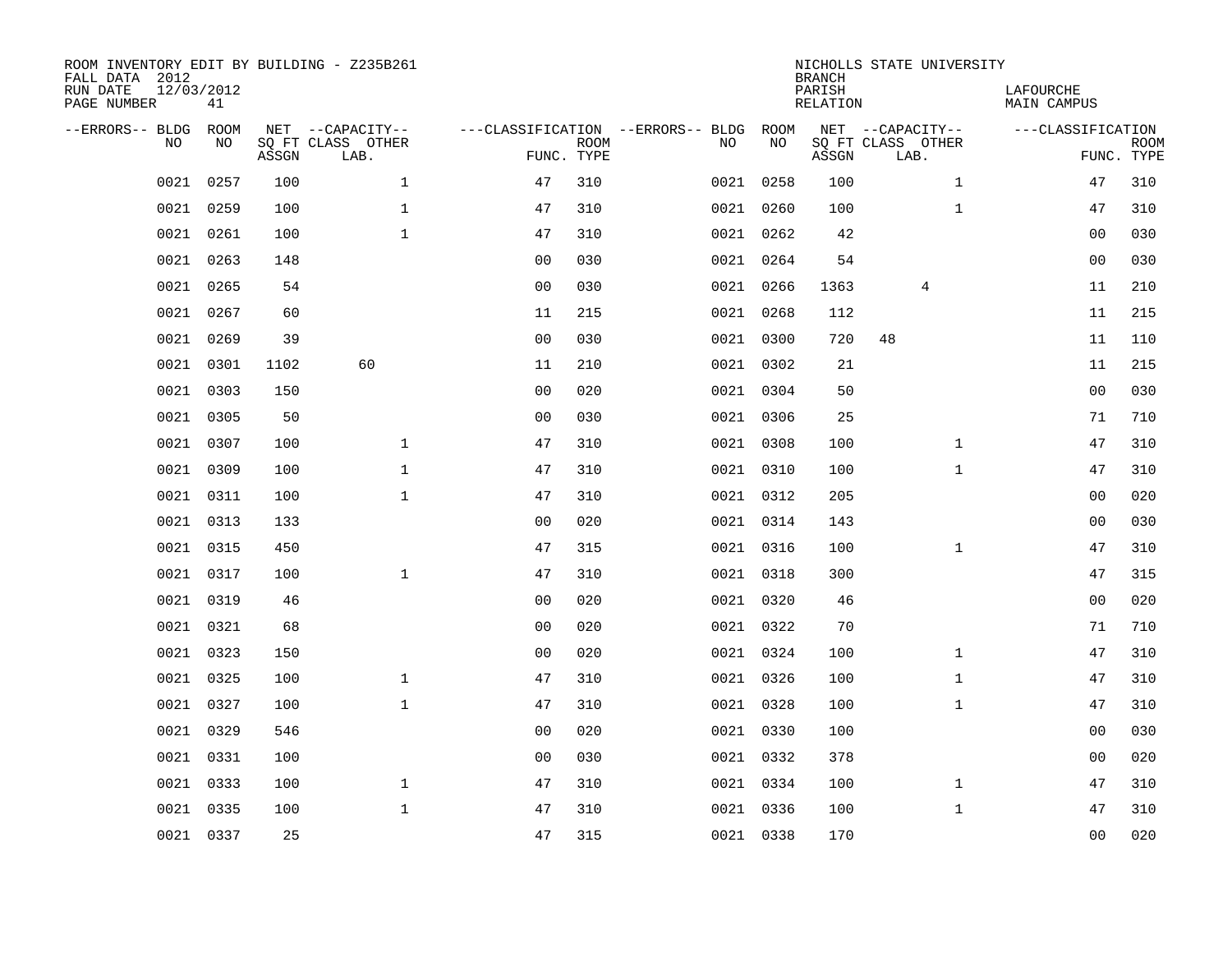ROOM INVENTORY EDIT BY BUILDING - Z235B261
FALL DATA 2012
RUN DATE 12/03/2012
PAGE NUMBER 41

NICHOLLS STATE UNIVERSITY
BRANCH
PARISH LAFOURCHE
RELATION MAIN CAMPUS

| --ERRORS-- | BLDG NO | ROOM NO | NET SQ FT ASSGN | CAPACITY CLASS LAB. | CAPACITY OTHER | CLASSIFICATION FUNC. | ROOM TYPE | --ERRORS-- | BLDG NO | ROOM NO | NET SQ FT ASSGN | CAPACITY CLASS LAB. | CAPACITY OTHER | CLASSIFICATION FUNC. | ROOM TYPE |
|---|---|---|---|---|---|---|---|---|---|---|---|---|---|---|---|
| | 0021 | 0257 | 100 | | 1 | 47 | 310 | | 0021 | 0258 | 100 | | 1 | 47 | 310 |
| | 0021 | 0259 | 100 | | 1 | 47 | 310 | | 0021 | 0260 | 100 | | 1 | 47 | 310 |
| | 0021 | 0261 | 100 | | 1 | 47 | 310 | | 0021 | 0262 | 42 | | | 00 | 030 |
| | 0021 | 0263 | 148 | | | 00 | 030 | | 0021 | 0264 | 54 | | | 00 | 030 |
| | 0021 | 0265 | 54 | | | 00 | 030 | | 0021 | 0266 | 1363 | | 4 | 11 | 210 |
| | 0021 | 0267 | 60 | | | 11 | 215 | | 0021 | 0268 | 112 | | | 11 | 215 |
| | 0021 | 0269 | 39 | | | 00 | 030 | | 0021 | 0300 | 720 | 48 | | 11 | 110 |
| | 0021 | 0301 | 1102 | 60 | | 11 | 210 | | 0021 | 0302 | 21 | | | 11 | 215 |
| | 0021 | 0303 | 150 | | | 00 | 020 | | 0021 | 0304 | 50 | | | 00 | 030 |
| | 0021 | 0305 | 50 | | | 00 | 030 | | 0021 | 0306 | 25 | | | 71 | 710 |
| | 0021 | 0307 | 100 | | 1 | 47 | 310 | | 0021 | 0308 | 100 | | 1 | 47 | 310 |
| | 0021 | 0309 | 100 | | 1 | 47 | 310 | | 0021 | 0310 | 100 | | 1 | 47 | 310 |
| | 0021 | 0311 | 100 | | 1 | 47 | 310 | | 0021 | 0312 | 205 | | | 00 | 020 |
| | 0021 | 0313 | 133 | | | 00 | 020 | | 0021 | 0314 | 143 | | | 00 | 030 |
| | 0021 | 0315 | 450 | | | 47 | 315 | | 0021 | 0316 | 100 | | 1 | 47 | 310 |
| | 0021 | 0317 | 100 | | 1 | 47 | 310 | | 0021 | 0318 | 300 | | | 47 | 315 |
| | 0021 | 0319 | 46 | | | 00 | 020 | | 0021 | 0320 | 46 | | | 00 | 020 |
| | 0021 | 0321 | 68 | | | 00 | 020 | | 0021 | 0322 | 70 | | | 71 | 710 |
| | 0021 | 0323 | 150 | | | 00 | 020 | | 0021 | 0324 | 100 | | 1 | 47 | 310 |
| | 0021 | 0325 | 100 | | 1 | 47 | 310 | | 0021 | 0326 | 100 | | 1 | 47 | 310 |
| | 0021 | 0327 | 100 | | 1 | 47 | 310 | | 0021 | 0328 | 100 | | 1 | 47 | 310 |
| | 0021 | 0329 | 546 | | | 00 | 020 | | 0021 | 0330 | 100 | | | 00 | 030 |
| | 0021 | 0331 | 100 | | | 00 | 030 | | 0021 | 0332 | 378 | | | 00 | 020 |
| | 0021 | 0333 | 100 | | 1 | 47 | 310 | | 0021 | 0334 | 100 | | 1 | 47 | 310 |
| | 0021 | 0335 | 100 | | 1 | 47 | 310 | | 0021 | 0336 | 100 | | 1 | 47 | 310 |
| | 0021 | 0337 | 25 | | | 47 | 315 | | 0021 | 0338 | 170 | | | 00 | 020 |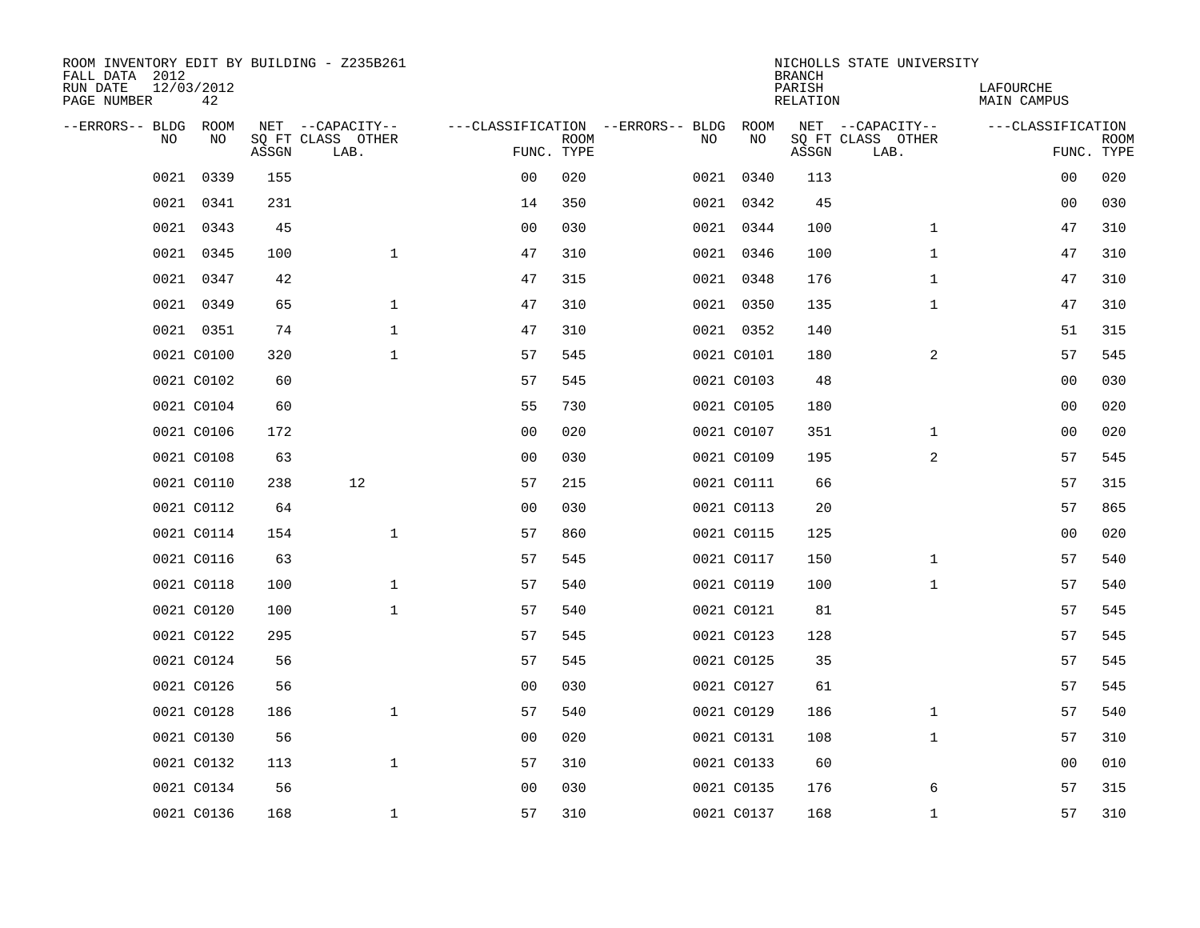ROOM INVENTORY EDIT BY BUILDING - Z235B261
FALL DATA 2012
RUN DATE 12/03/2012
PAGE NUMBER 42

NICHOLLS STATE UNIVERSITY
BRANCH
PARISH LAFOURCHE
RELATION MAIN CAMPUS

| --ERRORS-- | BLDG NO | ROOM NO | NET SQ FT ASSGN | --CAPACITY-- CLASS LAB. | OTHER | ---CLASSIFICATION FUNC. | ROOM TYPE | --ERRORS-- | BLDG NO | ROOM NO | NET SQ FT ASSGN | --CAPACITY-- CLASS LAB. | OTHER | ---CLASSIFICATION FUNC. | ROOM TYPE |
|---|---|---|---|---|---|---|---|---|---|---|---|---|---|---|---|
| | 0021 | 0339 | 155 | | | 00 | 020 | | 0021 | 0340 | 113 | | | 00 | 020 |
| | 0021 | 0341 | 231 | | | 14 | 350 | | 0021 | 0342 | 45 | | | 00 | 030 |
| | 0021 | 0343 | 45 | | | 00 | 030 | | 0021 | 0344 | 100 | | 1 | 47 | 310 |
| | 0021 | 0345 | 100 | | 1 | 47 | 310 | | 0021 | 0346 | 100 | | 1 | 47 | 310 |
| | 0021 | 0347 | 42 | | | 47 | 315 | | 0021 | 0348 | 176 | | 1 | 47 | 310 |
| | 0021 | 0349 | 65 | | 1 | 47 | 310 | | 0021 | 0350 | 135 | | 1 | 47 | 310 |
| | 0021 | 0351 | 74 | | 1 | 47 | 310 | | 0021 | 0352 | 140 | | | 51 | 315 |
| | 0021 | C0100 | 320 | | 1 | 57 | 545 | | 0021 | C0101 | 180 | | 2 | 57 | 545 |
| | 0021 | C0102 | 60 | | | 57 | 545 | | 0021 | C0103 | 48 | | | 00 | 030 |
| | 0021 | C0104 | 60 | | | 55 | 730 | | 0021 | C0105 | 180 | | | 00 | 020 |
| | 0021 | C0106 | 172 | | | 00 | 020 | | 0021 | C0107 | 351 | | 1 | 00 | 020 |
| | 0021 | C0108 | 63 | | | 00 | 030 | | 0021 | C0109 | 195 | | 2 | 57 | 545 |
| | 0021 | C0110 | 238 | 12 | | 57 | 215 | | 0021 | C0111 | 66 | | | 57 | 315 |
| | 0021 | C0112 | 64 | | | 00 | 030 | | 0021 | C0113 | 20 | | | 57 | 865 |
| | 0021 | C0114 | 154 | | 1 | 57 | 860 | | 0021 | C0115 | 125 | | | 00 | 020 |
| | 0021 | C0116 | 63 | | | 57 | 545 | | 0021 | C0117 | 150 | | 1 | 57 | 540 |
| | 0021 | C0118 | 100 | | 1 | 57 | 540 | | 0021 | C0119 | 100 | | 1 | 57 | 540 |
| | 0021 | C0120 | 100 | | 1 | 57 | 540 | | 0021 | C0121 | 81 | | | 57 | 545 |
| | 0021 | C0122 | 295 | | | 57 | 545 | | 0021 | C0123 | 128 | | | 57 | 545 |
| | 0021 | C0124 | 56 | | | 57 | 545 | | 0021 | C0125 | 35 | | | 57 | 545 |
| | 0021 | C0126 | 56 | | | 00 | 030 | | 0021 | C0127 | 61 | | | 57 | 545 |
| | 0021 | C0128 | 186 | | 1 | 57 | 540 | | 0021 | C0129 | 186 | | 1 | 57 | 540 |
| | 0021 | C0130 | 56 | | | 00 | 020 | | 0021 | C0131 | 108 | | 1 | 57 | 310 |
| | 0021 | C0132 | 113 | | 1 | 57 | 310 | | 0021 | C0133 | 60 | | | 00 | 010 |
| | 0021 | C0134 | 56 | | | 00 | 030 | | 0021 | C0135 | 176 | | 6 | 57 | 315 |
| | 0021 | C0136 | 168 | | 1 | 57 | 310 | | 0021 | C0137 | 168 | | 1 | 57 | 310 |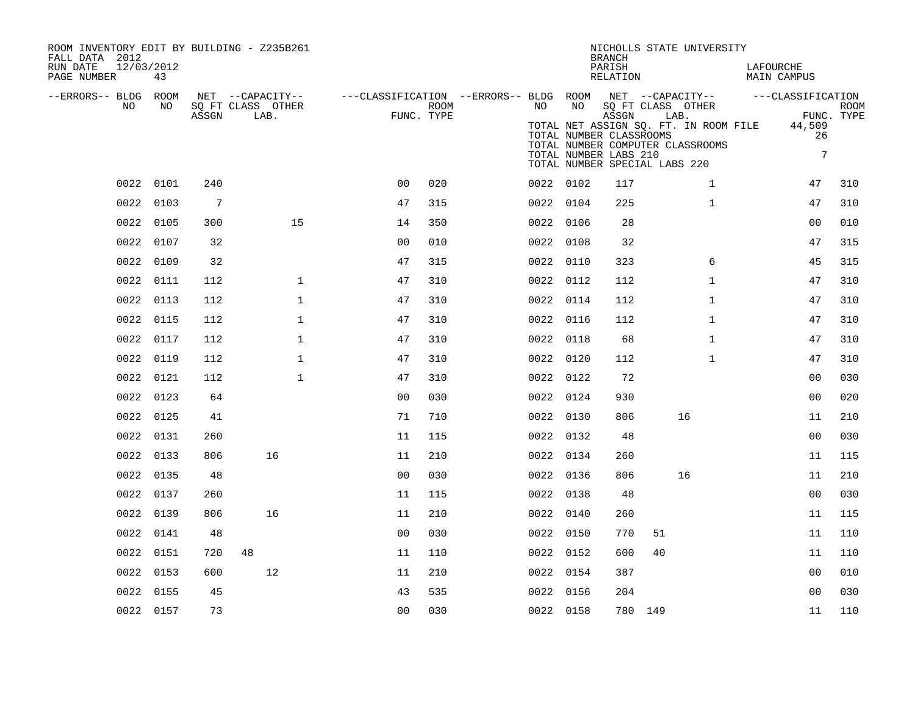ROOM INVENTORY EDIT BY BUILDING - Z235B261
FALL DATA 2012
RUN DATE 12/03/2012
PAGE NUMBER 43

NICHOLLS STATE UNIVERSITY
BRANCH
PARISH LAFOURCHE
RELATION MAIN CAMPUS

TOTAL NET ASSIGN SQ. FT. IN ROOM FILE 44,509
TOTAL NUMBER CLASSROOMS 26
TOTAL NUMBER COMPUTER CLASSROOMS
TOTAL NUMBER LABS 210 7
TOTAL NUMBER SPECIAL LABS 220

| --ERRORS-- | BLDG NO | ROOM NO | NET ASSGN SQ FT | CAPACITY CLASS | CAPACITY LAB. | CAPACITY OTHER | CLASSIFICATION FUNC. | ROOM TYPE | --ERRORS-- | BLDG NO | ROOM NO | NET ASSGN SQ FT | CAPACITY CLASS | CAPACITY LAB. | CAPACITY OTHER | CLASSIFICATION FUNC. | ROOM TYPE |
|---|---|---|---|---|---|---|---|---|---|---|---|---|---|---|---|---|---|
| | 0022 | 0101 | 240 | | | | 00 | 020 | | 0022 | 0102 | 117 | | | 1 | 47 | 310 |
| | 0022 | 0103 | 7 | | | | 47 | 315 | | 0022 | 0104 | 225 | | | 1 | 47 | 310 |
| | 0022 | 0105 | 300 | | | 15 | 14 | 350 | | 0022 | 0106 | 28 | | | | 00 | 010 |
| | 0022 | 0107 | 32 | | | | 00 | 010 | | 0022 | 0108 | 32 | | | | 47 | 315 |
| | 0022 | 0109 | 32 | | | | 47 | 315 | | 0022 | 0110 | 323 | | | 6 | 45 | 315 |
| | 0022 | 0111 | 112 | | | 1 | 47 | 310 | | 0022 | 0112 | 112 | | | 1 | 47 | 310 |
| | 0022 | 0113 | 112 | | | 1 | 47 | 310 | | 0022 | 0114 | 112 | | | 1 | 47 | 310 |
| | 0022 | 0115 | 112 | | | 1 | 47 | 310 | | 0022 | 0116 | 112 | | | 1 | 47 | 310 |
| | 0022 | 0117 | 112 | | | 1 | 47 | 310 | | 0022 | 0118 | 68 | | | 1 | 47 | 310 |
| | 0022 | 0119 | 112 | | | 1 | 47 | 310 | | 0022 | 0120 | 112 | | | 1 | 47 | 310 |
| | 0022 | 0121 | 112 | | | 1 | 47 | 310 | | 0022 | 0122 | 72 | | | | 00 | 030 |
| | 0022 | 0123 | 64 | | | | 00 | 030 | | 0022 | 0124 | 930 | | | | 00 | 020 |
| | 0022 | 0125 | 41 | | | | 71 | 710 | | 0022 | 0130 | 806 | | 16 | | 11 | 210 |
| | 0022 | 0131 | 260 | | | | 11 | 115 | | 0022 | 0132 | 48 | | | | 00 | 030 |
| | 0022 | 0133 | 806 | | 16 | | 11 | 210 | | 0022 | 0134 | 260 | | | | 11 | 115 |
| | 0022 | 0135 | 48 | | | | 00 | 030 | | 0022 | 0136 | 806 | | 16 | | 11 | 210 |
| | 0022 | 0137 | 260 | | | | 11 | 115 | | 0022 | 0138 | 48 | | | | 00 | 030 |
| | 0022 | 0139 | 806 | | 16 | | 11 | 210 | | 0022 | 0140 | 260 | | | | 11 | 115 |
| | 0022 | 0141 | 48 | | | | 00 | 030 | | 0022 | 0150 | 770 | 51 | | | 11 | 110 |
| | 0022 | 0151 | 720 | 48 | | | 11 | 110 | | 0022 | 0152 | 600 | 40 | | | 11 | 110 |
| | 0022 | 0153 | 600 | | 12 | | 11 | 210 | | 0022 | 0154 | 387 | | | | 00 | 010 |
| | 0022 | 0155 | 45 | | | | 43 | 535 | | 0022 | 0156 | 204 | | | | 00 | 030 |
| | 0022 | 0157 | 73 | | | | 00 | 030 | | 0022 | 0158 | 780 | 149 | | | 11 | 110 |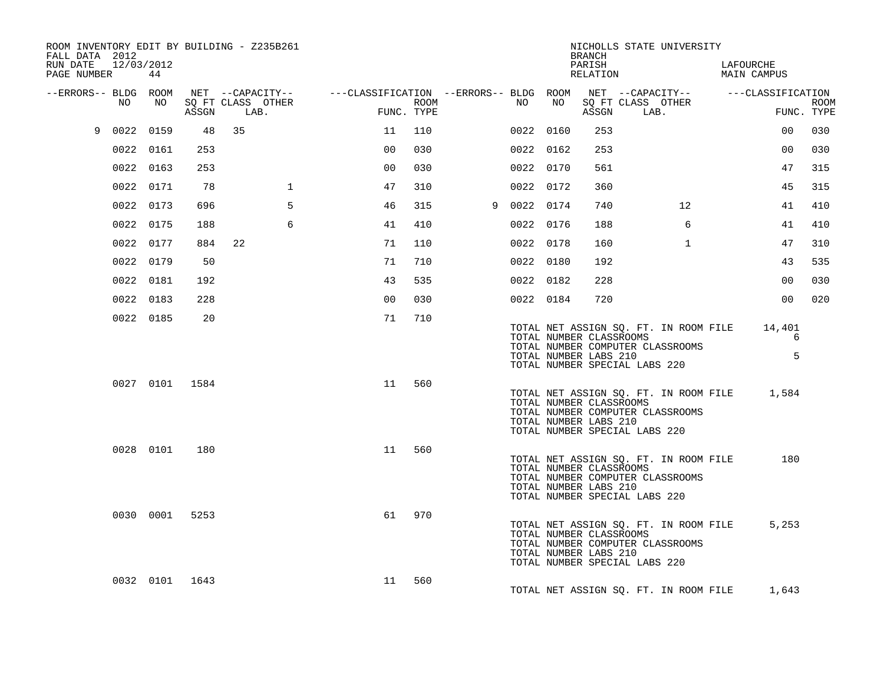ROOM INVENTORY EDIT BY BUILDING - Z235B261
FALL DATA 2012
RUN DATE 12/03/2012
PAGE NUMBER 44

NICHOLLS STATE UNIVERSITY
BRANCH
PARISH LAFOURCHE
RELATION MAIN CAMPUS

| --ERRORS-- | BLDG NO | ROOM NO | NET ASSGN SQ FT | CAPACITY CLASS | CAPACITY LAB. | CAPACITY OTHER | FUNC. | ROOM TYPE | --ERRORS-- | BLDG NO | ROOM NO | NET ASSGN SQ FT | CAPACITY CLASS | CAPACITY LAB. | CAPACITY OTHER | FUNC. | ROOM TYPE |
|---|---|---|---|---|---|---|---|---|---|---|---|---|---|---|---|---|---|
| 9 | 0022 | 0159 | 48 | 35 | | | 11 | 110 | | 0022 | 0160 | 253 | | | | 00 | 030 |
| | 0022 | 0161 | 253 | | | | 00 | 030 | | 0022 | 0162 | 253 | | | | 00 | 030 |
| | 0022 | 0163 | 253 | | | | 00 | 030 | | 0022 | 0170 | 561 | | | | 47 | 315 |
| | 0022 | 0171 | 78 | | | 1 | 47 | 310 | | 0022 | 0172 | 360 | | | | 45 | 315 |
| | 0022 | 0173 | 696 | | | 5 | 46 | 315 | 9 | 0022 | 0174 | 740 | | | 12 | 41 | 410 |
| | 0022 | 0175 | 188 | | | 6 | 41 | 410 | | 0022 | 0176 | 188 | | | 6 | 41 | 410 |
| | 0022 | 0177 | 884 | 22 | | | 71 | 110 | | 0022 | 0178 | 160 | | | 1 | 47 | 310 |
| | 0022 | 0179 | 50 | | | | 71 | 710 | | 0022 | 0180 | 192 | | | | 43 | 535 |
| | 0022 | 0181 | 192 | | | | 43 | 535 | | 0022 | 0182 | 228 | | | | 00 | 030 |
| | 0022 | 0183 | 228 | | | | 00 | 030 | | 0022 | 0184 | 720 | | | | 00 | 020 |
| | 0022 | 0185 | 20 | | | | 71 | 710 | | | | | | | | | |

TOTAL NET ASSIGN SQ. FT. IN ROOM FILE 14,401
TOTAL NUMBER CLASSROOMS 6
TOTAL NUMBER COMPUTER CLASSROOMS
TOTAL NUMBER LABS 210 5
TOTAL NUMBER SPECIAL LABS 220

| BLDG NO | ROOM NO | NET ASSGN SQ FT | FUNC. | ROOM TYPE |
|---|---|---|---|---|
| 0027 | 0101 | 1584 | 11 | 560 |

TOTAL NET ASSIGN SQ. FT. IN ROOM FILE 1,584
TOTAL NUMBER CLASSROOMS
TOTAL NUMBER COMPUTER CLASSROOMS
TOTAL NUMBER LABS 210
TOTAL NUMBER SPECIAL LABS 220

| BLDG NO | ROOM NO | NET ASSGN SQ FT | FUNC. | ROOM TYPE |
|---|---|---|---|---|
| 0028 | 0101 | 180 | 11 | 560 |

TOTAL NET ASSIGN SQ. FT. IN ROOM FILE 180
TOTAL NUMBER CLASSROOMS
TOTAL NUMBER COMPUTER CLASSROOMS
TOTAL NUMBER LABS 210
TOTAL NUMBER SPECIAL LABS 220

| BLDG NO | ROOM NO | NET ASSGN SQ FT | FUNC. | ROOM TYPE |
|---|---|---|---|---|
| 0030 | 0001 | 5253 | 61 | 970 |

TOTAL NET ASSIGN SQ. FT. IN ROOM FILE 5,253
TOTAL NUMBER CLASSROOMS
TOTAL NUMBER COMPUTER CLASSROOMS
TOTAL NUMBER LABS 210
TOTAL NUMBER SPECIAL LABS 220

| BLDG NO | ROOM NO | NET ASSGN SQ FT | FUNC. | ROOM TYPE |
|---|---|---|---|---|
| 0032 | 0101 | 1643 | 11 | 560 |

TOTAL NET ASSIGN SQ. FT. IN ROOM FILE 1,643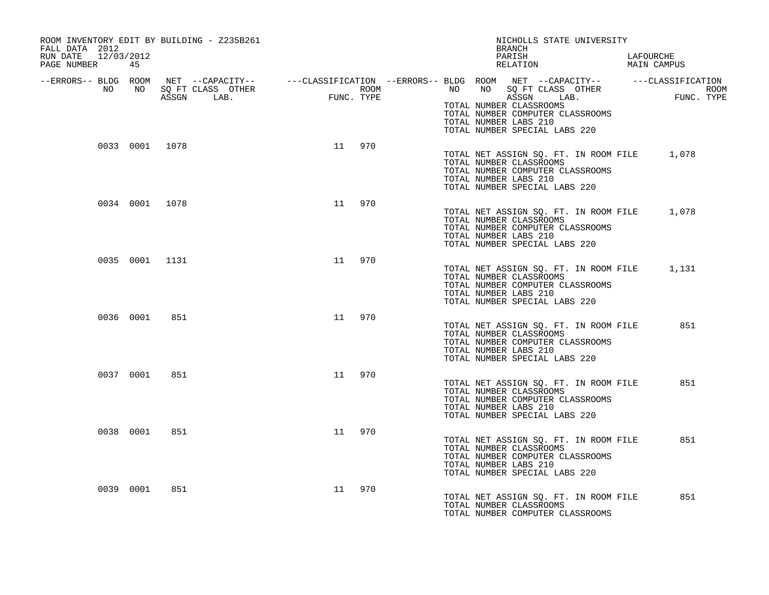ROOM INVENTORY EDIT BY BUILDING - Z235B261
FALL DATA 2012
RUN DATE 12/03/2012

NICHOLLS STATE UNIVERSITY
BRANCH
PARISH LAFOURCHE
RELATION MAIN CAMPUS

| --ERRORS-- | BLDG NO | ROOM NO | NET SQ FT ASSGN | --CAPACITY-- CLASS LAB. | OTHER | ---CLASSIFICATION FUNC. | ROOM TYPE |
|---|---|---|---|---|---|---|---|
| | | | | | | | |

TOTAL NUMBER CLASSROOMS
TOTAL NUMBER COMPUTER CLASSROOMS
TOTAL NUMBER LABS 210
TOTAL NUMBER SPECIAL LABS 220

| --ERRORS-- | BLDG NO | ROOM NO | NET SQ FT ASSGN | CLASS LAB. | OTHER | FUNC. | ROOM TYPE |
|---|---|---|---|---|---|---|---|
| | 0033 | 0001 | 1078 | | | 11 | 970 |

TOTAL NET ASSIGN SQ. FT. IN ROOM FILE 1,078
TOTAL NUMBER CLASSROOMS
TOTAL NUMBER COMPUTER CLASSROOMS
TOTAL NUMBER LABS 210
TOTAL NUMBER SPECIAL LABS 220

| --ERRORS-- | BLDG NO | ROOM NO | NET SQ FT ASSGN | CLASS LAB. | OTHER | FUNC. | ROOM TYPE |
|---|---|---|---|---|---|---|---|
| | 0034 | 0001 | 1078 | | | 11 | 970 |

TOTAL NET ASSIGN SQ. FT. IN ROOM FILE 1,078
TOTAL NUMBER CLASSROOMS
TOTAL NUMBER COMPUTER CLASSROOMS
TOTAL NUMBER LABS 210
TOTAL NUMBER SPECIAL LABS 220

| --ERRORS-- | BLDG NO | ROOM NO | NET SQ FT ASSGN | CLASS LAB. | OTHER | FUNC. | ROOM TYPE |
|---|---|---|---|---|---|---|---|
| | 0035 | 0001 | 1131 | | | 11 | 970 |

TOTAL NET ASSIGN SQ. FT. IN ROOM FILE 1,131
TOTAL NUMBER CLASSROOMS
TOTAL NUMBER COMPUTER CLASSROOMS
TOTAL NUMBER LABS 210
TOTAL NUMBER SPECIAL LABS 220

| --ERRORS-- | BLDG NO | ROOM NO | NET SQ FT ASSGN | CLASS LAB. | OTHER | FUNC. | ROOM TYPE |
|---|---|---|---|---|---|---|---|
| | 0036 | 0001 | 851 | | | 11 | 970 |

TOTAL NET ASSIGN SQ. FT. IN ROOM FILE 851
TOTAL NUMBER CLASSROOMS
TOTAL NUMBER COMPUTER CLASSROOMS
TOTAL NUMBER LABS 210
TOTAL NUMBER SPECIAL LABS 220

| --ERRORS-- | BLDG NO | ROOM NO | NET SQ FT ASSGN | CLASS LAB. | OTHER | FUNC. | ROOM TYPE |
|---|---|---|---|---|---|---|---|
| | 0037 | 0001 | 851 | | | 11 | 970 |

TOTAL NET ASSIGN SQ. FT. IN ROOM FILE 851
TOTAL NUMBER CLASSROOMS
TOTAL NUMBER COMPUTER CLASSROOMS
TOTAL NUMBER LABS 210
TOTAL NUMBER SPECIAL LABS 220

| --ERRORS-- | BLDG NO | ROOM NO | NET SQ FT ASSGN | CLASS LAB. | OTHER | FUNC. | ROOM TYPE |
|---|---|---|---|---|---|---|---|
| | 0038 | 0001 | 851 | | | 11 | 970 |

TOTAL NET ASSIGN SQ. FT. IN ROOM FILE 851
TOTAL NUMBER CLASSROOMS
TOTAL NUMBER COMPUTER CLASSROOMS
TOTAL NUMBER LABS 210
TOTAL NUMBER SPECIAL LABS 220

| --ERRORS-- | BLDG NO | ROOM NO | NET SQ FT ASSGN | CLASS LAB. | OTHER | FUNC. | ROOM TYPE |
|---|---|---|---|---|---|---|---|
| | 0039 | 0001 | 851 | | | 11 | 970 |

TOTAL NET ASSIGN SQ. FT. IN ROOM FILE 851
TOTAL NUMBER CLASSROOMS
TOTAL NUMBER COMPUTER CLASSROOMS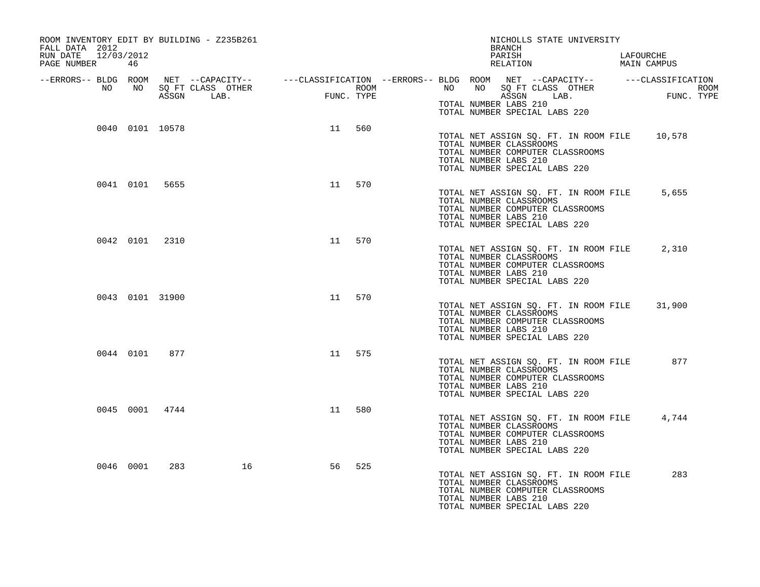ROOM INVENTORY EDIT BY BUILDING - Z235B261
FALL DATA 2012
RUN DATE 12/03/2012
PAGE NUMBER 46

NICHOLLS STATE UNIVERSITY
BRANCH
PARISH LAFOURCHE
RELATION MAIN CAMPUS

| --ERRORS-- | BLDG NO | ROOM NO | NET SQ FT ASSGN | --CAPACITY-- CLASS | OTHER LAB. | ---CLASSIFICATION FUNC. | ROOM TYPE |
|---|---|---|---|---|---|---|---|
| | | | | | | | |

TOTAL NUMBER LABS 210
TOTAL NUMBER SPECIAL LABS 220

| --ERRORS-- | BLDG NO | ROOM NO | NET SQ FT ASSGN | --CAPACITY-- CLASS | OTHER LAB. | ---CLASSIFICATION FUNC. | ROOM TYPE |
|---|---|---|---|---|---|---|---|
| | 0040 | 0101 | 10578 | | | 11 | 560 |

TOTAL NET ASSIGN SQ. FT. IN ROOM FILE 10,578
TOTAL NUMBER CLASSROOMS
TOTAL NUMBER COMPUTER CLASSROOMS
TOTAL NUMBER LABS 210
TOTAL NUMBER SPECIAL LABS 220

| --ERRORS-- | BLDG NO | ROOM NO | NET SQ FT ASSGN | --CAPACITY-- CLASS | OTHER LAB. | ---CLASSIFICATION FUNC. | ROOM TYPE |
|---|---|---|---|---|---|---|---|
| | 0041 | 0101 | 5655 | | | 11 | 570 |

TOTAL NET ASSIGN SQ. FT. IN ROOM FILE 5,655
TOTAL NUMBER CLASSROOMS
TOTAL NUMBER COMPUTER CLASSROOMS
TOTAL NUMBER LABS 210
TOTAL NUMBER SPECIAL LABS 220

| --ERRORS-- | BLDG NO | ROOM NO | NET SQ FT ASSGN | --CAPACITY-- CLASS | OTHER LAB. | ---CLASSIFICATION FUNC. | ROOM TYPE |
|---|---|---|---|---|---|---|---|
| | 0042 | 0101 | 2310 | | | 11 | 570 |

TOTAL NET ASSIGN SQ. FT. IN ROOM FILE 2,310
TOTAL NUMBER CLASSROOMS
TOTAL NUMBER COMPUTER CLASSROOMS
TOTAL NUMBER LABS 210
TOTAL NUMBER SPECIAL LABS 220

| --ERRORS-- | BLDG NO | ROOM NO | NET SQ FT ASSGN | --CAPACITY-- CLASS | OTHER LAB. | ---CLASSIFICATION FUNC. | ROOM TYPE |
|---|---|---|---|---|---|---|---|
| | 0043 | 0101 | 31900 | | | 11 | 570 |

TOTAL NET ASSIGN SQ. FT. IN ROOM FILE 31,900
TOTAL NUMBER CLASSROOMS
TOTAL NUMBER COMPUTER CLASSROOMS
TOTAL NUMBER LABS 210
TOTAL NUMBER SPECIAL LABS 220

| --ERRORS-- | BLDG NO | ROOM NO | NET SQ FT ASSGN | --CAPACITY-- CLASS | OTHER LAB. | ---CLASSIFICATION FUNC. | ROOM TYPE |
|---|---|---|---|---|---|---|---|
| | 0044 | 0101 | 877 | | | 11 | 575 |

TOTAL NET ASSIGN SQ. FT. IN ROOM FILE 877
TOTAL NUMBER CLASSROOMS
TOTAL NUMBER COMPUTER CLASSROOMS
TOTAL NUMBER LABS 210
TOTAL NUMBER SPECIAL LABS 220

| --ERRORS-- | BLDG NO | ROOM NO | NET SQ FT ASSGN | --CAPACITY-- CLASS | OTHER LAB. | ---CLASSIFICATION FUNC. | ROOM TYPE |
|---|---|---|---|---|---|---|---|
| | 0045 | 0001 | 4744 | | | 11 | 580 |

TOTAL NET ASSIGN SQ. FT. IN ROOM FILE 4,744
TOTAL NUMBER CLASSROOMS
TOTAL NUMBER COMPUTER CLASSROOMS
TOTAL NUMBER LABS 210
TOTAL NUMBER SPECIAL LABS 220

| --ERRORS-- | BLDG NO | ROOM NO | NET SQ FT ASSGN | --CAPACITY-- CLASS | OTHER LAB. | ---CLASSIFICATION FUNC. | ROOM TYPE |
|---|---|---|---|---|---|---|---|
| | 0046 | 0001 | 283 | | 16 | 56 | 525 |

TOTAL NET ASSIGN SQ. FT. IN ROOM FILE 283
TOTAL NUMBER CLASSROOMS
TOTAL NUMBER COMPUTER CLASSROOMS
TOTAL NUMBER LABS 210
TOTAL NUMBER SPECIAL LABS 220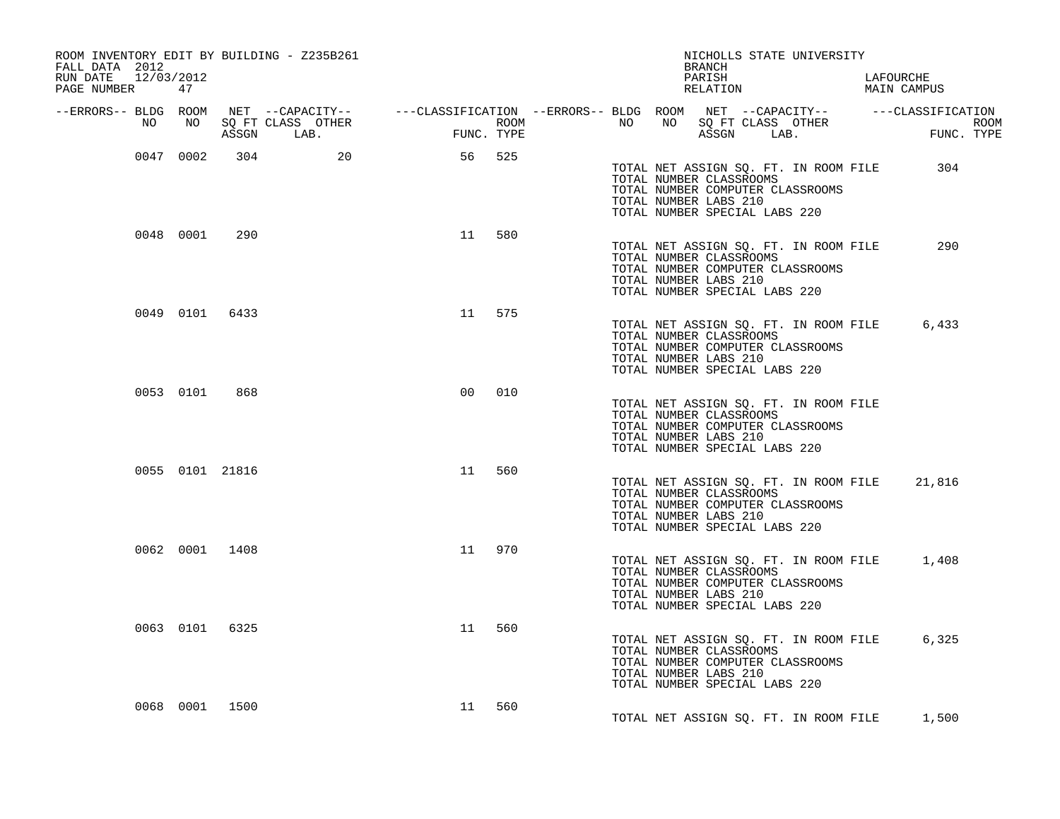ROOM INVENTORY EDIT BY BUILDING - Z235B261
FALL DATA 2012
RUN DATE 12/03/2012
PAGE NUMBER 47

NICHOLLS STATE UNIVERSITY
BRANCH
PARISH LAFOURCHE
RELATION MAIN CAMPUS

| --ERRORS-- | BLDG NO | ROOM NO | NET SQ FT ASSGN | --CAPACITY-- CLASS LAB. | OTHER | ---CLASSIFICATION FUNC. | ROOM TYPE |
|---|---|---|---|---|---|---|---|
| | 0047 | 0002 | 304 | | 20 | 56 | 525 |
| | 0048 | 0001 | 290 | | | 11 | 580 |
| | 0049 | 0101 | 6433 | | | 11 | 575 |
| | 0053 | 0101 | 868 | | | 00 | 010 |
| | 0055 | 0101 | 21816 | | | 11 | 560 |
| | 0062 | 0001 | 1408 | | | 11 | 970 |
| | 0063 | 0101 | 6325 | | | 11 | 560 |
| | 0068 | 0001 | 1500 | | | 11 | 560 |

Building 0047:
TOTAL NET ASSIGN SQ. FT. IN ROOM FILE 304
TOTAL NUMBER CLASSROOMS
TOTAL NUMBER COMPUTER CLASSROOMS
TOTAL NUMBER LABS 210
TOTAL NUMBER SPECIAL LABS 220

Building 0048:
TOTAL NET ASSIGN SQ. FT. IN ROOM FILE 290
TOTAL NUMBER CLASSROOMS
TOTAL NUMBER COMPUTER CLASSROOMS
TOTAL NUMBER LABS 210
TOTAL NUMBER SPECIAL LABS 220

Building 0049:
TOTAL NET ASSIGN SQ. FT. IN ROOM FILE 6,433
TOTAL NUMBER CLASSROOMS
TOTAL NUMBER COMPUTER CLASSROOMS
TOTAL NUMBER LABS 210
TOTAL NUMBER SPECIAL LABS 220

Building 0053:
TOTAL NET ASSIGN SQ. FT. IN ROOM FILE
TOTAL NUMBER CLASSROOMS
TOTAL NUMBER COMPUTER CLASSROOMS
TOTAL NUMBER LABS 210
TOTAL NUMBER SPECIAL LABS 220

Building 0055:
TOTAL NET ASSIGN SQ. FT. IN ROOM FILE 21,816
TOTAL NUMBER CLASSROOMS
TOTAL NUMBER COMPUTER CLASSROOMS
TOTAL NUMBER LABS 210
TOTAL NUMBER SPECIAL LABS 220

Building 0062:
TOTAL NET ASSIGN SQ. FT. IN ROOM FILE 1,408
TOTAL NUMBER CLASSROOMS
TOTAL NUMBER COMPUTER CLASSROOMS
TOTAL NUMBER LABS 210
TOTAL NUMBER SPECIAL LABS 220

Building 0063:
TOTAL NET ASSIGN SQ. FT. IN ROOM FILE 6,325
TOTAL NUMBER CLASSROOMS
TOTAL NUMBER COMPUTER CLASSROOMS
TOTAL NUMBER LABS 210
TOTAL NUMBER SPECIAL LABS 220

Building 0068:
TOTAL NET ASSIGN SQ. FT. IN ROOM FILE 1,500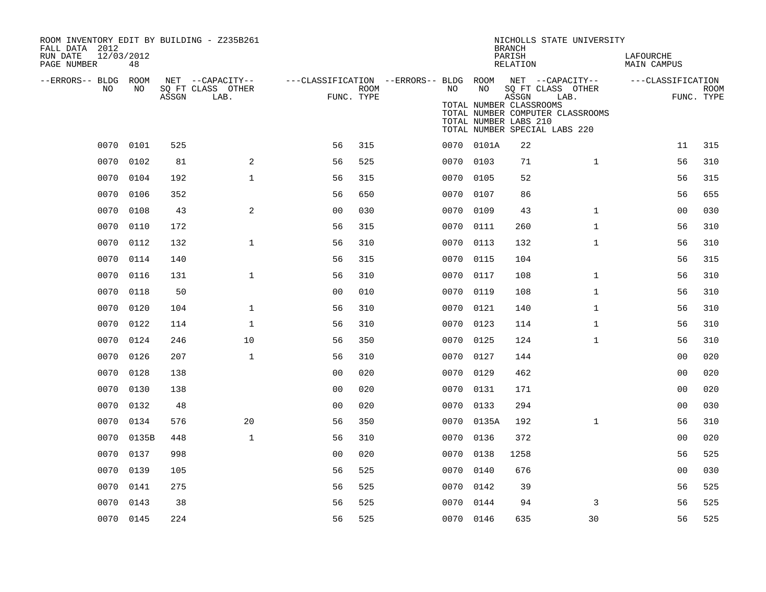ROOM INVENTORY EDIT BY BUILDING - Z235B261
FALL DATA 2012
RUN DATE 12/03/2012
PAGE NUMBER 48

NICHOLLS STATE UNIVERSITY
BRANCH
PARISH LAFOURCHE
RELATION MAIN CAMPUS

| --ERRORS-- | BLDG NO | ROOM NO | NET SQ FT ASSGN | --CAPACITY-- CLASS | OTHER LAB. | ---CLASSIFICATION FUNC. | ROOM TYPE | --ERRORS-- | BLDG NO | ROOM NO | NET SQ FT ASSGN | --CAPACITY-- CLASS | OTHER LAB. | ---CLASSIFICATION FUNC. | ROOM TYPE |
|---|---|---|---|---|---|---|---|---|---|---|---|---|---|---|---|
| | 0070 | 0101 | 525 | | | 56 | 315 | | 0070 | 0101A | 22 | | | 11 | 315 |
| | 0070 | 0102 | 81 | | 2 | 56 | 525 | | 0070 | 0103 | 71 | | 1 | 56 | 310 |
| | 0070 | 0104 | 192 | | 1 | 56 | 315 | | 0070 | 0105 | 52 | | | 56 | 315 |
| | 0070 | 0106 | 352 | | | 56 | 650 | | 0070 | 0107 | 86 | | | 56 | 655 |
| | 0070 | 0108 | 43 | | 2 | 00 | 030 | | 0070 | 0109 | 43 | | 1 | 00 | 030 |
| | 0070 | 0110 | 172 | | | 56 | 315 | | 0070 | 0111 | 260 | | 1 | 56 | 310 |
| | 0070 | 0112 | 132 | | 1 | 56 | 310 | | 0070 | 0113 | 132 | | 1 | 56 | 310 |
| | 0070 | 0114 | 140 | | | 56 | 315 | | 0070 | 0115 | 104 | | | 56 | 315 |
| | 0070 | 0116 | 131 | | 1 | 56 | 310 | | 0070 | 0117 | 108 | | 1 | 56 | 310 |
| | 0070 | 0118 | 50 | | | 00 | 010 | | 0070 | 0119 | 108 | | 1 | 56 | 310 |
| | 0070 | 0120 | 104 | | 1 | 56 | 310 | | 0070 | 0121 | 140 | | 1 | 56 | 310 |
| | 0070 | 0122 | 114 | | 1 | 56 | 310 | | 0070 | 0123 | 114 | | 1 | 56 | 310 |
| | 0070 | 0124 | 246 | | 10 | 56 | 350 | | 0070 | 0125 | 124 | | 1 | 56 | 310 |
| | 0070 | 0126 | 207 | | 1 | 56 | 310 | | 0070 | 0127 | 144 | | | 00 | 020 |
| | 0070 | 0128 | 138 | | | 00 | 020 | | 0070 | 0129 | 462 | | | 00 | 020 |
| | 0070 | 0130 | 138 | | | 00 | 020 | | 0070 | 0131 | 171 | | | 00 | 020 |
| | 0070 | 0132 | 48 | | | 00 | 020 | | 0070 | 0133 | 294 | | | 00 | 030 |
| | 0070 | 0134 | 576 | | 20 | 56 | 350 | | 0070 | 0135A | 192 | | 1 | 56 | 310 |
| | 0070 | 0135B | 448 | | 1 | 56 | 310 | | 0070 | 0136 | 372 | | | 00 | 020 |
| | 0070 | 0137 | 998 | | | 00 | 020 | | 0070 | 0138 | 1258 | | | 56 | 525 |
| | 0070 | 0139 | 105 | | | 56 | 525 | | 0070 | 0140 | 676 | | | 00 | 030 |
| | 0070 | 0141 | 275 | | | 56 | 525 | | 0070 | 0142 | 39 | | | 56 | 525 |
| | 0070 | 0143 | 38 | | | 56 | 525 | | 0070 | 0144 | 94 | | 3 | 56 | 525 |
| | 0070 | 0145 | 224 | | | 56 | 525 | | 0070 | 0146 | 635 | | 30 | 56 | 525 |

TOTAL NUMBER CLASSROOMS
TOTAL NUMBER COMPUTER CLASSROOMS
TOTAL NUMBER LABS 210
TOTAL NUMBER SPECIAL LABS 220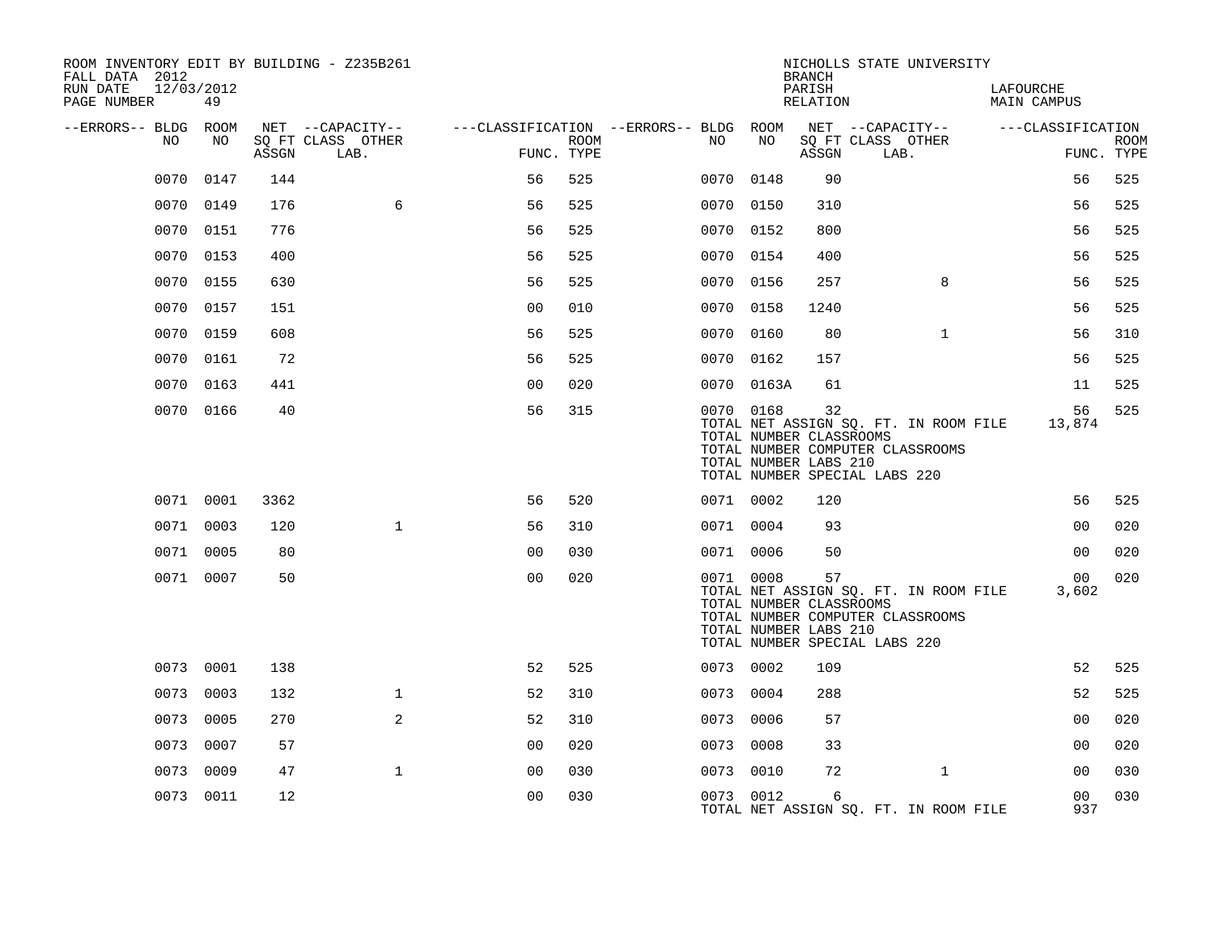ROOM INVENTORY EDIT BY BUILDING - Z235B261
FALL DATA 2012
RUN DATE 12/03/2012
PAGE NUMBER 49

NICHOLLS STATE UNIVERSITY
BRANCH
PARISH LAFOURCHE
RELATION MAIN CAMPUS

| --ERRORS-- | BLDG NO | ROOM NO | NET SQ FT ASSGN | --CAPACITY-- CLASS LAB. | OTHER | ---CLASSIFICATION FUNC. | ROOM TYPE | --ERRORS-- | BLDG NO | ROOM NO | NET SQ FT ASSGN | --CAPACITY-- CLASS LAB. | OTHER | ---CLASSIFICATION FUNC. | ROOM TYPE |
|---|---|---|---|---|---|---|---|---|---|---|---|---|---|---|---|
| | 0070 | 0147 | 144 | | | 56 | 525 | | 0070 | 0148 | 90 | | | 56 | 525 |
| | 0070 | 0149 | 176 | | 6 | 56 | 525 | | 0070 | 0150 | 310 | | | 56 | 525 |
| | 0070 | 0151 | 776 | | | 56 | 525 | | 0070 | 0152 | 800 | | | 56 | 525 |
| | 0070 | 0153 | 400 | | | 56 | 525 | | 0070 | 0154 | 400 | | | 56 | 525 |
| | 0070 | 0155 | 630 | | | 56 | 525 | | 0070 | 0156 | 257 | | 8 | 56 | 525 |
| | 0070 | 0157 | 151 | | | 00 | 010 | | 0070 | 0158 | 1240 | | | 56 | 525 |
| | 0070 | 0159 | 608 | | | 56 | 525 | | 0070 | 0160 | 80 | | 1 | 56 | 310 |
| | 0070 | 0161 | 72 | | | 56 | 525 | | 0070 | 0162 | 157 | | | 56 | 525 |
| | 0070 | 0163 | 441 | | | 00 | 020 | | 0070 | 0163A | 61 | | | 11 | 525 |
| | 0070 | 0166 | 40 | | | 56 | 315 | | 0070 | 0168 | 32 | | | 56 | 525 |
| | | | | | | | | | TOTAL NET ASSIGN SQ. FT. IN ROOM FILE | | | | | 13,874 | |
| | | | | | | | | | TOTAL NUMBER CLASSROOMS | | | | | | |
| | | | | | | | | | TOTAL NUMBER COMPUTER CLASSROOMS | | | | | | |
| | | | | | | | | | TOTAL NUMBER LABS 210 | | | | | | |
| | | | | | | | | | TOTAL NUMBER SPECIAL LABS 220 | | | | | | |
| | 0071 | 0001 | 3362 | | | 56 | 520 | | 0071 | 0002 | 120 | | | 56 | 525 |
| | 0071 | 0003 | 120 | | 1 | 56 | 310 | | 0071 | 0004 | 93 | | | 00 | 020 |
| | 0071 | 0005 | 80 | | | 00 | 030 | | 0071 | 0006 | 50 | | | 00 | 020 |
| | 0071 | 0007 | 50 | | | 00 | 020 | | 0071 | 0008 | 57 | | | 00 | 020 |
| | | | | | | | | | TOTAL NET ASSIGN SQ. FT. IN ROOM FILE | | | | | 3,602 | |
| | | | | | | | | | TOTAL NUMBER CLASSROOMS | | | | | | |
| | | | | | | | | | TOTAL NUMBER COMPUTER CLASSROOMS | | | | | | |
| | | | | | | | | | TOTAL NUMBER LABS 210 | | | | | | |
| | | | | | | | | | TOTAL NUMBER SPECIAL LABS 220 | | | | | | |
| | 0073 | 0001 | 138 | | | 52 | 525 | | 0073 | 0002 | 109 | | | 52 | 525 |
| | 0073 | 0003 | 132 | | 1 | 52 | 310 | | 0073 | 0004 | 288 | | | 52 | 525 |
| | 0073 | 0005 | 270 | | 2 | 52 | 310 | | 0073 | 0006 | 57 | | | 00 | 020 |
| | 0073 | 0007 | 57 | | | 00 | 020 | | 0073 | 0008 | 33 | | | 00 | 020 |
| | 0073 | 0009 | 47 | | 1 | 00 | 030 | | 0073 | 0010 | 72 | | 1 | 00 | 030 |
| | 0073 | 0011 | 12 | | | 00 | 030 | | 0073 | 0012 | 6 | | | 00 | 030 |
| | | | | | | | | | TOTAL NET ASSIGN SQ. FT. IN ROOM FILE | | | | | 937 | |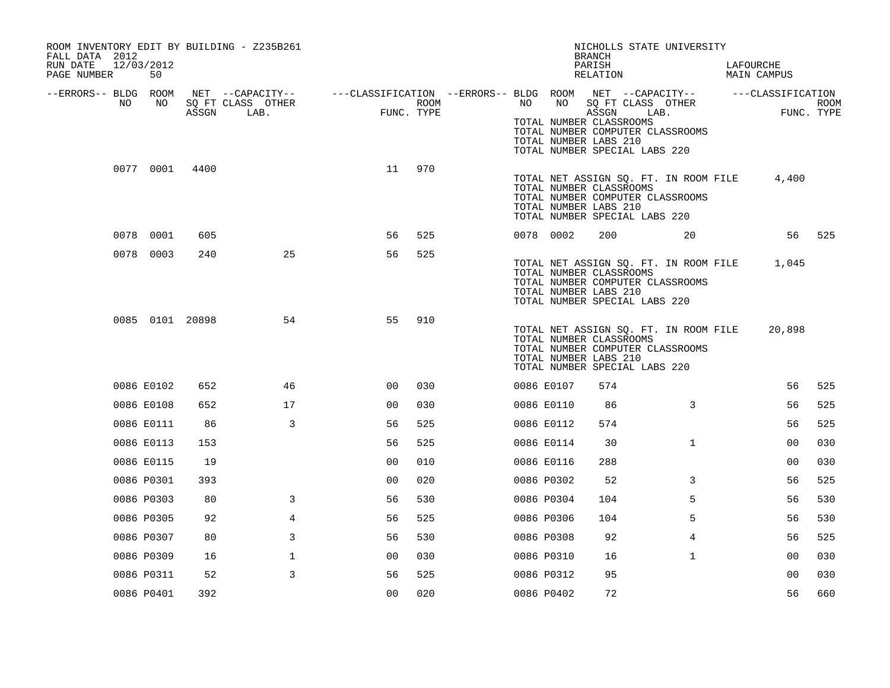ROOM INVENTORY EDIT BY BUILDING - Z235B261

FALL DATA 2012

RUN DATE 12/03/2012

NICHOLLS STATE UNIVERSITY

BRANCH

PARISH LAFOURCHE

RELATION MAIN CAMPUS

| --ERRORS-- | BLDG NO | ROOM NO | NET SQ FT ASSGN | --CAPACITY-- CLASS LAB. | OTHER | ---CLASSIFICATION FUNC. | ROOM TYPE | --ERRORS-- | BLDG NO | ROOM NO | NET SQ FT ASSGN | --CAPACITY-- CLASS LAB. | OTHER | ---CLASSIFICATION FUNC. | ROOM TYPE |
|---|---|---|---|---|---|---|---|---|---|---|---|---|---|---|---|
| | | | | | | | | | TOTAL NUMBER CLASSROOMS | | | | | | |
| | | | | | | | | | TOTAL NUMBER COMPUTER CLASSROOMS | | | | | | |
| | | | | | | | | | TOTAL NUMBER LABS 210 | | | | | | |
| | | | | | | | | | TOTAL NUMBER SPECIAL LABS 220 | | | | | | |
| | 0077 | 0001 | 4400 | | | 11 | 970 | | | | | | | | |
| | | | | | | | | | TOTAL NET ASSIGN SQ. FT. IN ROOM FILE | | | | | 4,400 | |
| | | | | | | | | | TOTAL NUMBER CLASSROOMS | | | | | | |
| | | | | | | | | | TOTAL NUMBER COMPUTER CLASSROOMS | | | | | | |
| | | | | | | | | | TOTAL NUMBER LABS 210 | | | | | | |
| | | | | | | | | | TOTAL NUMBER SPECIAL LABS 220 | | | | | | |
| | 0078 | 0001 | 605 | | | 56 | 525 | | 0078 | 0002 | 200 | | 20 | 56 | 525 |
| | 0078 | 0003 | 240 | | 25 | 56 | 525 | | | | | | | | |
| | | | | | | | | | TOTAL NET ASSIGN SQ. FT. IN ROOM FILE | | | | | 1,045 | |
| | | | | | | | | | TOTAL NUMBER CLASSROOMS | | | | | | |
| | | | | | | | | | TOTAL NUMBER COMPUTER CLASSROOMS | | | | | | |
| | | | | | | | | | TOTAL NUMBER LABS 210 | | | | | | |
| | | | | | | | | | TOTAL NUMBER SPECIAL LABS 220 | | | | | | |
| | 0085 | 0101 | 20898 | | 54 | 55 | 910 | | | | | | | | |
| | | | | | | | | | TOTAL NET ASSIGN SQ. FT. IN ROOM FILE | | | | | 20,898 | |
| | | | | | | | | | TOTAL NUMBER CLASSROOMS | | | | | | |
| | | | | | | | | | TOTAL NUMBER COMPUTER CLASSROOMS | | | | | | |
| | | | | | | | | | TOTAL NUMBER LABS 210 | | | | | | |
| | | | | | | | | | TOTAL NUMBER SPECIAL LABS 220 | | | | | | |
| | 0086 | E0102 | 652 | | 46 | 00 | 030 | | 0086 | E0107 | 574 | | | 56 | 525 |
| | 0086 | E0108 | 652 | | 17 | 00 | 030 | | 0086 | E0110 | 86 | | 3 | 56 | 525 |
| | 0086 | E0111 | 86 | | 3 | 56 | 525 | | 0086 | E0112 | 574 | | | 56 | 525 |
| | 0086 | E0113 | 153 | | | 56 | 525 | | 0086 | E0114 | 30 | | 1 | 00 | 030 |
| | 0086 | E0115 | 19 | | | 00 | 010 | | 0086 | E0116 | 288 | | | 00 | 030 |
| | 0086 | P0301 | 393 | | | 00 | 020 | | 0086 | P0302 | 52 | | 3 | 56 | 525 |
| | 0086 | P0303 | 80 | | 3 | 56 | 530 | | 0086 | P0304 | 104 | | 5 | 56 | 530 |
| | 0086 | P0305 | 92 | | 4 | 56 | 525 | | 0086 | P0306 | 104 | | 5 | 56 | 530 |
| | 0086 | P0307 | 80 | | 3 | 56 | 530 | | 0086 | P0308 | 92 | | 4 | 56 | 525 |
| | 0086 | P0309 | 16 | | 1 | 00 | 030 | | 0086 | P0310 | 16 | | 1 | 00 | 030 |
| | 0086 | P0311 | 52 | | 3 | 56 | 525 | | 0086 | P0312 | 95 | | | 00 | 030 |
| | 0086 | P0401 | 392 | | | 00 | 020 | | 0086 | P0402 | 72 | | | 56 | 660 |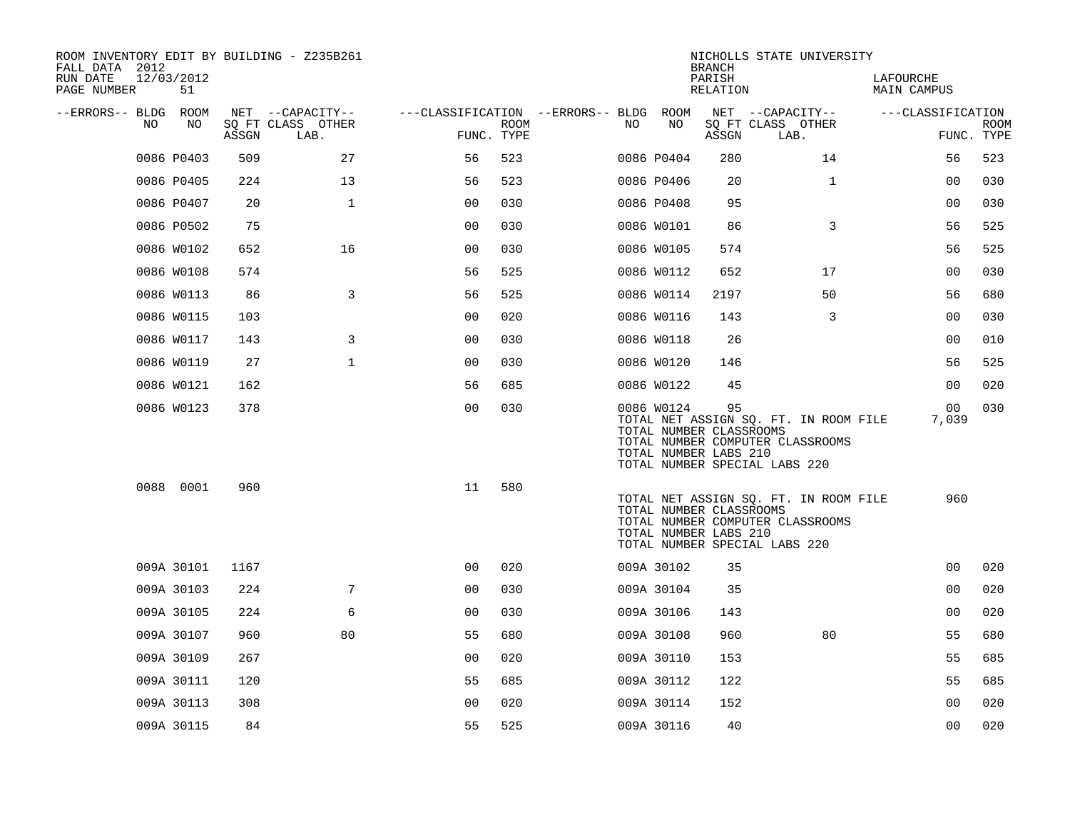ROOM INVENTORY EDIT BY BUILDING - Z235B261
FALL DATA 2012
RUN DATE 12/03/2012
PAGE NUMBER 51

NICHOLLS STATE UNIVERSITY
BRANCH
PARISH LAFOURCHE
RELATION MAIN CAMPUS

| --ERRORS-- | BLDG NO | ROOM NO | NET SQ FT ASSGN | --CAPACITY-- CLASS | OTHER LAB. | ---CLASSIFICATION FUNC. | ROOM TYPE | --ERRORS-- | BLDG NO | ROOM NO | NET SQ FT ASSGN | --CAPACITY-- CLASS | OTHER LAB. | ---CLASSIFICATION FUNC. | ROOM TYPE |
|---|---|---|---|---|---|---|---|---|---|---|---|---|---|---|---|
| | 0086 | P0403 | 509 | 27 | | 56 | 523 | | 0086 | P0404 | 280 | 14 | | 56 | 523 |
| | 0086 | P0405 | 224 | 13 | | 56 | 523 | | 0086 | P0406 | 20 | 1 | | 00 | 030 |
| | 0086 | P0407 | 20 | 1 | | 00 | 030 | | 0086 | P0408 | 95 | | | 00 | 030 |
| | 0086 | P0502 | 75 | | | 00 | 030 | | 0086 | W0101 | 86 | 3 | | 56 | 525 |
| | 0086 | W0102 | 652 | 16 | | 00 | 030 | | 0086 | W0105 | 574 | | | 56 | 525 |
| | 0086 | W0108 | 574 | | | 56 | 525 | | 0086 | W0112 | 652 | 17 | | 00 | 030 |
| | 0086 | W0113 | 86 | 3 | | 56 | 525 | | 0086 | W0114 | 2197 | 50 | | 56 | 680 |
| | 0086 | W0115 | 103 | | | 00 | 020 | | 0086 | W0116 | 143 | 3 | | 00 | 030 |
| | 0086 | W0117 | 143 | 3 | | 00 | 030 | | 0086 | W0118 | 26 | | | 00 | 010 |
| | 0086 | W0119 | 27 | 1 | | 00 | 030 | | 0086 | W0120 | 146 | | | 56 | 525 |
| | 0086 | W0121 | 162 | | | 56 | 685 | | 0086 | W0122 | 45 | | | 00 | 020 |
| | 0086 | W0123 | 378 | | | 00 | 030 | | 0086 | W0124 | 95 | | | 00 | 030 |

TOTAL NET ASSIGN SQ. FT. IN ROOM FILE 7,039
TOTAL NUMBER CLASSROOMS
TOTAL NUMBER COMPUTER CLASSROOMS
TOTAL NUMBER LABS 210
TOTAL NUMBER SPECIAL LABS 220

| --ERRORS-- | BLDG NO | ROOM NO | NET SQ FT ASSGN | --CAPACITY-- CLASS | OTHER LAB. | ---CLASSIFICATION FUNC. | ROOM TYPE |
|---|---|---|---|---|---|---|---|
| | 0088 | 0001 | 960 | | | 11 | 580 |

TOTAL NET ASSIGN SQ. FT. IN ROOM FILE 960
TOTAL NUMBER CLASSROOMS
TOTAL NUMBER COMPUTER CLASSROOMS
TOTAL NUMBER LABS 210
TOTAL NUMBER SPECIAL LABS 220

| --ERRORS-- | BLDG NO | ROOM NO | NET SQ FT ASSGN | --CAPACITY-- CLASS | OTHER LAB. | ---CLASSIFICATION FUNC. | ROOM TYPE | --ERRORS-- | BLDG NO | ROOM NO | NET SQ FT ASSGN | --CAPACITY-- CLASS | OTHER LAB. | ---CLASSIFICATION FUNC. | ROOM TYPE |
|---|---|---|---|---|---|---|---|---|---|---|---|---|---|---|---|
| | 009A | 30101 | 1167 | | | 00 | 020 | | 009A | 30102 | 35 | | | 00 | 020 |
| | 009A | 30103 | 224 | 7 | | 00 | 030 | | 009A | 30104 | 35 | | | 00 | 020 |
| | 009A | 30105 | 224 | 6 | | 00 | 030 | | 009A | 30106 | 143 | | | 00 | 020 |
| | 009A | 30107 | 960 | 80 | | 55 | 680 | | 009A | 30108 | 960 | 80 | | 55 | 680 |
| | 009A | 30109 | 267 | | | 00 | 020 | | 009A | 30110 | 153 | | | 55 | 685 |
| | 009A | 30111 | 120 | | | 55 | 685 | | 009A | 30112 | 122 | | | 55 | 685 |
| | 009A | 30113 | 308 | | | 00 | 020 | | 009A | 30114 | 152 | | | 00 | 020 |
| | 009A | 30115 | 84 | | | 55 | 525 | | 009A | 30116 | 40 | | | 00 | 020 |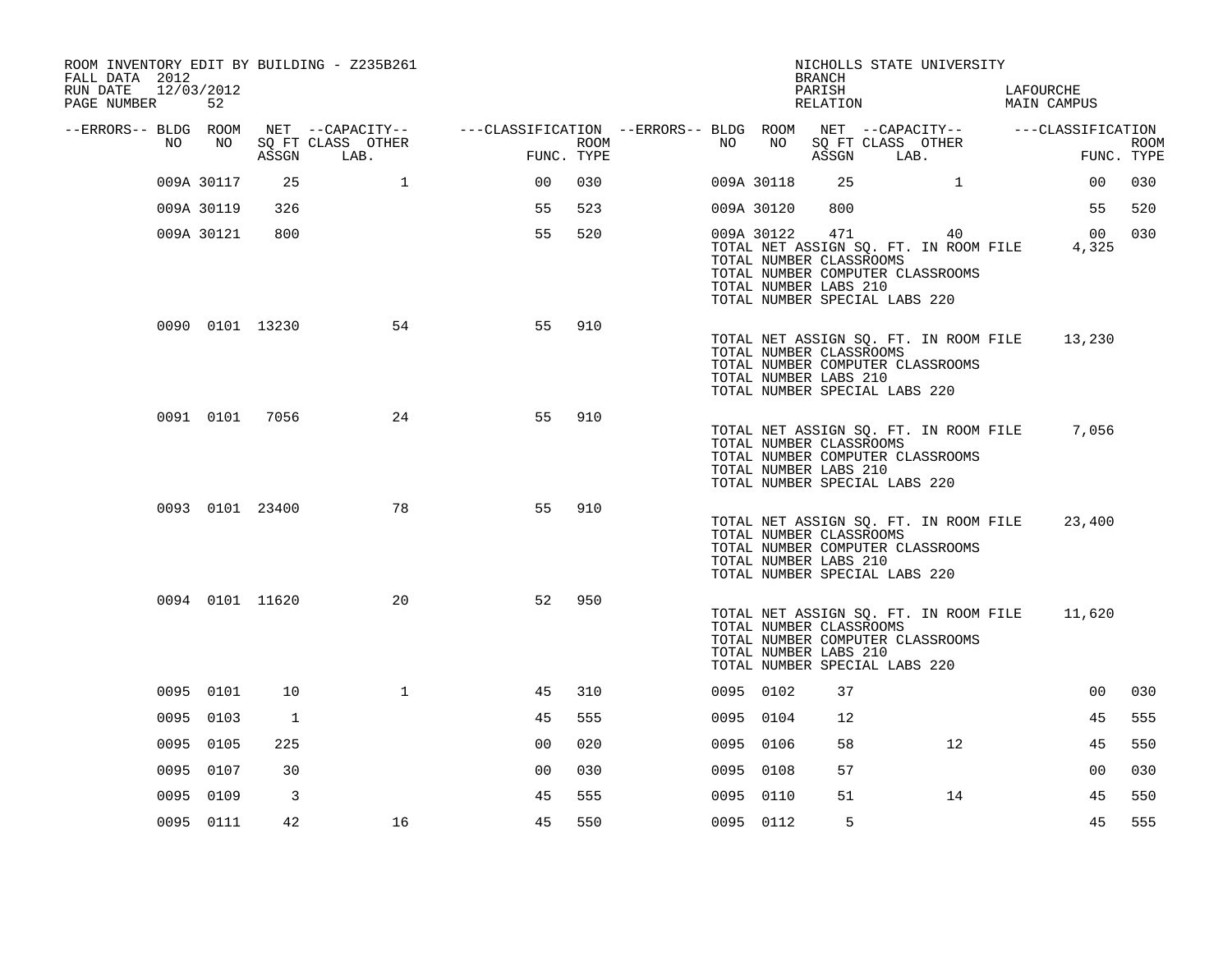ROOM INVENTORY EDIT BY BUILDING - Z235B261
FALL DATA 2012
RUN DATE 12/03/2012
PAGE NUMBER 52

NICHOLLS STATE UNIVERSITY
BRANCH
PARISH LAFOURCHE
RELATION MAIN CAMPUS

| --ERRORS-- | BLDG NO | ROOM NO | NET SQ FT ASSGN | --CAPACITY-- CLASS LAB. | OTHER | ---CLASSIFICATION FUNC. | ROOM TYPE | --ERRORS-- | BLDG NO | ROOM NO | NET SQ FT ASSGN | --CAPACITY-- CLASS LAB. | OTHER | ---CLASSIFICATION FUNC. | ROOM TYPE |
|---|---|---|---|---|---|---|---|---|---|---|---|---|---|---|---|
| | 009A | 30117 | 25 | | 1 | 00 | 030 | | 009A | 30118 | 25 | | 1 | 00 | 030 |
| | 009A | 30119 | 326 | | | 55 | 523 | | 009A | 30120 | 800 | | | 55 | 520 |
| | 009A | 30121 | 800 | | | 55 | 520 | | 009A | 30122 | 471 | | 40 | 00 | 030 |
| | | | | | | | | | TOTAL NET ASSIGN SQ. FT. IN ROOM FILE | | 4,325 | | | | |
| | | | | | | | | | TOTAL NUMBER CLASSROOMS | | | | | | |
| | | | | | | | | | TOTAL NUMBER COMPUTER CLASSROOMS | | | | | | |
| | | | | | | | | | TOTAL NUMBER LABS 210 | | | | | | |
| | | | | | | | | | TOTAL NUMBER SPECIAL LABS 220 | | | | | | |
| | 0090 | 0101 | 13230 | | 54 | 55 | 910 | | | | | | | | |
| | | | | | | | | | TOTAL NET ASSIGN SQ. FT. IN ROOM FILE | | 13,230 | | | | |
| | | | | | | | | | TOTAL NUMBER CLASSROOMS | | | | | | |
| | | | | | | | | | TOTAL NUMBER COMPUTER CLASSROOMS | | | | | | |
| | | | | | | | | | TOTAL NUMBER LABS 210 | | | | | | |
| | | | | | | | | | TOTAL NUMBER SPECIAL LABS 220 | | | | | | |
| | 0091 | 0101 | 7056 | | 24 | 55 | 910 | | | | | | | | |
| | | | | | | | | | TOTAL NET ASSIGN SQ. FT. IN ROOM FILE | | 7,056 | | | | |
| | | | | | | | | | TOTAL NUMBER CLASSROOMS | | | | | | |
| | | | | | | | | | TOTAL NUMBER COMPUTER CLASSROOMS | | | | | | |
| | | | | | | | | | TOTAL NUMBER LABS 210 | | | | | | |
| | | | | | | | | | TOTAL NUMBER SPECIAL LABS 220 | | | | | | |
| | 0093 | 0101 | 23400 | | 78 | 55 | 910 | | | | | | | | |
| | | | | | | | | | TOTAL NET ASSIGN SQ. FT. IN ROOM FILE | | 23,400 | | | | |
| | | | | | | | | | TOTAL NUMBER CLASSROOMS | | | | | | |
| | | | | | | | | | TOTAL NUMBER COMPUTER CLASSROOMS | | | | | | |
| | | | | | | | | | TOTAL NUMBER LABS 210 | | | | | | |
| | | | | | | | | | TOTAL NUMBER SPECIAL LABS 220 | | | | | | |
| | 0094 | 0101 | 11620 | | 20 | 52 | 950 | | | | | | | | |
| | | | | | | | | | TOTAL NET ASSIGN SQ. FT. IN ROOM FILE | | 11,620 | | | | |
| | | | | | | | | | TOTAL NUMBER CLASSROOMS | | | | | | |
| | | | | | | | | | TOTAL NUMBER COMPUTER CLASSROOMS | | | | | | |
| | | | | | | | | | TOTAL NUMBER LABS 210 | | | | | | |
| | | | | | | | | | TOTAL NUMBER SPECIAL LABS 220 | | | | | | |
| | 0095 | 0101 | 10 | | 1 | 45 | 310 | | 0095 | 0102 | 37 | | | 00 | 030 |
| | 0095 | 0103 | 1 | | | 45 | 555 | | 0095 | 0104 | 12 | | | 45 | 555 |
| | 0095 | 0105 | 225 | | | 00 | 020 | | 0095 | 0106 | 58 | | 12 | 45 | 550 |
| | 0095 | 0107 | 30 | | | 00 | 030 | | 0095 | 0108 | 57 | | | 00 | 030 |
| | 0095 | 0109 | 3 | | | 45 | 555 | | 0095 | 0110 | 51 | | 14 | 45 | 550 |
| | 0095 | 0111 | 42 | | 16 | 45 | 550 | | 0095 | 0112 | 5 | | | 45 | 555 |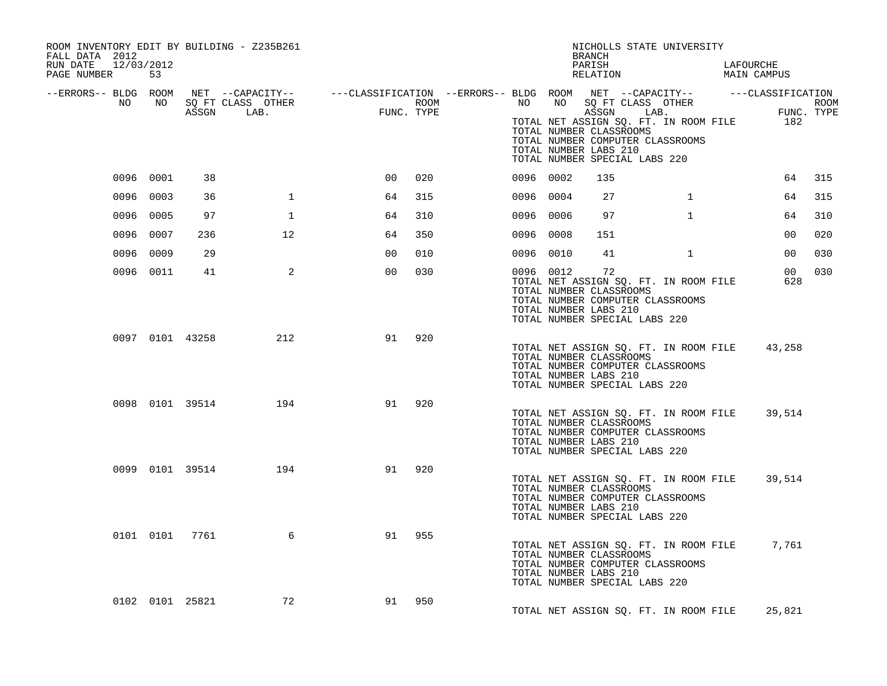ROOM INVENTORY EDIT BY BUILDING - Z235B261
FALL DATA 2012
RUN DATE 12/03/2012

NICHOLLS STATE UNIVERSITY
BRANCH
PARISH LAFOURCHE
RELATION MAIN CAMPUS

| --ERRORS-- | BLDG NO | ROOM NO | NET SQ FT ASSGN | --CAPACITY-- CLASS LAB. | OTHER | ---CLASSIFICATION FUNC. | ROOM TYPE | --ERRORS-- | BLDG NO | ROOM NO | NET SQ FT ASSGN | --CAPACITY-- CLASS LAB. | OTHER | ---CLASSIFICATION FUNC. | ROOM TYPE |
|---|---|---|---|---|---|---|---|---|---|---|---|---|---|---|---|
| | | | | | | | | | | | TOTAL NET ASSIGN SQ. FT. IN ROOM FILE | | | 182 | |
| | | | | | | | | | | | TOTAL NUMBER CLASSROOMS | | | | |
| | | | | | | | | | | | TOTAL NUMBER COMPUTER CLASSROOMS | | | | |
| | | | | | | | | | | | TOTAL NUMBER LABS 210 | | | | |
| | | | | | | | | | | | TOTAL NUMBER SPECIAL LABS 220 | | | | |
| | 0096 | 0001 | 38 | | | 00 | 020 | | 0096 | 0002 | 135 | | | 64 | 315 |
| | 0096 | 0003 | 36 | | 1 | 64 | 315 | | 0096 | 0004 | 27 | | 1 | 64 | 315 |
| | 0096 | 0005 | 97 | | 1 | 64 | 310 | | 0096 | 0006 | 97 | | 1 | 64 | 310 |
| | 0096 | 0007 | 236 | | 12 | 64 | 350 | | 0096 | 0008 | 151 | | | 00 | 020 |
| | 0096 | 0009 | 29 | | | 00 | 010 | | 0096 | 0010 | 41 | | 1 | 00 | 030 |
| | 0096 | 0011 | 41 | | 2 | 00 | 030 | | 0096 | 0012 | 72 | | | 00 | 030 |
| | | | | | | | | | | | TOTAL NET ASSIGN SQ. FT. IN ROOM FILE | | | 628 | |
| | | | | | | | | | | | TOTAL NUMBER CLASSROOMS | | | | |
| | | | | | | | | | | | TOTAL NUMBER COMPUTER CLASSROOMS | | | | |
| | | | | | | | | | | | TOTAL NUMBER LABS 210 | | | | |
| | | | | | | | | | | | TOTAL NUMBER SPECIAL LABS 220 | | | | |
| | 0097 | 0101 | 43258 | | 212 | 91 | 920 | | | | | | | | |
| | | | | | | | | | | | TOTAL NET ASSIGN SQ. FT. IN ROOM FILE | | | 43,258 | |
| | | | | | | | | | | | TOTAL NUMBER CLASSROOMS | | | | |
| | | | | | | | | | | | TOTAL NUMBER COMPUTER CLASSROOMS | | | | |
| | | | | | | | | | | | TOTAL NUMBER LABS 210 | | | | |
| | | | | | | | | | | | TOTAL NUMBER SPECIAL LABS 220 | | | | |
| | 0098 | 0101 | 39514 | | 194 | 91 | 920 | | | | | | | | |
| | | | | | | | | | | | TOTAL NET ASSIGN SQ. FT. IN ROOM FILE | | | 39,514 | |
| | | | | | | | | | | | TOTAL NUMBER CLASSROOMS | | | | |
| | | | | | | | | | | | TOTAL NUMBER COMPUTER CLASSROOMS | | | | |
| | | | | | | | | | | | TOTAL NUMBER LABS 210 | | | | |
| | | | | | | | | | | | TOTAL NUMBER SPECIAL LABS 220 | | | | |
| | 0099 | 0101 | 39514 | | 194 | 91 | 920 | | | | | | | | |
| | | | | | | | | | | | TOTAL NET ASSIGN SQ. FT. IN ROOM FILE | | | 39,514 | |
| | | | | | | | | | | | TOTAL NUMBER CLASSROOMS | | | | |
| | | | | | | | | | | | TOTAL NUMBER COMPUTER CLASSROOMS | | | | |
| | | | | | | | | | | | TOTAL NUMBER LABS 210 | | | | |
| | | | | | | | | | | | TOTAL NUMBER SPECIAL LABS 220 | | | | |
| | 0101 | 0101 | 7761 | | 6 | 91 | 955 | | | | | | | | |
| | | | | | | | | | | | TOTAL NET ASSIGN SQ. FT. IN ROOM FILE | | | 7,761 | |
| | | | | | | | | | | | TOTAL NUMBER CLASSROOMS | | | | |
| | | | | | | | | | | | TOTAL NUMBER COMPUTER CLASSROOMS | | | | |
| | | | | | | | | | | | TOTAL NUMBER LABS 210 | | | | |
| | | | | | | | | | | | TOTAL NUMBER SPECIAL LABS 220 | | | | |
| | 0102 | 0101 | 25821 | | 72 | 91 | 950 | | | | | | | | |
| | | | | | | | | | | | TOTAL NET ASSIGN SQ. FT. IN ROOM FILE | | | 25,821 | |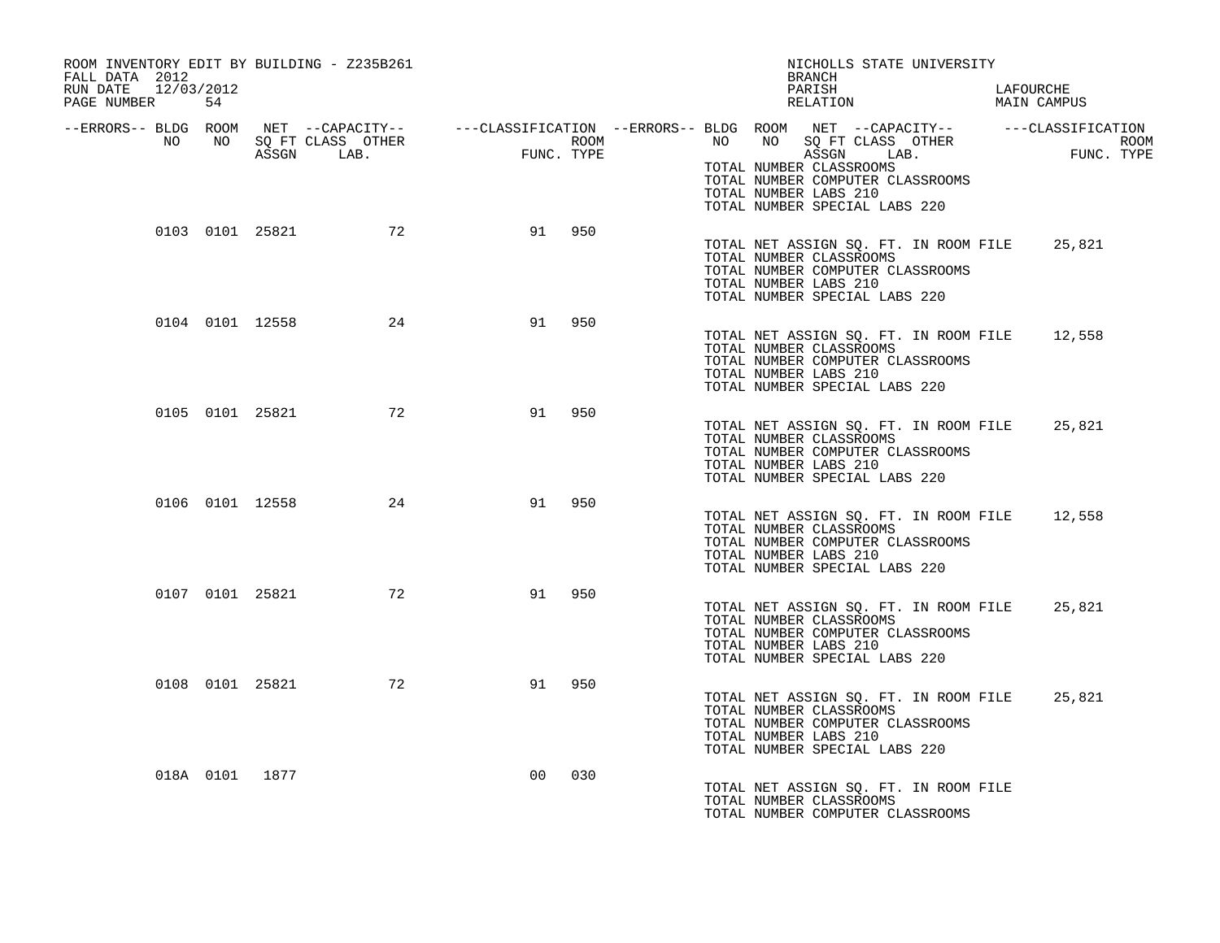ROOM INVENTORY EDIT BY BUILDING - Z235B261

FALL DATA 2012

RUN DATE 12/03/2012

NICHOLLS STATE UNIVERSITY

BRANCH

PARISH LAFOURCHE

RELATION MAIN CAMPUS

| --ERRORS-- | BLDG NO | ROOM NO | NET SQ FT ASSGN | --CAPACITY-- CLASS LAB. | OTHER | ---CLASSIFICATION FUNC. | ROOM TYPE |
|---|---|---|---|---|---|---|---|
| | 0103 | 0101 | 25821 | | 72 | 91 | 950 |
| | 0104 | 0101 | 12558 | | 24 | 91 | 950 |
| | 0105 | 0101 | 25821 | | 72 | 91 | 950 |
| | 0106 | 0101 | 12558 | | 24 | 91 | 950 |
| | 0107 | 0101 | 25821 | | 72 | 91 | 950 |
| | 0108 | 0101 | 25821 | | 72 | 91 | 950 |
| | 018A | 0101 | 1877 | | | 00 | 030 |

TOTAL NUMBER CLASSROOMS
TOTAL NUMBER COMPUTER CLASSROOMS
TOTAL NUMBER LABS 210
TOTAL NUMBER SPECIAL LABS 220

TOTAL NET ASSIGN SQ. FT. IN ROOM FILE 25,821
TOTAL NUMBER CLASSROOMS
TOTAL NUMBER COMPUTER CLASSROOMS
TOTAL NUMBER LABS 210
TOTAL NUMBER SPECIAL LABS 220

TOTAL NET ASSIGN SQ. FT. IN ROOM FILE 12,558
TOTAL NUMBER CLASSROOMS
TOTAL NUMBER COMPUTER CLASSROOMS
TOTAL NUMBER LABS 210
TOTAL NUMBER SPECIAL LABS 220

TOTAL NET ASSIGN SQ. FT. IN ROOM FILE 25,821
TOTAL NUMBER CLASSROOMS
TOTAL NUMBER COMPUTER CLASSROOMS
TOTAL NUMBER LABS 210
TOTAL NUMBER SPECIAL LABS 220

TOTAL NET ASSIGN SQ. FT. IN ROOM FILE 12,558
TOTAL NUMBER CLASSROOMS
TOTAL NUMBER COMPUTER CLASSROOMS
TOTAL NUMBER LABS 210
TOTAL NUMBER SPECIAL LABS 220

TOTAL NET ASSIGN SQ. FT. IN ROOM FILE 25,821
TOTAL NUMBER CLASSROOMS
TOTAL NUMBER COMPUTER CLASSROOMS
TOTAL NUMBER LABS 210
TOTAL NUMBER SPECIAL LABS 220

TOTAL NET ASSIGN SQ. FT. IN ROOM FILE 25,821
TOTAL NUMBER CLASSROOMS
TOTAL NUMBER COMPUTER CLASSROOMS
TOTAL NUMBER LABS 210
TOTAL NUMBER SPECIAL LABS 220

TOTAL NET ASSIGN SQ. FT. IN ROOM FILE
TOTAL NUMBER CLASSROOMS
TOTAL NUMBER COMPUTER CLASSROOMS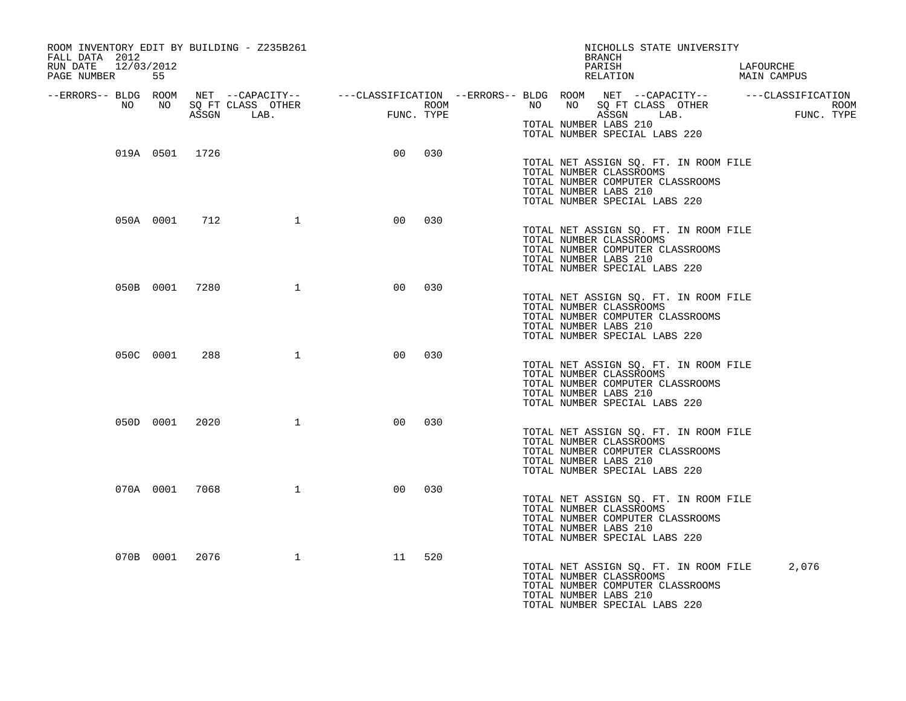ROOM INVENTORY EDIT BY BUILDING - Z235B261
FALL DATA 2012
RUN DATE 12/03/2012
PAGE NUMBER 55

NICHOLLS STATE UNIVERSITY
BRANCH
PARISH LAFOURCHE
RELATION MAIN CAMPUS

| --ERRORS-- | BLDG NO | ROOM NO | NET SQ FT ASSGN | CAPACITY CLASS | CAPACITY LAB. | CAPACITY OTHER | CLASSIFICATION FUNC. | ROOM TYPE |
|---|---|---|---|---|---|---|---|---|
| | 019A | 0501 | 1726 | | | | 00 | 030 |
| | 050A | 0001 | 712 | | | 1 | 00 | 030 |
| | 050B | 0001 | 7280 | | | 1 | 00 | 030 |
| | 050C | 0001 | 288 | | | 1 | 00 | 030 |
| | 050D | 0001 | 2020 | | | 1 | 00 | 030 |
| | 070A | 0001 | 7068 | | | 1 | 00 | 030 |
| | 070B | 0001 | 2076 | | | 1 | 11 | 520 |

TOTAL NUMBER LABS 210
TOTAL NUMBER SPECIAL LABS 220

TOTAL NET ASSIGN SQ. FT. IN ROOM FILE
TOTAL NUMBER CLASSROOMS
TOTAL NUMBER COMPUTER CLASSROOMS
TOTAL NUMBER LABS 210
TOTAL NUMBER SPECIAL LABS 220

TOTAL NET ASSIGN SQ. FT. IN ROOM FILE
TOTAL NUMBER CLASSROOMS
TOTAL NUMBER COMPUTER CLASSROOMS
TOTAL NUMBER LABS 210
TOTAL NUMBER SPECIAL LABS 220

TOTAL NET ASSIGN SQ. FT. IN ROOM FILE
TOTAL NUMBER CLASSROOMS
TOTAL NUMBER COMPUTER CLASSROOMS
TOTAL NUMBER LABS 210
TOTAL NUMBER SPECIAL LABS 220

TOTAL NET ASSIGN SQ. FT. IN ROOM FILE
TOTAL NUMBER CLASSROOMS
TOTAL NUMBER COMPUTER CLASSROOMS
TOTAL NUMBER LABS 210
TOTAL NUMBER SPECIAL LABS 220

TOTAL NET ASSIGN SQ. FT. IN ROOM FILE
TOTAL NUMBER CLASSROOMS
TOTAL NUMBER COMPUTER CLASSROOMS
TOTAL NUMBER LABS 210
TOTAL NUMBER SPECIAL LABS 220

TOTAL NET ASSIGN SQ. FT. IN ROOM FILE
TOTAL NUMBER CLASSROOMS
TOTAL NUMBER COMPUTER CLASSROOMS
TOTAL NUMBER LABS 210
TOTAL NUMBER SPECIAL LABS 220

TOTAL NET ASSIGN SQ. FT. IN ROOM FILE 2,076
TOTAL NUMBER CLASSROOMS
TOTAL NUMBER COMPUTER CLASSROOMS
TOTAL NUMBER LABS 210
TOTAL NUMBER SPECIAL LABS 220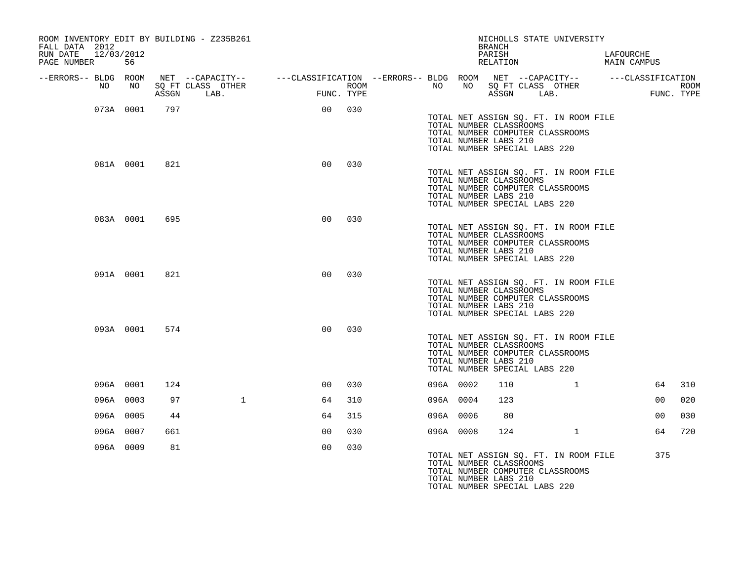ROOM INVENTORY EDIT BY BUILDING - Z235B261
FALL DATA 2012
RUN DATE 12/03/2012

NICHOLLS STATE UNIVERSITY
BRANCH
PARISH LAFOURCHE
RELATION MAIN CAMPUS

| --ERRORS-- | BLDG NO | ROOM NO | NET SQ FT ASSGN | CAPACITY CLASS LAB. | CAPACITY OTHER | CLASSIFICATION FUNC. | ROOM TYPE | --ERRORS-- | BLDG NO | ROOM NO | NET SQ FT ASSGN | CAPACITY CLASS LAB. | CAPACITY OTHER | CLASSIFICATION FUNC. | ROOM TYPE |
|---|---|---|---|---|---|---|---|---|---|---|---|---|---|---|---|
| | 073A | 0001 | 797 | | | 00 | 030 | | | | | | | | |

TOTAL NET ASSIGN SQ. FT. IN ROOM FILE
TOTAL NUMBER CLASSROOMS
TOTAL NUMBER COMPUTER CLASSROOMS
TOTAL NUMBER LABS 210
TOTAL NUMBER SPECIAL LABS 220

| --ERRORS-- | BLDG NO | ROOM NO | NET SQ FT ASSGN | CAPACITY CLASS LAB. | CAPACITY OTHER | CLASSIFICATION FUNC. | ROOM TYPE |
|---|---|---|---|---|---|---|---|
| | 081A | 0001 | 821 | | | 00 | 030 |

TOTAL NET ASSIGN SQ. FT. IN ROOM FILE
TOTAL NUMBER CLASSROOMS
TOTAL NUMBER COMPUTER CLASSROOMS
TOTAL NUMBER LABS 210
TOTAL NUMBER SPECIAL LABS 220

| --ERRORS-- | BLDG NO | ROOM NO | NET SQ FT ASSGN | CAPACITY CLASS LAB. | CAPACITY OTHER | CLASSIFICATION FUNC. | ROOM TYPE |
|---|---|---|---|---|---|---|---|
| | 083A | 0001 | 695 | | | 00 | 030 |

TOTAL NET ASSIGN SQ. FT. IN ROOM FILE
TOTAL NUMBER CLASSROOMS
TOTAL NUMBER COMPUTER CLASSROOMS
TOTAL NUMBER LABS 210
TOTAL NUMBER SPECIAL LABS 220

| --ERRORS-- | BLDG NO | ROOM NO | NET SQ FT ASSGN | CAPACITY CLASS LAB. | CAPACITY OTHER | CLASSIFICATION FUNC. | ROOM TYPE |
|---|---|---|---|---|---|---|---|
| | 091A | 0001 | 821 | | | 00 | 030 |

TOTAL NET ASSIGN SQ. FT. IN ROOM FILE
TOTAL NUMBER CLASSROOMS
TOTAL NUMBER COMPUTER CLASSROOMS
TOTAL NUMBER LABS 210
TOTAL NUMBER SPECIAL LABS 220

| --ERRORS-- | BLDG NO | ROOM NO | NET SQ FT ASSGN | CAPACITY CLASS LAB. | CAPACITY OTHER | CLASSIFICATION FUNC. | ROOM TYPE |
|---|---|---|---|---|---|---|---|
| | 093A | 0001 | 574 | | | 00 | 030 |

TOTAL NET ASSIGN SQ. FT. IN ROOM FILE
TOTAL NUMBER CLASSROOMS
TOTAL NUMBER COMPUTER CLASSROOMS
TOTAL NUMBER LABS 210
TOTAL NUMBER SPECIAL LABS 220

| --ERRORS-- | BLDG NO | ROOM NO | NET SQ FT ASSGN | CAPACITY CLASS LAB. | CAPACITY OTHER | CLASSIFICATION FUNC. | ROOM TYPE | --ERRORS-- | BLDG NO | ROOM NO | NET SQ FT ASSGN | CAPACITY CLASS LAB. | CAPACITY OTHER | CLASSIFICATION FUNC. | ROOM TYPE |
|---|---|---|---|---|---|---|---|---|---|---|---|---|---|---|---|
| | 096A | 0001 | 124 | | | 00 | 030 | | 096A | 0002 | 110 | | 1 | 64 | 310 |
| | 096A | 0003 | 97 | | 1 | 64 | 310 | | 096A | 0004 | 123 | | | 00 | 020 |
| | 096A | 0005 | 44 | | | 64 | 315 | | 096A | 0006 | 80 | | | 00 | 030 |
| | 096A | 0007 | 661 | | | 00 | 030 | | 096A | 0008 | 124 | | 1 | 64 | 720 |
| | 096A | 0009 | 81 | | | 00 | 030 | | | | | | | | |

TOTAL NET ASSIGN SQ. FT. IN ROOM FILE 375
TOTAL NUMBER CLASSROOMS
TOTAL NUMBER COMPUTER CLASSROOMS
TOTAL NUMBER LABS 210
TOTAL NUMBER SPECIAL LABS 220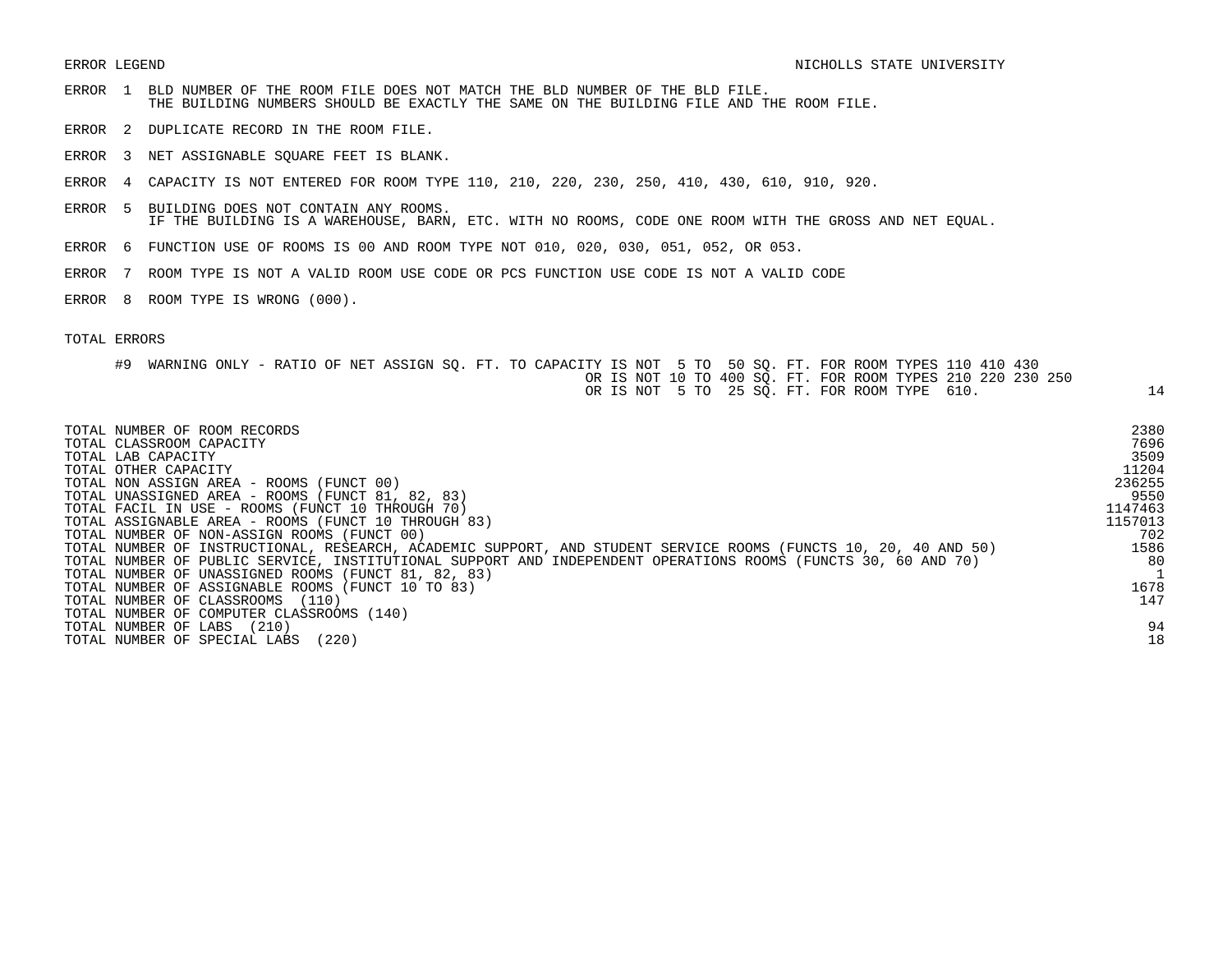ERROR LEGEND

NICHOLLS STATE UNIVERSITY

ERROR 1 BLD NUMBER OF THE ROOM FILE DOES NOT MATCH THE BLD NUMBER OF THE BLD FILE.
THE BUILDING NUMBERS SHOULD BE EXACTLY THE SAME ON THE BUILDING FILE AND THE ROOM FILE.

ERROR 2 DUPLICATE RECORD IN THE ROOM FILE.

ERROR 3 NET ASSIGNABLE SQUARE FEET IS BLANK.

ERROR 4 CAPACITY IS NOT ENTERED FOR ROOM TYPE 110, 210, 220, 230, 250, 410, 430, 610, 910, 920.

ERROR 5 BUILDING DOES NOT CONTAIN ANY ROOMS.
IF THE BUILDING IS A WAREHOUSE, BARN, ETC. WITH NO ROOMS, CODE ONE ROOM WITH THE GROSS AND NET EQUAL.

ERROR 6 FUNCTION USE OF ROOMS IS 00 AND ROOM TYPE NOT 010, 020, 030, 051, 052, OR 053.

ERROR 7 ROOM TYPE IS NOT A VALID ROOM USE CODE OR PCS FUNCTION USE CODE IS NOT A VALID CODE

ERROR 8 ROOM TYPE IS WRONG (000).

TOTAL ERRORS

| | |
|---|---|
| #9 WARNING ONLY - RATIO OF NET ASSIGN SQ. FT. TO CAPACITY IS NOT 5 TO 50 SQ. FT. FOR ROOM TYPES 110 410 430 OR IS NOT 10 TO 400 SQ. FT. FOR ROOM TYPES 210 220 230 250 OR IS NOT 5 TO 25 SQ. FT. FOR ROOM TYPE 610. | 14 |

| | |
|---|---|
| TOTAL NUMBER OF ROOM RECORDS | 2380 |
| TOTAL CLASSROOM CAPACITY | 7696 |
| TOTAL LAB CAPACITY | 3509 |
| TOTAL OTHER CAPACITY | 11204 |
| TOTAL NON ASSIGN AREA - ROOMS (FUNCT 00) | 236255 |
| TOTAL UNASSIGNED AREA - ROOMS (FUNCT 81, 82, 83) | 9550 |
| TOTAL FACIL IN USE - ROOMS (FUNCT 10 THROUGH 70) | 1147463 |
| TOTAL ASSIGNABLE AREA - ROOMS (FUNCT 10 THROUGH 83) | 1157013 |
| TOTAL NUMBER OF NON-ASSIGN ROOMS (FUNCT 00) | 702 |
| TOTAL NUMBER OF INSTRUCTIONAL, RESEARCH, ACADEMIC SUPPORT, AND STUDENT SERVICE ROOMS (FUNCTS 10, 20, 40 AND 50) | 1586 |
| TOTAL NUMBER OF PUBLIC SERVICE, INSTITUTIONAL SUPPORT AND INDEPENDENT OPERATIONS ROOMS (FUNCTS 30, 60 AND 70) | 80 |
| TOTAL NUMBER OF UNASSIGNED ROOMS (FUNCT 81, 82, 83) | 1 |
| TOTAL NUMBER OF ASSIGNABLE ROOMS (FUNCT 10 TO 83) | 1678 |
| TOTAL NUMBER OF CLASSROOMS (110) | 147 |
| TOTAL NUMBER OF COMPUTER CLASSROOMS (140) | |
| TOTAL NUMBER OF LABS (210) | 94 |
| TOTAL NUMBER OF SPECIAL LABS (220) | 18 |